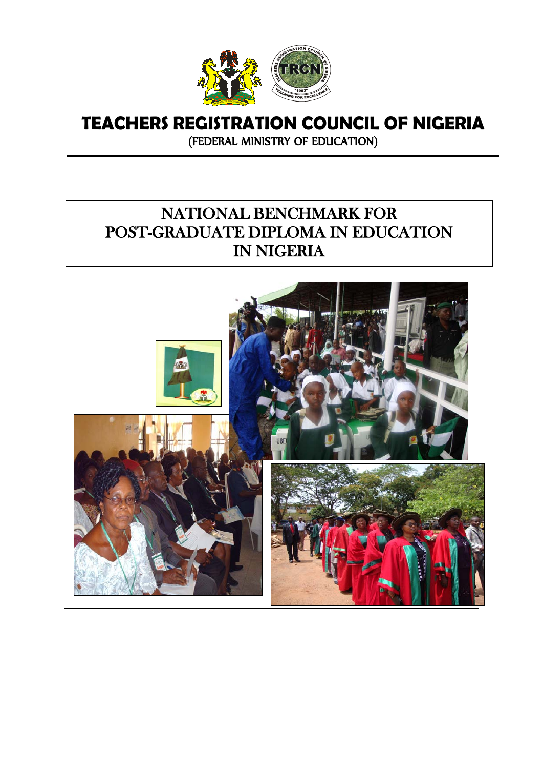# TEACHERS REGISTRATION COUNCIL OF NIGERIA

(FEDERAL MINISTRY OF EDUCATION)

## NATIONAL BENCHMARK FOR POST-GRADUATE DIPLOMA IN EDUCATION IN NIGERIA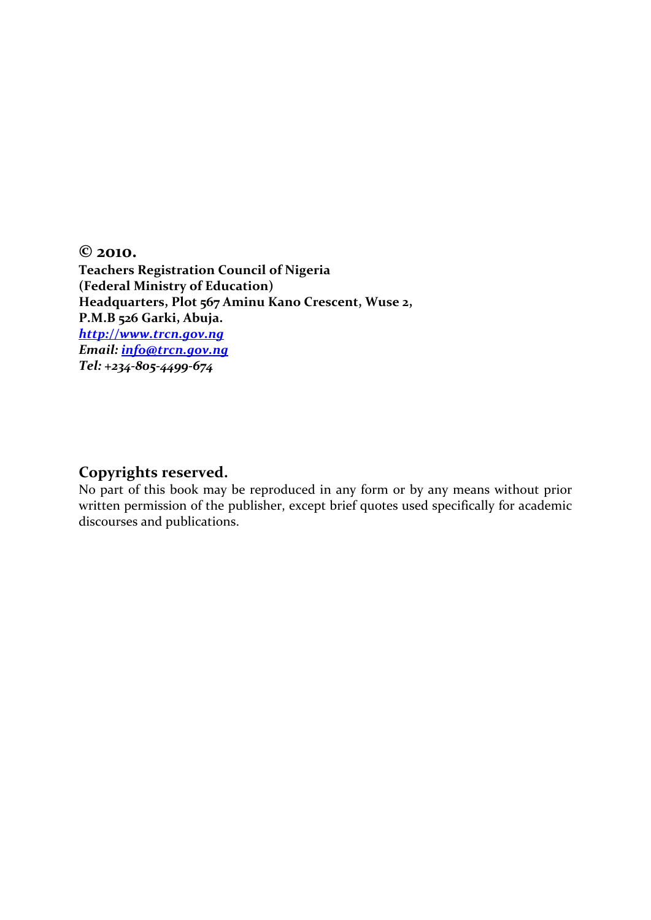**© 2010.**
**Teachers Registration Council of Nigeria**
**(Federal Ministry of Education)**
**Headquarters, Plot 567 Aminu Kano Crescent, Wuse 2,**
**P.M.B 526 Garki, Abuja.**
***http://www.trcn.gov.ng***
***Email: info@trcn.gov.ng***
***Tel: +234-805-4499-674***

## Copyrights reserved.

No part of this book may be reproduced in any form or by any means without prior written permission of the publisher, except brief quotes used specifically for academic discourses and publications.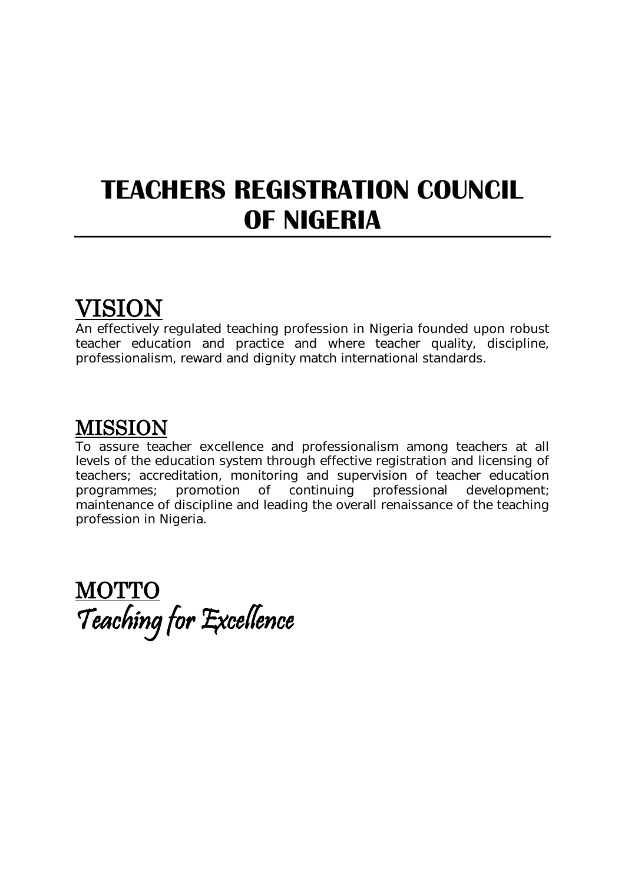# TEACHERS REGISTRATION COUNCIL OF NIGERIA

## VISION

An effectively regulated teaching profession in Nigeria founded upon robust teacher education and practice and where teacher quality, discipline, professionalism, reward and dignity match international standards.

## MISSION

To assure teacher excellence and professionalism among teachers at all levels of the education system through effective registration and licensing of teachers; accreditation, monitoring and supervision of teacher education programmes; promotion of continuing professional development; maintenance of discipline and leading the overall renaissance of the teaching profession in Nigeria.

## MOTTO

*Teaching for Excellence*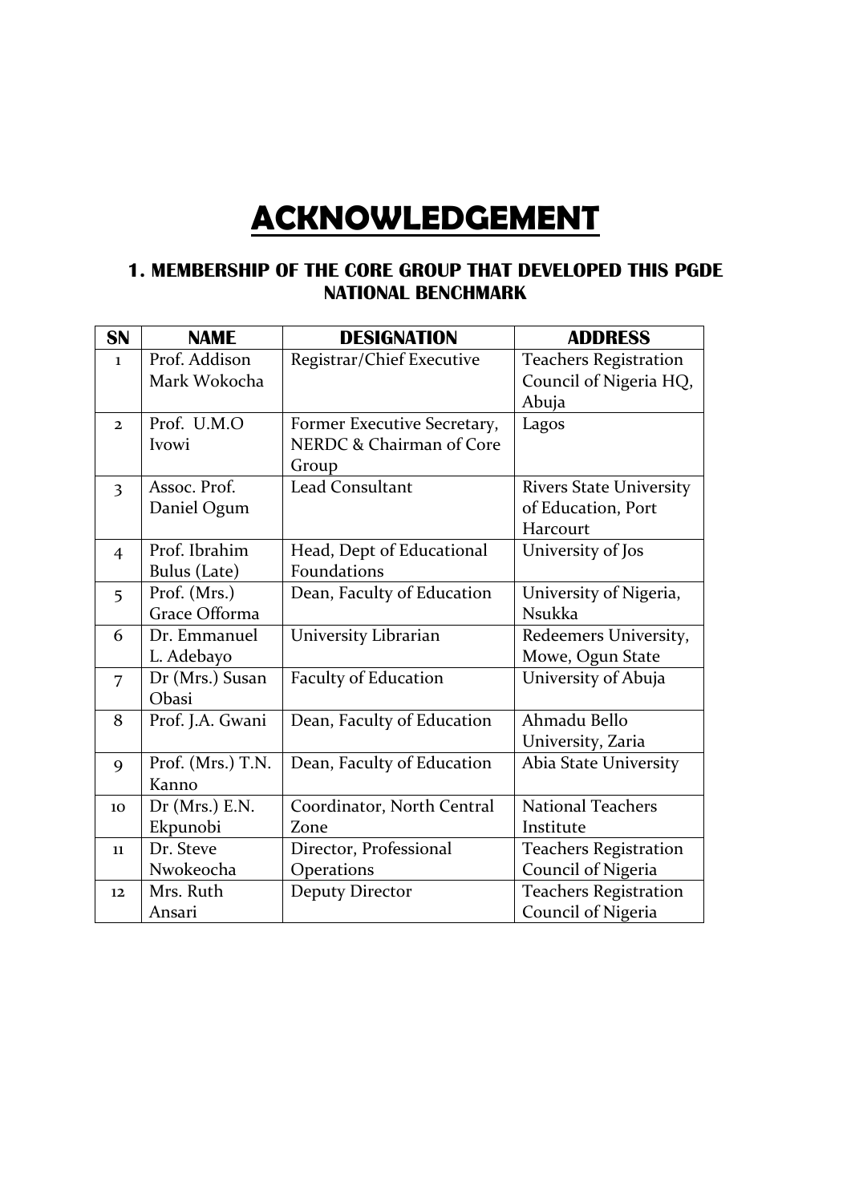# ACKNOWLEDGEMENT

## 1. MEMBERSHIP OF THE CORE GROUP THAT DEVELOPED THIS PGDE NATIONAL BENCHMARK

| SN | NAME | DESIGNATION | ADDRESS |
|---|---|---|---|
| 1 | Prof. Addison Mark Wokocha | Registrar/Chief Executive | Teachers Registration Council of Nigeria HQ, Abuja |
| 2 | Prof. U.M.O Ivowi | Former Executive Secretary, NERDC & Chairman of Core Group | Lagos |
| 3 | Assoc. Prof. Daniel Ogum | Lead Consultant | Rivers State University of Education, Port Harcourt |
| 4 | Prof. Ibrahim Bulus (Late) | Head, Dept of Educational Foundations | University of Jos |
| 5 | Prof. (Mrs.) Grace Offorma | Dean, Faculty of Education | University of Nigeria, Nsukka |
| 6 | Dr. Emmanuel L. Adebayo | University Librarian | Redeemers University, Mowe, Ogun State |
| 7 | Dr (Mrs.) Susan Obasi | Faculty of Education | University of Abuja |
| 8 | Prof. J.A. Gwani | Dean, Faculty of Education | Ahmadu Bello University, Zaria |
| 9 | Prof. (Mrs.) T.N. Kanno | Dean, Faculty of Education | Abia State University |
| 10 | Dr (Mrs.) E.N. Ekpunobi | Coordinator, North Central Zone | National Teachers Institute |
| 11 | Dr. Steve Nwokeocha | Director, Professional Operations | Teachers Registration Council of Nigeria |
| 12 | Mrs. Ruth Ansari | Deputy Director | Teachers Registration Council of Nigeria |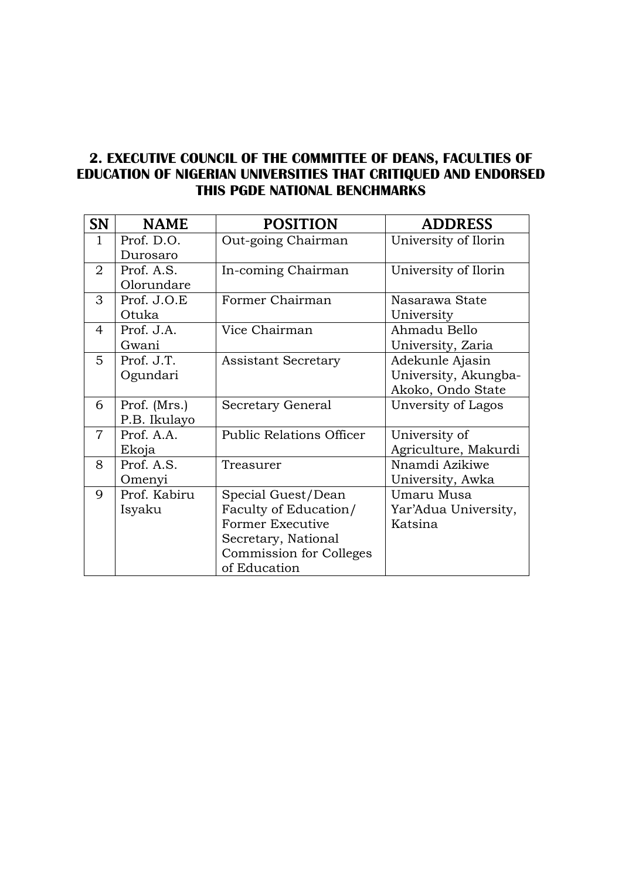## 2. EXECUTIVE COUNCIL OF THE COMMITTEE OF DEANS, FACULTIES OF EDUCATION OF NIGERIAN UNIVERSITIES THAT CRITIQUED AND ENDORSED THIS PGDE NATIONAL BENCHMARKS

| SN | NAME | POSITION | ADDRESS |
|---|---|---|---|
| 1 | Prof. D.O. Durosaro | Out-going Chairman | University of Ilorin |
| 2 | Prof. A.S. Olorundare | In-coming Chairman | University of Ilorin |
| 3 | Prof. J.O.E Otuka | Former Chairman | Nasarawa State University |
| 4 | Prof. J.A. Gwani | Vice Chairman | Ahmadu Bello University, Zaria |
| 5 | Prof. J.T. Ogundari | Assistant Secretary | Adekunle Ajasin University, Akungba-Akoko, Ondo State |
| 6 | Prof. (Mrs.) P.B. Ikulayo | Secretary General | Unversity of Lagos |
| 7 | Prof. A.A. Ekoja | Public Relations Officer | University of Agriculture, Makurdi |
| 8 | Prof. A.S. Omenyi | Treasurer | Nnamdi Azikiwe University, Awka |
| 9 | Prof. Kabiru Isyaku | Special Guest/Dean Faculty of Education/ Former Executive Secretary, National Commission for Colleges of Education | Umaru Musa Yar'Adua University, Katsina |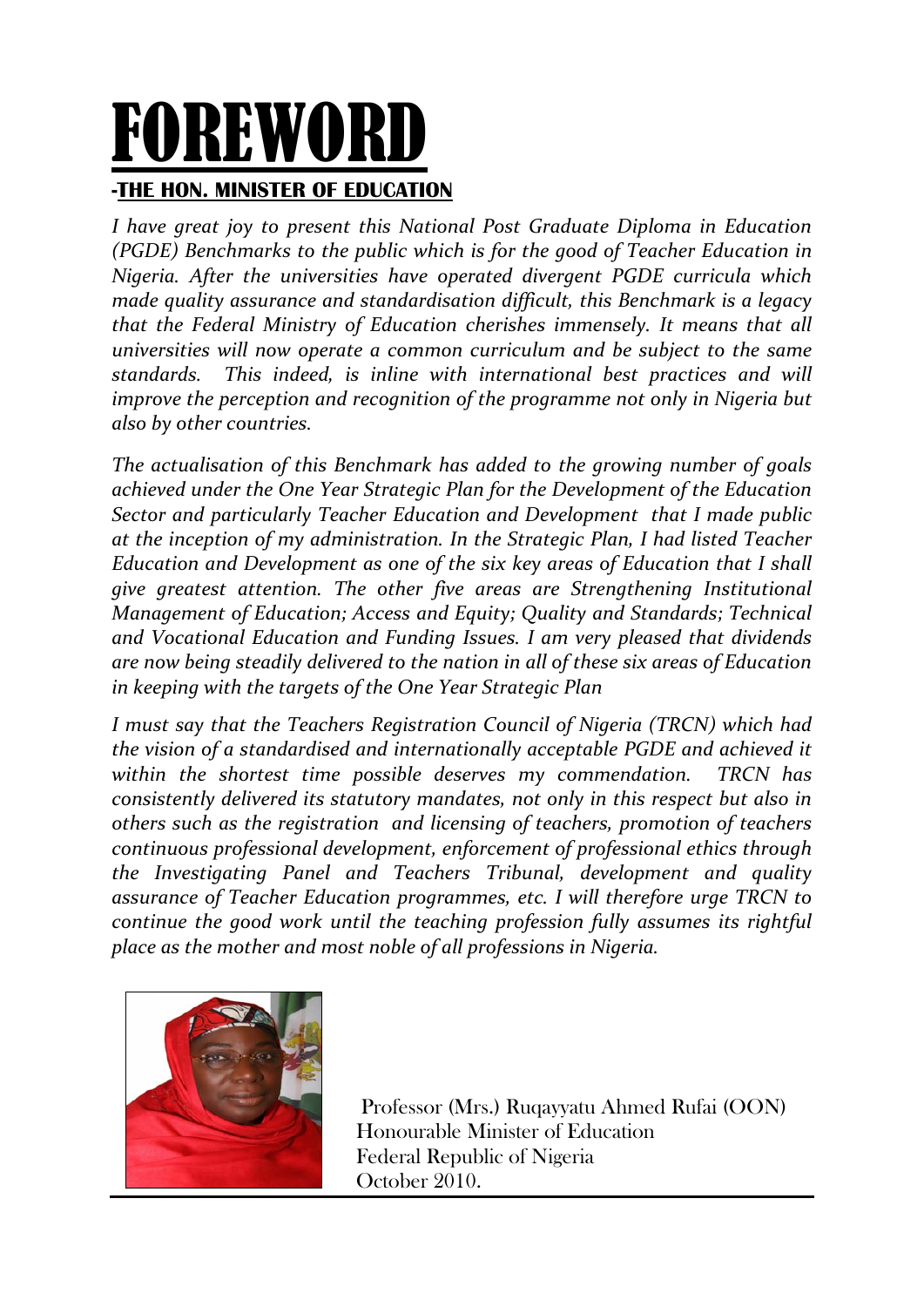# FOREWORD

## -THE HON. MINISTER OF EDUCATION

*I have great joy to present this National Post Graduate Diploma in Education (PGDE) Benchmarks to the public which is for the good of Teacher Education in Nigeria. After the universities have operated divergent PGDE curricula which made quality assurance and standardisation difficult, this Benchmark is a legacy that the Federal Ministry of Education cherishes immensely. It means that all universities will now operate a common curriculum and be subject to the same standards. This indeed, is inline with international best practices and will improve the perception and recognition of the programme not only in Nigeria but also by other countries.*

*The actualisation of this Benchmark has added to the growing number of goals achieved under the One Year Strategic Plan for the Development of the Education Sector and particularly Teacher Education and Development that I made public at the inception of my administration. In the Strategic Plan, I had listed Teacher Education and Development as one of the six key areas of Education that I shall give greatest attention. The other five areas are Strengthening Institutional Management of Education; Access and Equity; Quality and Standards; Technical and Vocational Education and Funding Issues. I am very pleased that dividends are now being steadily delivered to the nation in all of these six areas of Education in keeping with the targets of the One Year Strategic Plan*

*I must say that the Teachers Registration Council of Nigeria (TRCN) which had the vision of a standardised and internationally acceptable PGDE and achieved it within the shortest time possible deserves my commendation. TRCN has consistently delivered its statutory mandates, not only in this respect but also in others such as the registration and licensing of teachers, promotion of teachers continuous professional development, enforcement of professional ethics through the Investigating Panel and Teachers Tribunal, development and quality assurance of Teacher Education programmes, etc. I will therefore urge TRCN to continue the good work until the teaching profession fully assumes its rightful place as the mother and most noble of all professions in Nigeria.*

Professor (Mrs.) Ruqayyatu Ahmed Rufai (OON)
Honourable Minister of Education
Federal Republic of Nigeria
October 2010.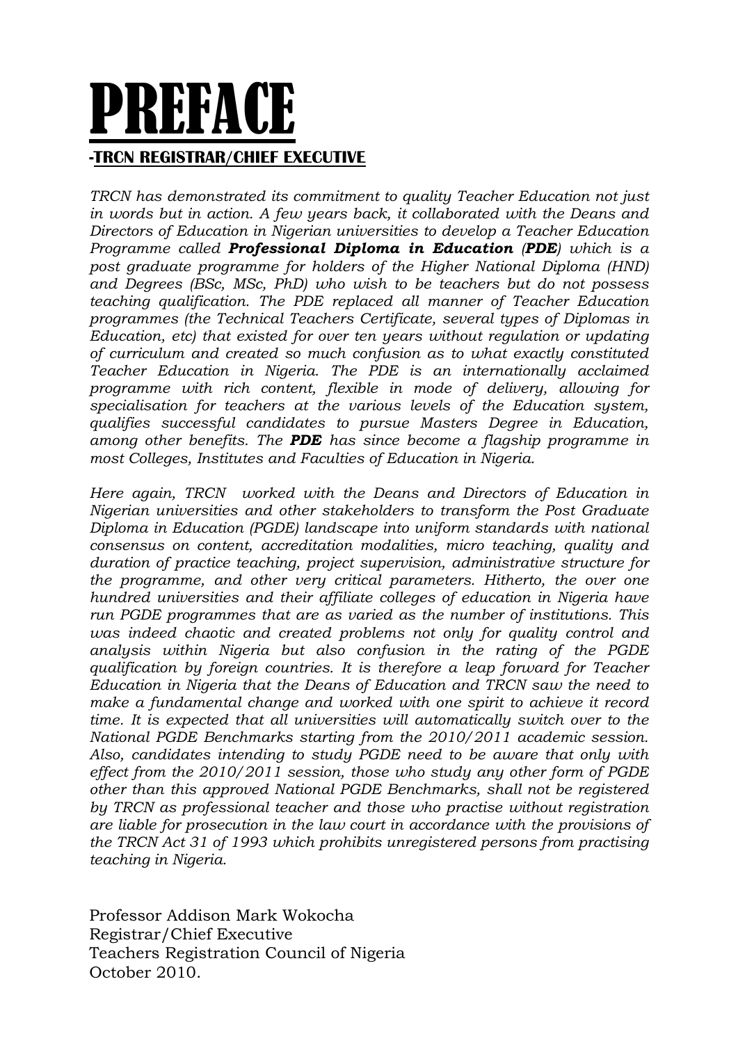# PREFACE

## -TRCN REGISTRAR/CHIEF EXECUTIVE

*TRCN has demonstrated its commitment to quality Teacher Education not just in words but in action. A few years back, it collaborated with the Deans and Directors of Education in Nigerian universities to develop a Teacher Education Programme called **Professional Diploma in Education** (**PDE**) which is a post graduate programme for holders of the Higher National Diploma (HND) and Degrees (BSc, MSc, PhD) who wish to be teachers but do not possess teaching qualification. The PDE replaced all manner of Teacher Education programmes (the Technical Teachers Certificate, several types of Diplomas in Education, etc) that existed for over ten years without regulation or updating of curriculum and created so much confusion as to what exactly constituted Teacher Education in Nigeria. The PDE is an internationally acclaimed programme with rich content, flexible in mode of delivery, allowing for specialisation for teachers at the various levels of the Education system, qualifies successful candidates to pursue Masters Degree in Education, among other benefits. The **PDE** has since become a flagship programme in most Colleges, Institutes and Faculties of Education in Nigeria.*

*Here again, TRCN worked with the Deans and Directors of Education in Nigerian universities and other stakeholders to transform the Post Graduate Diploma in Education (PGDE) landscape into uniform standards with national consensus on content, accreditation modalities, micro teaching, quality and duration of practice teaching, project supervision, administrative structure for the programme, and other very critical parameters. Hitherto, the over one hundred universities and their affiliate colleges of education in Nigeria have run PGDE programmes that are as varied as the number of institutions. This was indeed chaotic and created problems not only for quality control and analysis within Nigeria but also confusion in the rating of the PGDE qualification by foreign countries. It is therefore a leap forward for Teacher Education in Nigeria that the Deans of Education and TRCN saw the need to make a fundamental change and worked with one spirit to achieve it record time. It is expected that all universities will automatically switch over to the National PGDE Benchmarks starting from the 2010/2011 academic session. Also, candidates intending to study PGDE need to be aware that only with effect from the 2010/2011 session, those who study any other form of PGDE other than this approved National PGDE Benchmarks, shall not be registered by TRCN as professional teacher and those who practise without registration are liable for prosecution in the law court in accordance with the provisions of the TRCN Act 31 of 1993 which prohibits unregistered persons from practising teaching in Nigeria.*

Professor Addison Mark Wokocha
Registrar/Chief Executive
Teachers Registration Council of Nigeria
October 2010.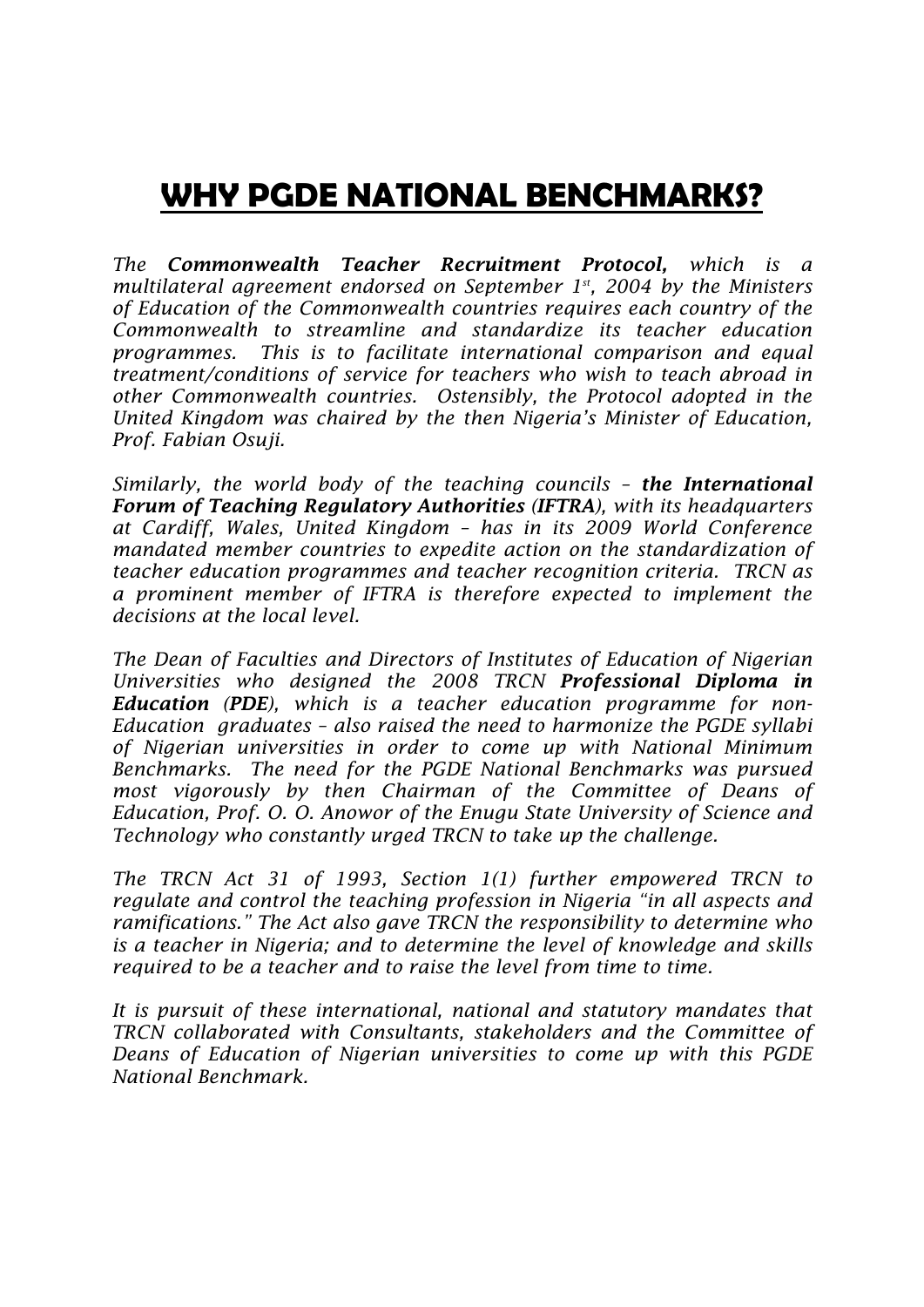# WHY PGDE NATIONAL BENCHMARKS?

*The **Commonwealth Teacher Recruitment Protocol,** which is a multilateral agreement endorsed on September 1st, 2004 by the Ministers of Education of the Commonwealth countries requires each country of the Commonwealth to streamline and standardize its teacher education programmes. This is to facilitate international comparison and equal treatment/conditions of service for teachers who wish to teach abroad in other Commonwealth countries. Ostensibly, the Protocol adopted in the United Kingdom was chaired by the then Nigeria's Minister of Education, Prof. Fabian Osuji.*

*Similarly, the world body of the teaching councils – **the International Forum of Teaching Regulatory Authorities (IFTRA)**, with its headquarters at Cardiff, Wales, United Kingdom – has in its 2009 World Conference mandated member countries to expedite action on the standardization of teacher education programmes and teacher recognition criteria. TRCN as a prominent member of IFTRA is therefore expected to implement the decisions at the local level.*

*The Dean of Faculties and Directors of Institutes of Education of Nigerian Universities who designed the 2008 TRCN **Professional Diploma in Education (PDE)**, which is a teacher education programme for non-Education graduates – also raised the need to harmonize the PGDE syllabi of Nigerian universities in order to come up with National Minimum Benchmarks. The need for the PGDE National Benchmarks was pursued most vigorously by then Chairman of the Committee of Deans of Education, Prof. O. O. Anowor of the Enugu State University of Science and Technology who constantly urged TRCN to take up the challenge.*

*The TRCN Act 31 of 1993, Section 1(1) further empowered TRCN to regulate and control the teaching profession in Nigeria "in all aspects and ramifications." The Act also gave TRCN the responsibility to determine who is a teacher in Nigeria; and to determine the level of knowledge and skills required to be a teacher and to raise the level from time to time.*

*It is pursuit of these international, national and statutory mandates that TRCN collaborated with Consultants, stakeholders and the Committee of Deans of Education of Nigerian universities to come up with this PGDE National Benchmark.*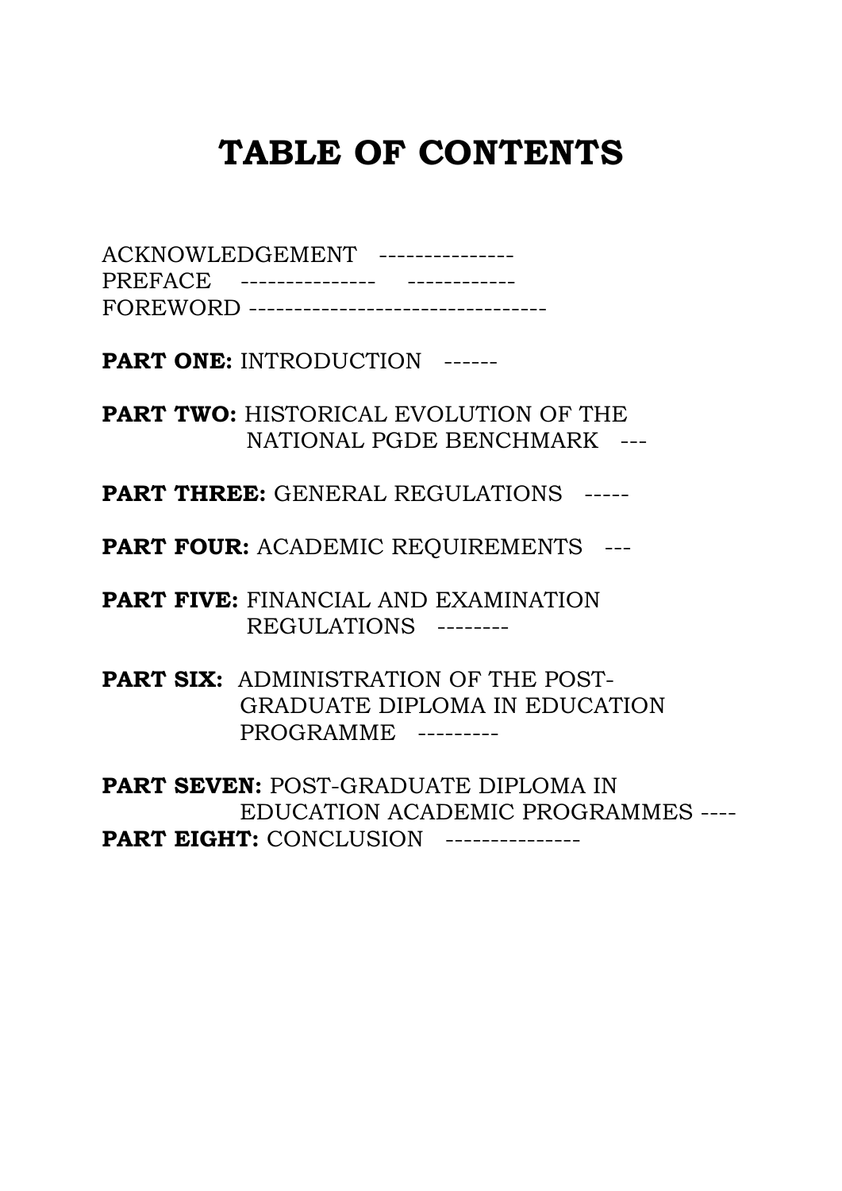# TABLE OF CONTENTS

ACKNOWLEDGEMENT ---------------
PREFACE --------------- ------------
FOREWORD ---------------------------------

**PART ONE:** INTRODUCTION ------

**PART TWO:** HISTORICAL EVOLUTION OF THE NATIONAL PGDE BENCHMARK ---

**PART THREE:** GENERAL REGULATIONS -----

**PART FOUR:** ACADEMIC REQUIREMENTS ---

**PART FIVE:** FINANCIAL AND EXAMINATION REGULATIONS --------

**PART SIX:** ADMINISTRATION OF THE POST-GRADUATE DIPLOMA IN EDUCATION PROGRAMME ---------

**PART SEVEN:** POST-GRADUATE DIPLOMA IN EDUCATION ACADEMIC PROGRAMMES ----

**PART EIGHT:** CONCLUSION ---------------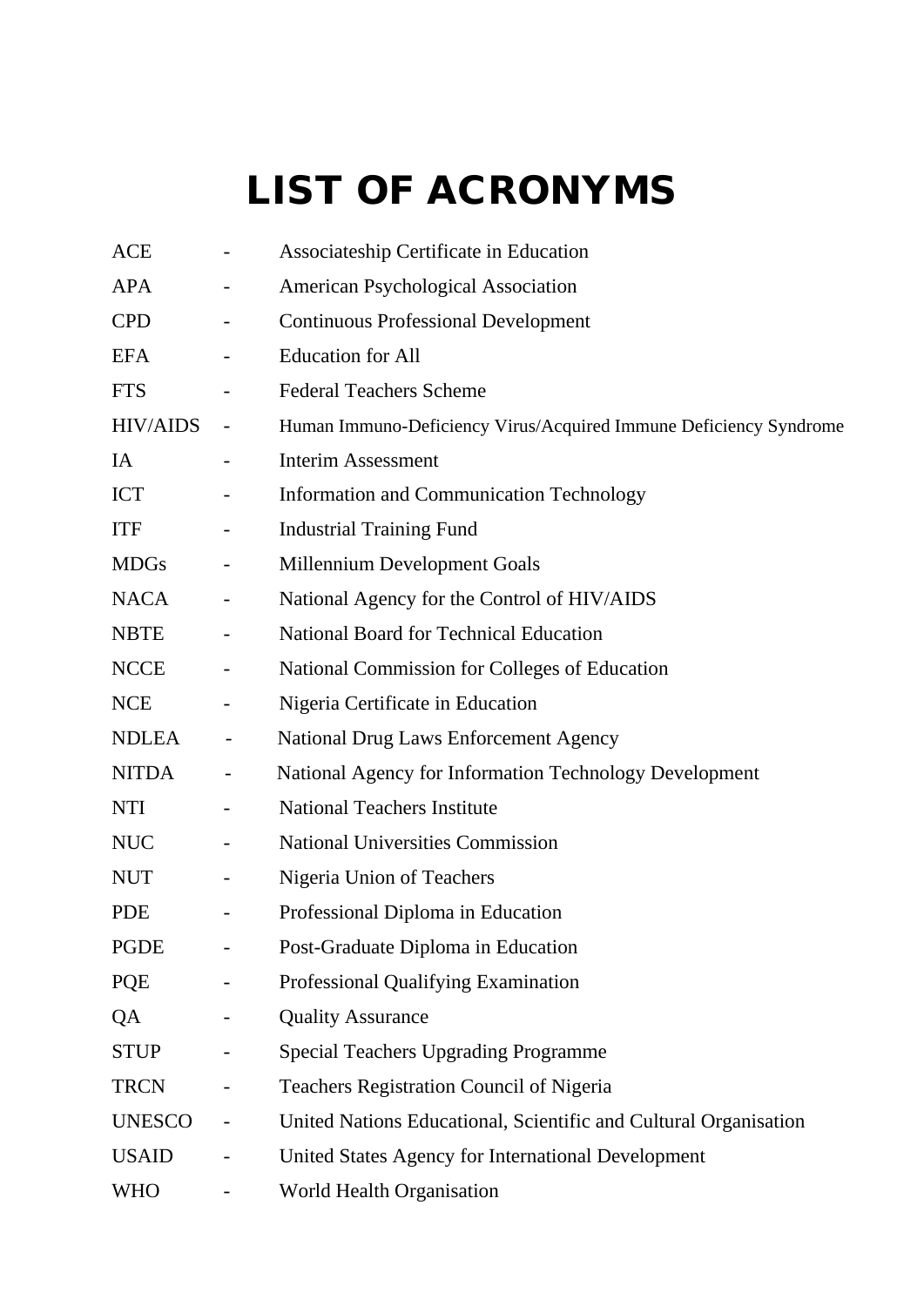# LIST OF ACRONYMS

ACE - Associateship Certificate in Education
APA - American Psychological Association
CPD - Continuous Professional Development
EFA - Education for All
FTS - Federal Teachers Scheme
HIV/AIDS - Human Immuno-Deficiency Virus/Acquired Immune Deficiency Syndrome
IA - Interim Assessment
ICT - Information and Communication Technology
ITF - Industrial Training Fund
MDGs - Millennium Development Goals
NACA - National Agency for the Control of HIV/AIDS
NBTE - National Board for Technical Education
NCCE - National Commission for Colleges of Education
NCE - Nigeria Certificate in Education
NDLEA - National Drug Laws Enforcement Agency
NITDA - National Agency for Information Technology Development
NTI - National Teachers Institute
NUC - National Universities Commission
NUT - Nigeria Union of Teachers
PDE - Professional Diploma in Education
PGDE - Post-Graduate Diploma in Education
PQE - Professional Qualifying Examination
QA - Quality Assurance
STUP - Special Teachers Upgrading Programme
TRCN - Teachers Registration Council of Nigeria
UNESCO - United Nations Educational, Scientific and Cultural Organisation
USAID - United States Agency for International Development
WHO - World Health Organisation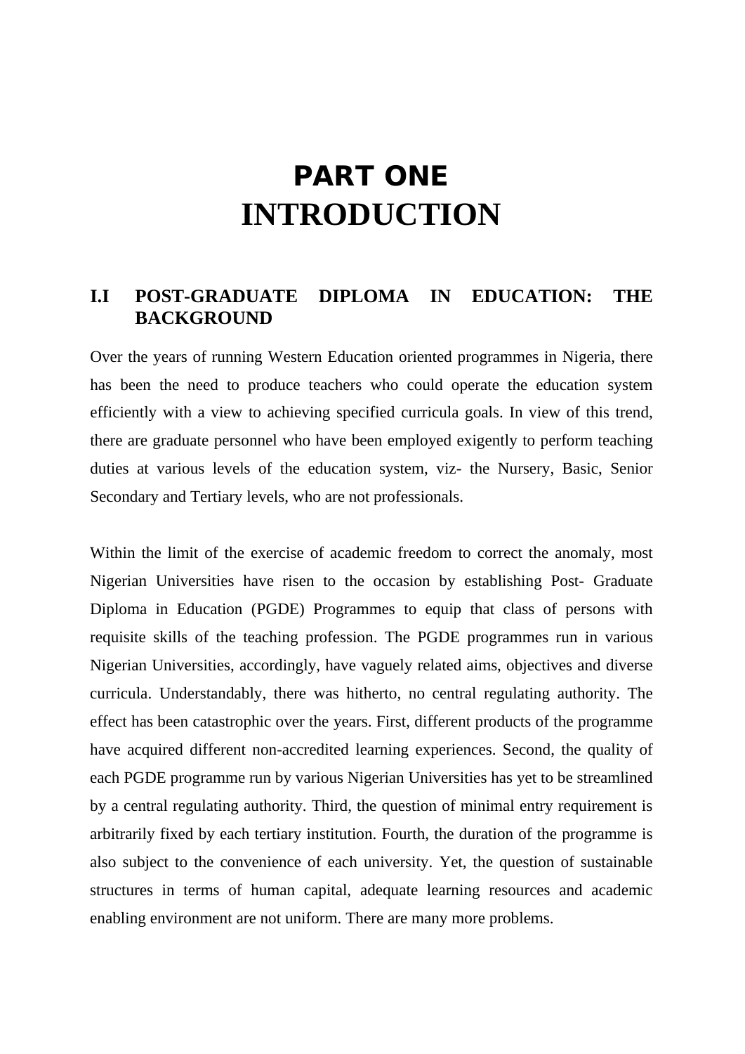# PART ONE
# INTRODUCTION

## I.I POST-GRADUATE DIPLOMA IN EDUCATION: THE BACKGROUND

Over the years of running Western Education oriented programmes in Nigeria, there has been the need to produce teachers who could operate the education system efficiently with a view to achieving specified curricula goals. In view of this trend, there are graduate personnel who have been employed exigently to perform teaching duties at various levels of the education system, viz- the Nursery, Basic, Senior Secondary and Tertiary levels, who are not professionals.

Within the limit of the exercise of academic freedom to correct the anomaly, most Nigerian Universities have risen to the occasion by establishing Post- Graduate Diploma in Education (PGDE) Programmes to equip that class of persons with requisite skills of the teaching profession. The PGDE programmes run in various Nigerian Universities, accordingly, have vaguely related aims, objectives and diverse curricula. Understandably, there was hitherto, no central regulating authority. The effect has been catastrophic over the years. First, different products of the programme have acquired different non-accredited learning experiences. Second, the quality of each PGDE programme run by various Nigerian Universities has yet to be streamlined by a central regulating authority. Third, the question of minimal entry requirement is arbitrarily fixed by each tertiary institution. Fourth, the duration of the programme is also subject to the convenience of each university. Yet, the question of sustainable structures in terms of human capital, adequate learning resources and academic enabling environment are not uniform. There are many more problems.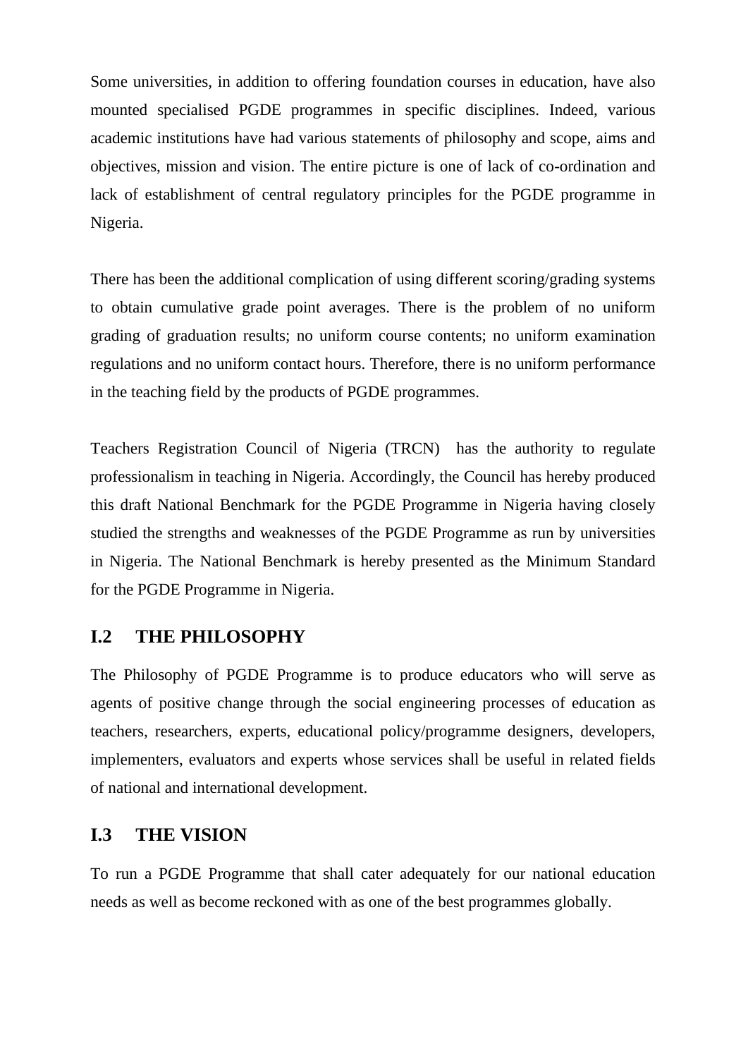Some universities, in addition to offering foundation courses in education, have also mounted specialised PGDE programmes in specific disciplines. Indeed, various academic institutions have had various statements of philosophy and scope, aims and objectives, mission and vision. The entire picture is one of lack of co-ordination and lack of establishment of central regulatory principles for the PGDE programme in Nigeria.

There has been the additional complication of using different scoring/grading systems to obtain cumulative grade point averages. There is the problem of no uniform grading of graduation results; no uniform course contents; no uniform examination regulations and no uniform contact hours. Therefore, there is no uniform performance in the teaching field by the products of PGDE programmes.

Teachers Registration Council of Nigeria (TRCN) has the authority to regulate professionalism in teaching in Nigeria. Accordingly, the Council has hereby produced this draft National Benchmark for the PGDE Programme in Nigeria having closely studied the strengths and weaknesses of the PGDE Programme as run by universities in Nigeria. The National Benchmark is hereby presented as the Minimum Standard for the PGDE Programme in Nigeria.

## I.2 THE PHILOSOPHY

The Philosophy of PGDE Programme is to produce educators who will serve as agents of positive change through the social engineering processes of education as teachers, researchers, experts, educational policy/programme designers, developers, implementers, evaluators and experts whose services shall be useful in related fields of national and international development.

## I.3 THE VISION

To run a PGDE Programme that shall cater adequately for our national education needs as well as become reckoned with as one of the best programmes globally.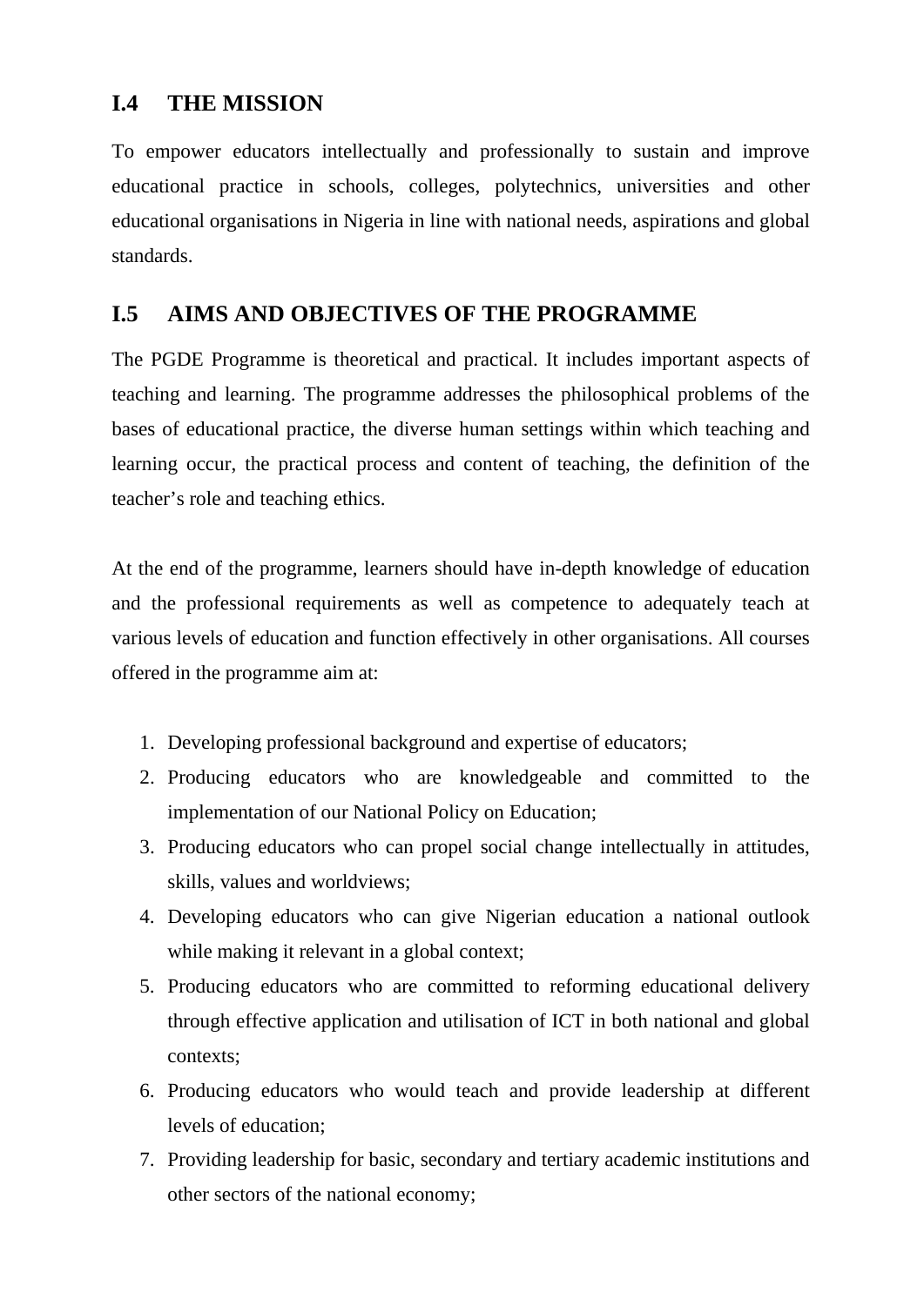## I.4 THE MISSION

To empower educators intellectually and professionally to sustain and improve educational practice in schools, colleges, polytechnics, universities and other educational organisations in Nigeria in line with national needs, aspirations and global standards.

## I.5 AIMS AND OBJECTIVES OF THE PROGRAMME

The PGDE Programme is theoretical and practical. It includes important aspects of teaching and learning. The programme addresses the philosophical problems of the bases of educational practice, the diverse human settings within which teaching and learning occur, the practical process and content of teaching, the definition of the teacher's role and teaching ethics.

At the end of the programme, learners should have in-depth knowledge of education and the professional requirements as well as competence to adequately teach at various levels of education and function effectively in other organisations. All courses offered in the programme aim at:

1. Developing professional background and expertise of educators;
2. Producing educators who are knowledgeable and committed to the implementation of our National Policy on Education;
3. Producing educators who can propel social change intellectually in attitudes, skills, values and worldviews;
4. Developing educators who can give Nigerian education a national outlook while making it relevant in a global context;
5. Producing educators who are committed to reforming educational delivery through effective application and utilisation of ICT in both national and global contexts;
6. Producing educators who would teach and provide leadership at different levels of education;
7. Providing leadership for basic, secondary and tertiary academic institutions and other sectors of the national economy;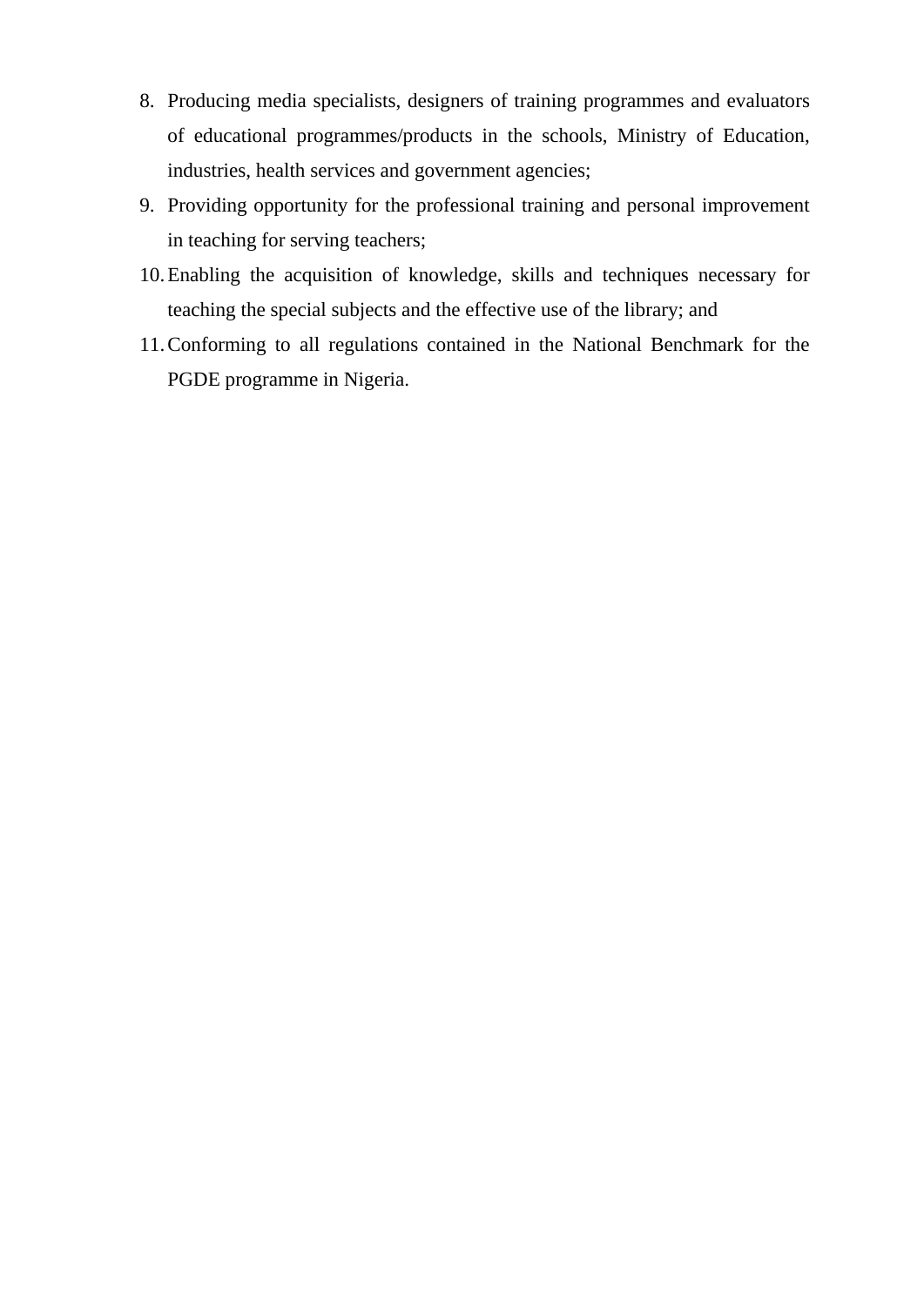8. Producing media specialists, designers of training programmes and evaluators of educational programmes/products in the schools, Ministry of Education, industries, health services and government agencies;
9. Providing opportunity for the professional training and personal improvement in teaching for serving teachers;
10. Enabling the acquisition of knowledge, skills and techniques necessary for teaching the special subjects and the effective use of the library; and
11. Conforming to all regulations contained in the National Benchmark for the PGDE programme in Nigeria.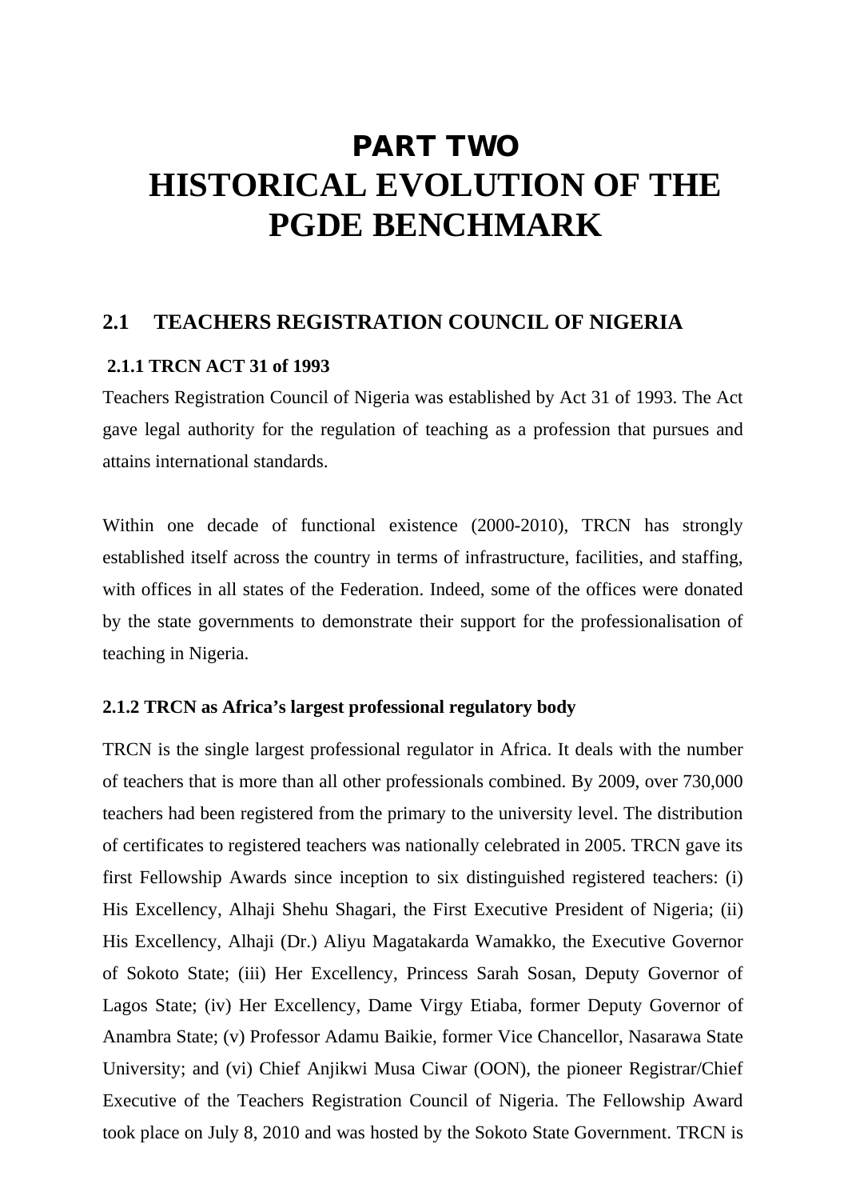# PART TWO
# HISTORICAL EVOLUTION OF THE PGDE BENCHMARK

## 2.1 TEACHERS REGISTRATION COUNCIL OF NIGERIA

### 2.1.1 TRCN ACT 31 of 1993

Teachers Registration Council of Nigeria was established by Act 31 of 1993. The Act gave legal authority for the regulation of teaching as a profession that pursues and attains international standards.

Within one decade of functional existence (2000-2010), TRCN has strongly established itself across the country in terms of infrastructure, facilities, and staffing, with offices in all states of the Federation. Indeed, some of the offices were donated by the state governments to demonstrate their support for the professionalisation of teaching in Nigeria.

### 2.1.2 TRCN as Africa's largest professional regulatory body

TRCN is the single largest professional regulator in Africa. It deals with the number of teachers that is more than all other professionals combined. By 2009, over 730,000 teachers had been registered from the primary to the university level. The distribution of certificates to registered teachers was nationally celebrated in 2005. TRCN gave its first Fellowship Awards since inception to six distinguished registered teachers: (i) His Excellency, Alhaji Shehu Shagari, the First Executive President of Nigeria; (ii) His Excellency, Alhaji (Dr.) Aliyu Magatakarda Wamakko, the Executive Governor of Sokoto State; (iii) Her Excellency, Princess Sarah Sosan, Deputy Governor of Lagos State; (iv) Her Excellency, Dame Virgy Etiaba, former Deputy Governor of Anambra State; (v) Professor Adamu Baikie, former Vice Chancellor, Nasarawa State University; and (vi) Chief Anjikwi Musa Ciwar (OON), the pioneer Registrar/Chief Executive of the Teachers Registration Council of Nigeria. The Fellowship Award took place on July 8, 2010 and was hosted by the Sokoto State Government. TRCN is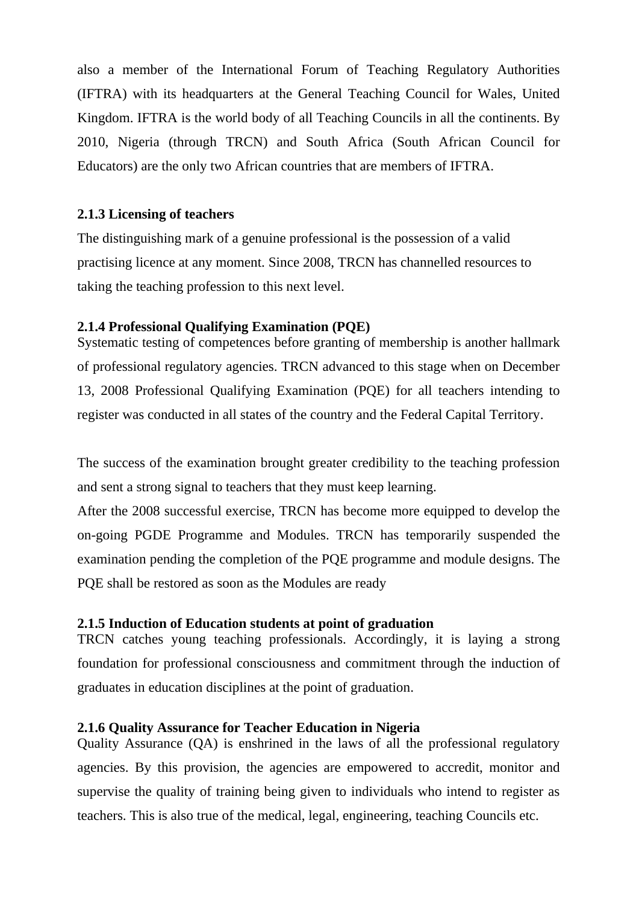also a member of the International Forum of Teaching Regulatory Authorities (IFTRA) with its headquarters at the General Teaching Council for Wales, United Kingdom. IFTRA is the world body of all Teaching Councils in all the continents. By 2010, Nigeria (through TRCN) and South Africa (South African Council for Educators) are the only two African countries that are members of IFTRA.

### 2.1.3 Licensing of teachers

The distinguishing mark of a genuine professional is the possession of a valid practising licence at any moment. Since 2008, TRCN has channelled resources to taking the teaching profession to this next level.

### 2.1.4 Professional Qualifying Examination (PQE)

Systematic testing of competences before granting of membership is another hallmark of professional regulatory agencies. TRCN advanced to this stage when on December 13, 2008 Professional Qualifying Examination (PQE) for all teachers intending to register was conducted in all states of the country and the Federal Capital Territory.

The success of the examination brought greater credibility to the teaching profession and sent a strong signal to teachers that they must keep learning.

After the 2008 successful exercise, TRCN has become more equipped to develop the on-going PGDE Programme and Modules. TRCN has temporarily suspended the examination pending the completion of the PQE programme and module designs. The PQE shall be restored as soon as the Modules are ready

### 2.1.5 Induction of Education students at point of graduation

TRCN catches young teaching professionals. Accordingly, it is laying a strong foundation for professional consciousness and commitment through the induction of graduates in education disciplines at the point of graduation.

### 2.1.6 Quality Assurance for Teacher Education in Nigeria

Quality Assurance (QA) is enshrined in the laws of all the professional regulatory agencies. By this provision, the agencies are empowered to accredit, monitor and supervise the quality of training being given to individuals who intend to register as teachers. This is also true of the medical, legal, engineering, teaching Councils etc.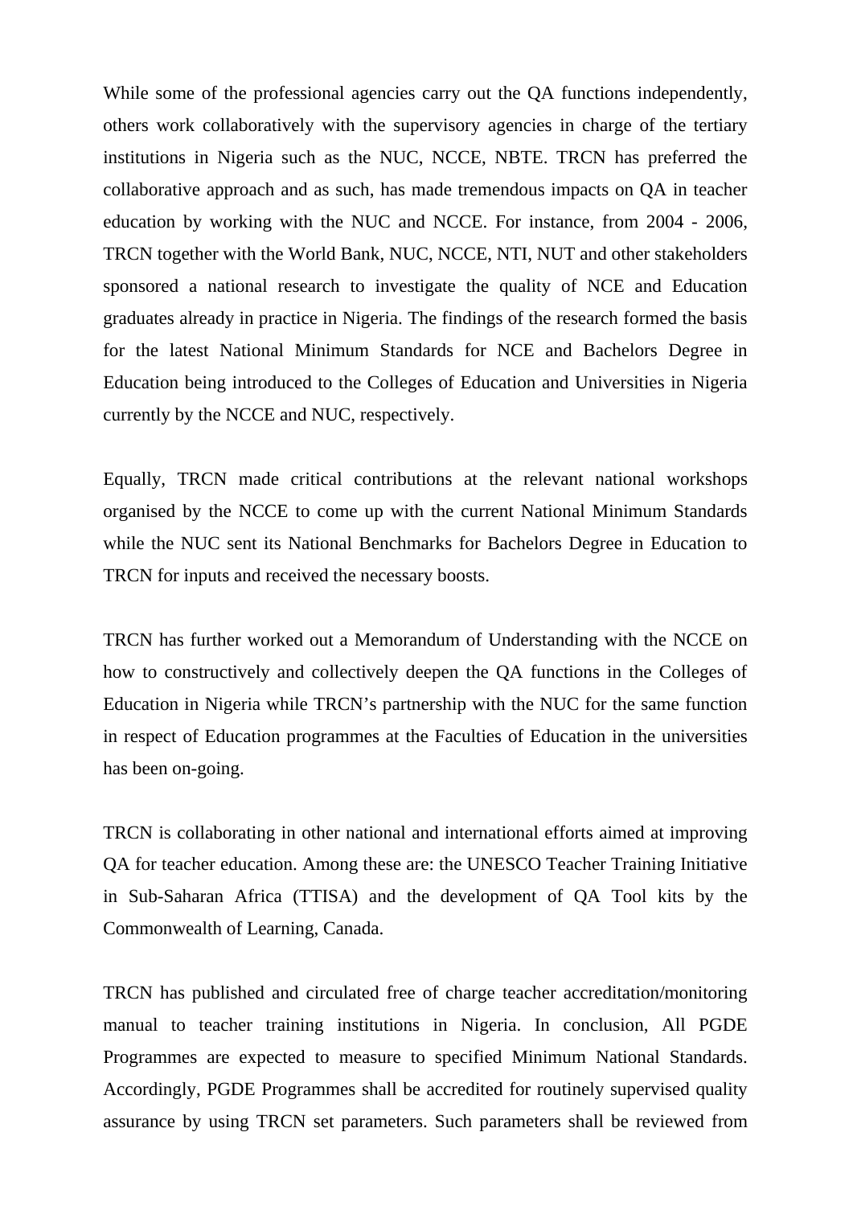While some of the professional agencies carry out the QA functions independently, others work collaboratively with the supervisory agencies in charge of the tertiary institutions in Nigeria such as the NUC, NCCE, NBTE. TRCN has preferred the collaborative approach and as such, has made tremendous impacts on QA in teacher education by working with the NUC and NCCE. For instance, from 2004 - 2006, TRCN together with the World Bank, NUC, NCCE, NTI, NUT and other stakeholders sponsored a national research to investigate the quality of NCE and Education graduates already in practice in Nigeria. The findings of the research formed the basis for the latest National Minimum Standards for NCE and Bachelors Degree in Education being introduced to the Colleges of Education and Universities in Nigeria currently by the NCCE and NUC, respectively.

Equally, TRCN made critical contributions at the relevant national workshops organised by the NCCE to come up with the current National Minimum Standards while the NUC sent its National Benchmarks for Bachelors Degree in Education to TRCN for inputs and received the necessary boosts.

TRCN has further worked out a Memorandum of Understanding with the NCCE on how to constructively and collectively deepen the QA functions in the Colleges of Education in Nigeria while TRCN's partnership with the NUC for the same function in respect of Education programmes at the Faculties of Education in the universities has been on-going.

TRCN is collaborating in other national and international efforts aimed at improving QA for teacher education. Among these are: the UNESCO Teacher Training Initiative in Sub-Saharan Africa (TTISA) and the development of QA Tool kits by the Commonwealth of Learning, Canada.

TRCN has published and circulated free of charge teacher accreditation/monitoring manual to teacher training institutions in Nigeria. In conclusion, All PGDE Programmes are expected to measure to specified Minimum National Standards. Accordingly, PGDE Programmes shall be accredited for routinely supervised quality assurance by using TRCN set parameters. Such parameters shall be reviewed from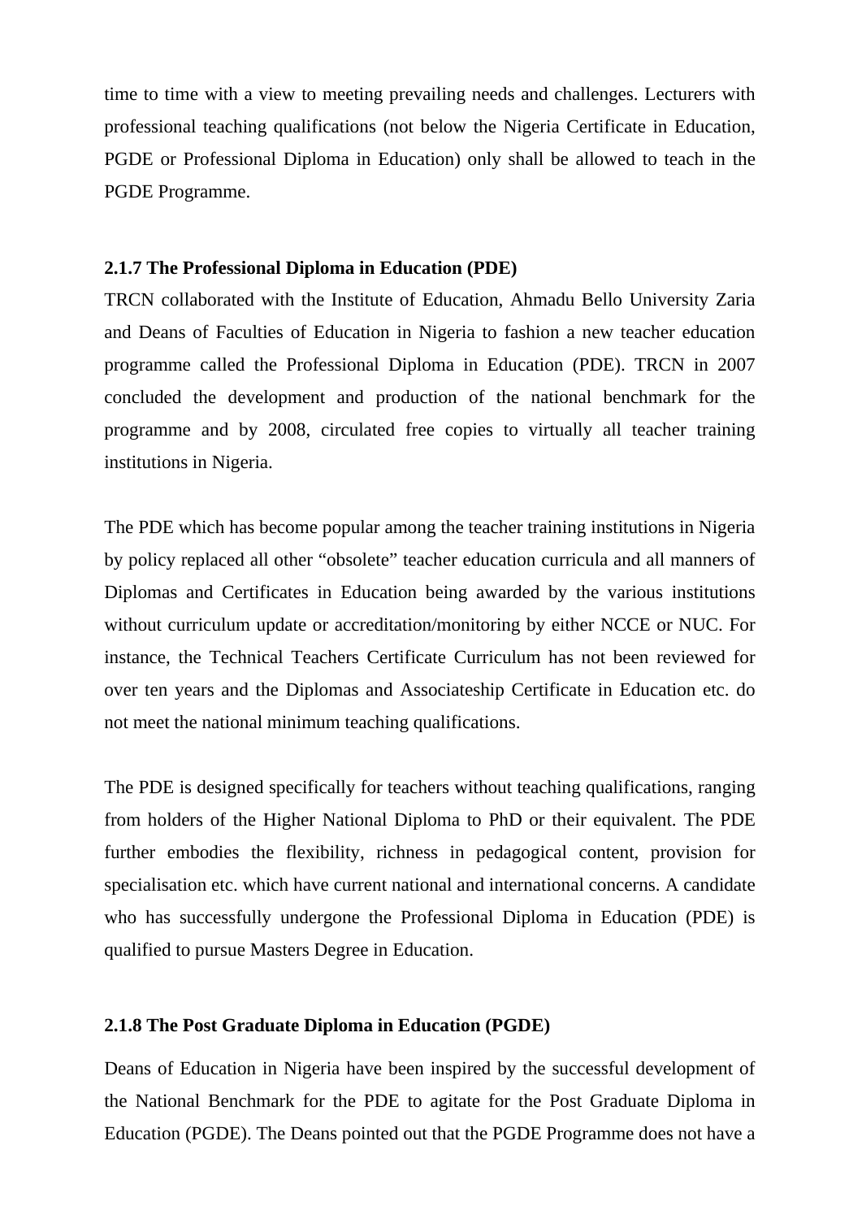time to time with a view to meeting prevailing needs and challenges. Lecturers with professional teaching qualifications (not below the Nigeria Certificate in Education, PGDE or Professional Diploma in Education) only shall be allowed to teach in the PGDE Programme.

### 2.1.7 The Professional Diploma in Education (PDE)

TRCN collaborated with the Institute of Education, Ahmadu Bello University Zaria and Deans of Faculties of Education in Nigeria to fashion a new teacher education programme called the Professional Diploma in Education (PDE). TRCN in 2007 concluded the development and production of the national benchmark for the programme and by 2008, circulated free copies to virtually all teacher training institutions in Nigeria.

The PDE which has become popular among the teacher training institutions in Nigeria by policy replaced all other "obsolete" teacher education curricula and all manners of Diplomas and Certificates in Education being awarded by the various institutions without curriculum update or accreditation/monitoring by either NCCE or NUC. For instance, the Technical Teachers Certificate Curriculum has not been reviewed for over ten years and the Diplomas and Associateship Certificate in Education etc. do not meet the national minimum teaching qualifications.

The PDE is designed specifically for teachers without teaching qualifications, ranging from holders of the Higher National Diploma to PhD or their equivalent. The PDE further embodies the flexibility, richness in pedagogical content, provision for specialisation etc. which have current national and international concerns. A candidate who has successfully undergone the Professional Diploma in Education (PDE) is qualified to pursue Masters Degree in Education.

### 2.1.8 The Post Graduate Diploma in Education (PGDE)

Deans of Education in Nigeria have been inspired by the successful development of the National Benchmark for the PDE to agitate for the Post Graduate Diploma in Education (PGDE). The Deans pointed out that the PGDE Programme does not have a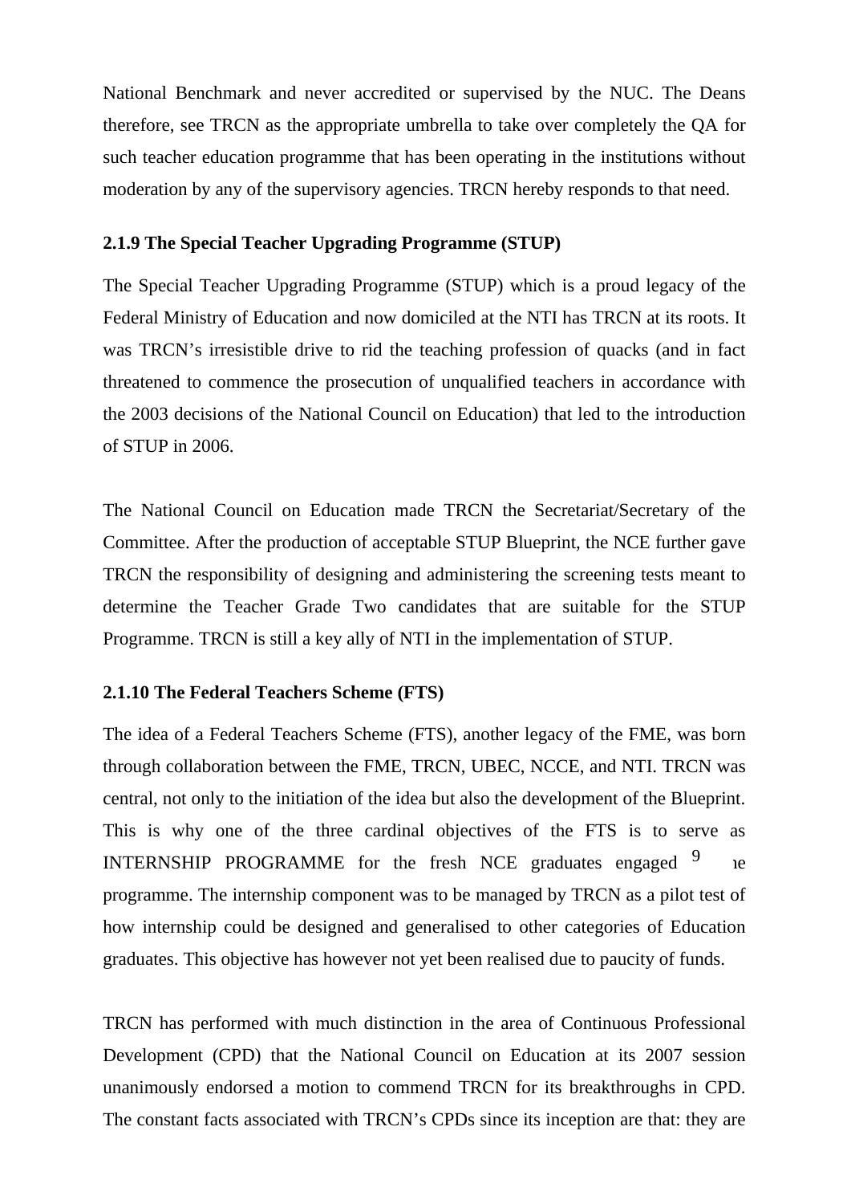National Benchmark and never accredited or supervised by the NUC. The Deans therefore, see TRCN as the appropriate umbrella to take over completely the QA for such teacher education programme that has been operating in the institutions without moderation by any of the supervisory agencies. TRCN hereby responds to that need.

**2.1.9 The Special Teacher Upgrading Programme (STUP)**

The Special Teacher Upgrading Programme (STUP) which is a proud legacy of the Federal Ministry of Education and now domiciled at the NTI has TRCN at its roots. It was TRCN's irresistible drive to rid the teaching profession of quacks (and in fact threatened to commence the prosecution of unqualified teachers in accordance with the 2003 decisions of the National Council on Education) that led to the introduction of STUP in 2006.

The National Council on Education made TRCN the Secretariat/Secretary of the Committee. After the production of acceptable STUP Blueprint, the NCE further gave TRCN the responsibility of designing and administering the screening tests meant to determine the Teacher Grade Two candidates that are suitable for the STUP Programme. TRCN is still a key ally of NTI in the implementation of STUP.

**2.1.10 The Federal Teachers Scheme (FTS)**

The idea of a Federal Teachers Scheme (FTS), another legacy of the FME, was born through collaboration between the FME, TRCN, UBEC, NCCE, and NTI. TRCN was central, not only to the initiation of the idea but also the development of the Blueprint. This is why one of the three cardinal objectives of the FTS is to serve as INTERNSHIP PROGRAMME for the fresh NCE graduates engaged in the programme. The internship component was to be managed by TRCN as a pilot test of how internship could be designed and generalised to other categories of Education graduates. This objective has however not yet been realised due to paucity of funds.

TRCN has performed with much distinction in the area of Continuous Professional Development (CPD) that the National Council on Education at its 2007 session unanimously endorsed a motion to commend TRCN for its breakthroughs in CPD. The constant facts associated with TRCN's CPDs since its inception are that: they are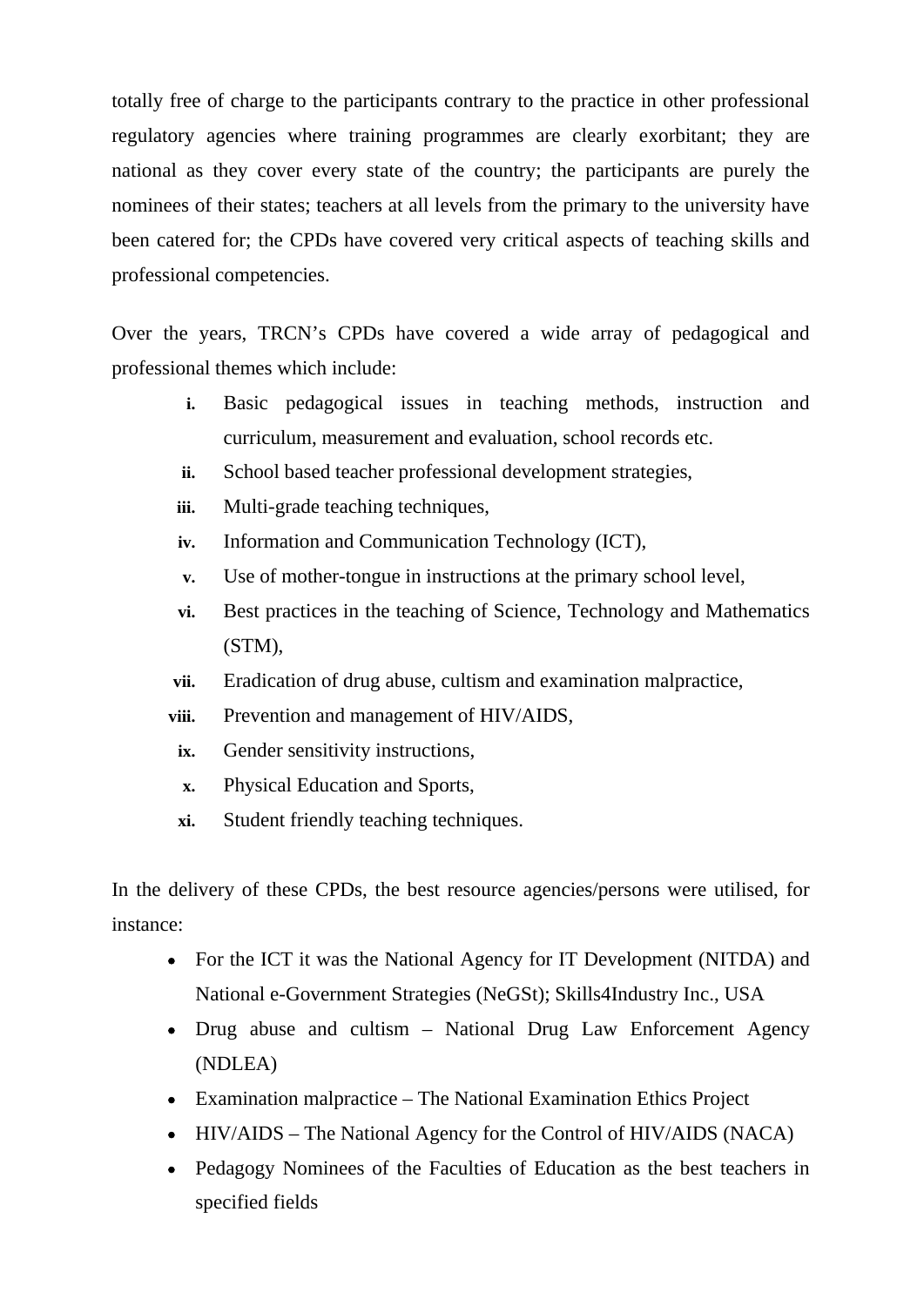totally free of charge to the participants contrary to the practice in other professional regulatory agencies where training programmes are clearly exorbitant; they are national as they cover every state of the country; the participants are purely the nominees of their states; teachers at all levels from the primary to the university have been catered for; the CPDs have covered very critical aspects of teaching skills and professional competencies.

Over the years, TRCN's CPDs have covered a wide array of pedagogical and professional themes which include:

i. Basic pedagogical issues in teaching methods, instruction and curriculum, measurement and evaluation, school records etc.
ii. School based teacher professional development strategies,
iii. Multi-grade teaching techniques,
iv. Information and Communication Technology (ICT),
v. Use of mother-tongue in instructions at the primary school level,
vi. Best practices in the teaching of Science, Technology and Mathematics (STM),
vii. Eradication of drug abuse, cultism and examination malpractice,
viii. Prevention and management of HIV/AIDS,
ix. Gender sensitivity instructions,
x. Physical Education and Sports,
xi. Student friendly teaching techniques.

In the delivery of these CPDs, the best resource agencies/persons were utilised, for instance:

- For the ICT it was the National Agency for IT Development (NITDA) and National e-Government Strategies (NeGSt); Skills4Industry Inc., USA
- Drug abuse and cultism – National Drug Law Enforcement Agency (NDLEA)
- Examination malpractice – The National Examination Ethics Project
- HIV/AIDS – The National Agency for the Control of HIV/AIDS (NACA)
- Pedagogy Nominees of the Faculties of Education as the best teachers in specified fields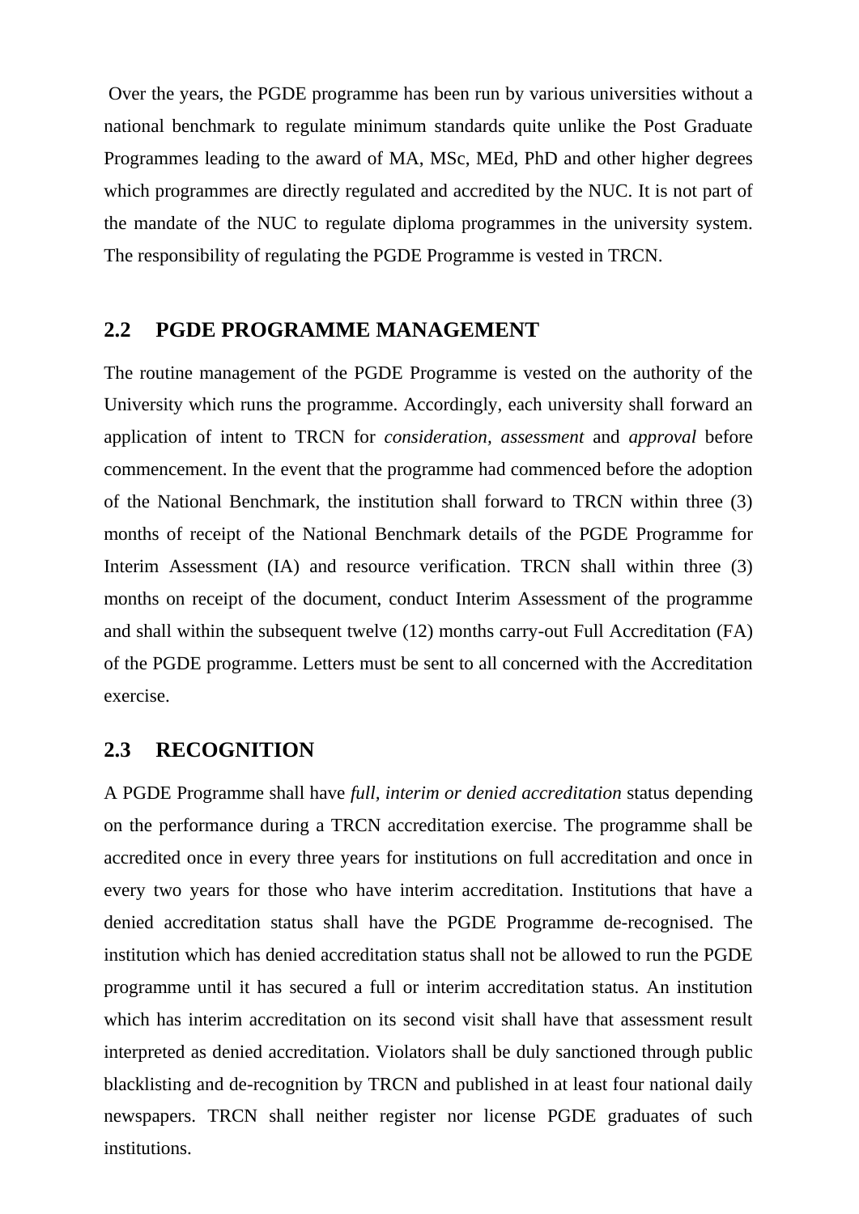Over the years, the PGDE programme has been run by various universities without a national benchmark to regulate minimum standards quite unlike the Post Graduate Programmes leading to the award of MA, MSc, MEd, PhD and other higher degrees which programmes are directly regulated and accredited by the NUC. It is not part of the mandate of the NUC to regulate diploma programmes in the university system. The responsibility of regulating the PGDE Programme is vested in TRCN.

## 2.2 PGDE PROGRAMME MANAGEMENT

The routine management of the PGDE Programme is vested on the authority of the University which runs the programme. Accordingly, each university shall forward an application of intent to TRCN for *consideration, assessment* and *approval* before commencement. In the event that the programme had commenced before the adoption of the National Benchmark, the institution shall forward to TRCN within three (3) months of receipt of the National Benchmark details of the PGDE Programme for Interim Assessment (IA) and resource verification. TRCN shall within three (3) months on receipt of the document, conduct Interim Assessment of the programme and shall within the subsequent twelve (12) months carry-out Full Accreditation (FA) of the PGDE programme. Letters must be sent to all concerned with the Accreditation exercise.

## 2.3 RECOGNITION

A PGDE Programme shall have *full, interim or denied accreditation* status depending on the performance during a TRCN accreditation exercise. The programme shall be accredited once in every three years for institutions on full accreditation and once in every two years for those who have interim accreditation. Institutions that have a denied accreditation status shall have the PGDE Programme de-recognised. The institution which has denied accreditation status shall not be allowed to run the PGDE programme until it has secured a full or interim accreditation status. An institution which has interim accreditation on its second visit shall have that assessment result interpreted as denied accreditation. Violators shall be duly sanctioned through public blacklisting and de-recognition by TRCN and published in at least four national daily newspapers. TRCN shall neither register nor license PGDE graduates of such institutions.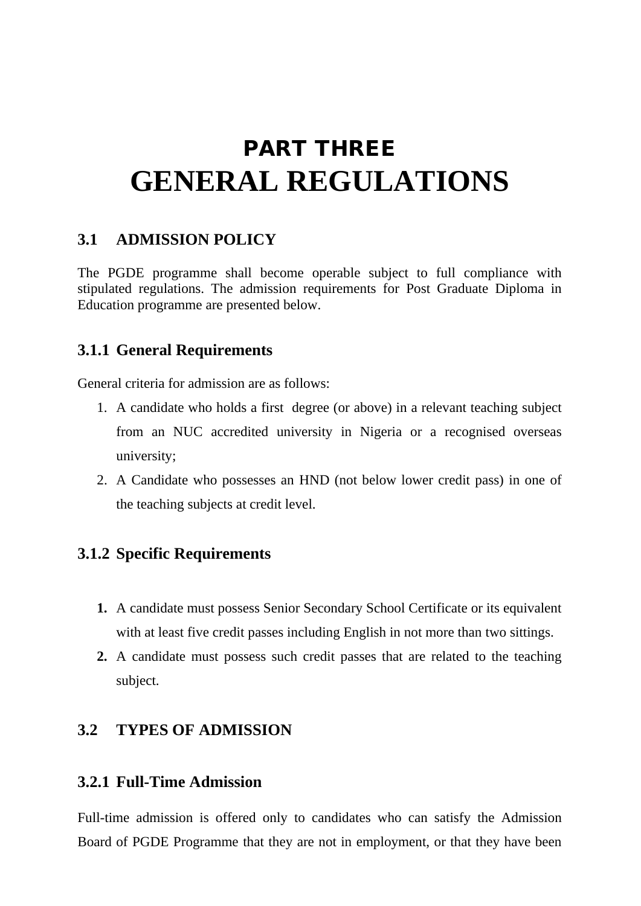# PART THREE
# GENERAL REGULATIONS

## 3.1 ADMISSION POLICY

The PGDE programme shall become operable subject to full compliance with stipulated regulations. The admission requirements for Post Graduate Diploma in Education programme are presented below.

### 3.1.1 General Requirements

General criteria for admission are as follows:

1. A candidate who holds a first degree (or above) in a relevant teaching subject from an NUC accredited university in Nigeria or a recognised overseas university;
2. A Candidate who possesses an HND (not below lower credit pass) in one of the teaching subjects at credit level.

### 3.1.2 Specific Requirements

1. A candidate must possess Senior Secondary School Certificate or its equivalent with at least five credit passes including English in not more than two sittings.
2. A candidate must possess such credit passes that are related to the teaching subject.

## 3.2 TYPES OF ADMISSION

### 3.2.1 Full-Time Admission

Full-time admission is offered only to candidates who can satisfy the Admission Board of PGDE Programme that they are not in employment, or that they have been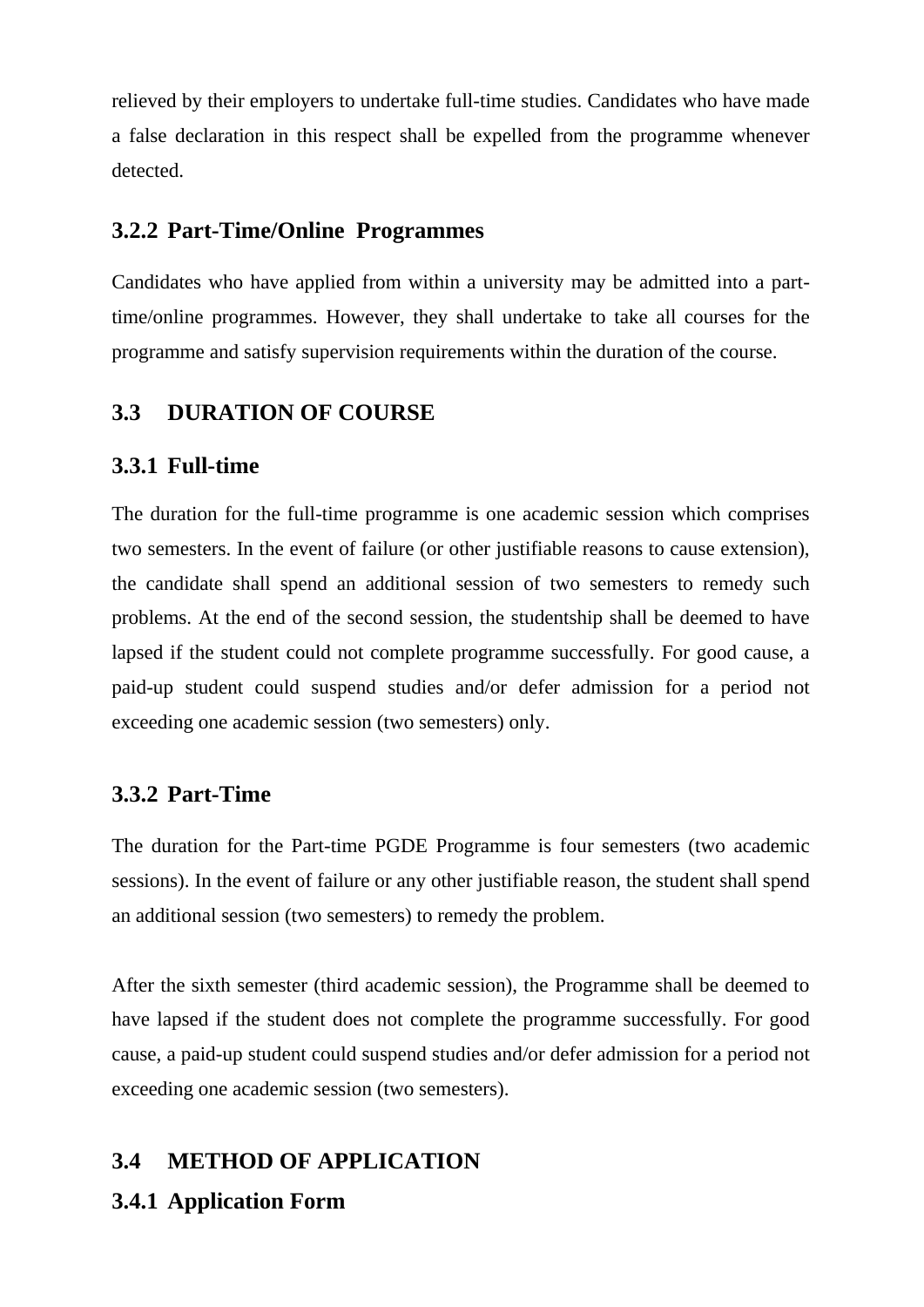relieved by their employers to undertake full-time studies. Candidates who have made a false declaration in this respect shall be expelled from the programme whenever detected.

### 3.2.2 Part-Time/Online Programmes

Candidates who have applied from within a university may be admitted into a part-time/online programmes. However, they shall undertake to take all courses for the programme and satisfy supervision requirements within the duration of the course.

## 3.3 DURATION OF COURSE

### 3.3.1 Full-time

The duration for the full-time programme is one academic session which comprises two semesters. In the event of failure (or other justifiable reasons to cause extension), the candidate shall spend an additional session of two semesters to remedy such problems. At the end of the second session, the studentship shall be deemed to have lapsed if the student could not complete programme successfully. For good cause, a paid-up student could suspend studies and/or defer admission for a period not exceeding one academic session (two semesters) only.

### 3.3.2 Part-Time

The duration for the Part-time PGDE Programme is four semesters (two academic sessions). In the event of failure or any other justifiable reason, the student shall spend an additional session (two semesters) to remedy the problem.

After the sixth semester (third academic session), the Programme shall be deemed to have lapsed if the student does not complete the programme successfully. For good cause, a paid-up student could suspend studies and/or defer admission for a period not exceeding one academic session (two semesters).

## 3.4 METHOD OF APPLICATION

### 3.4.1 Application Form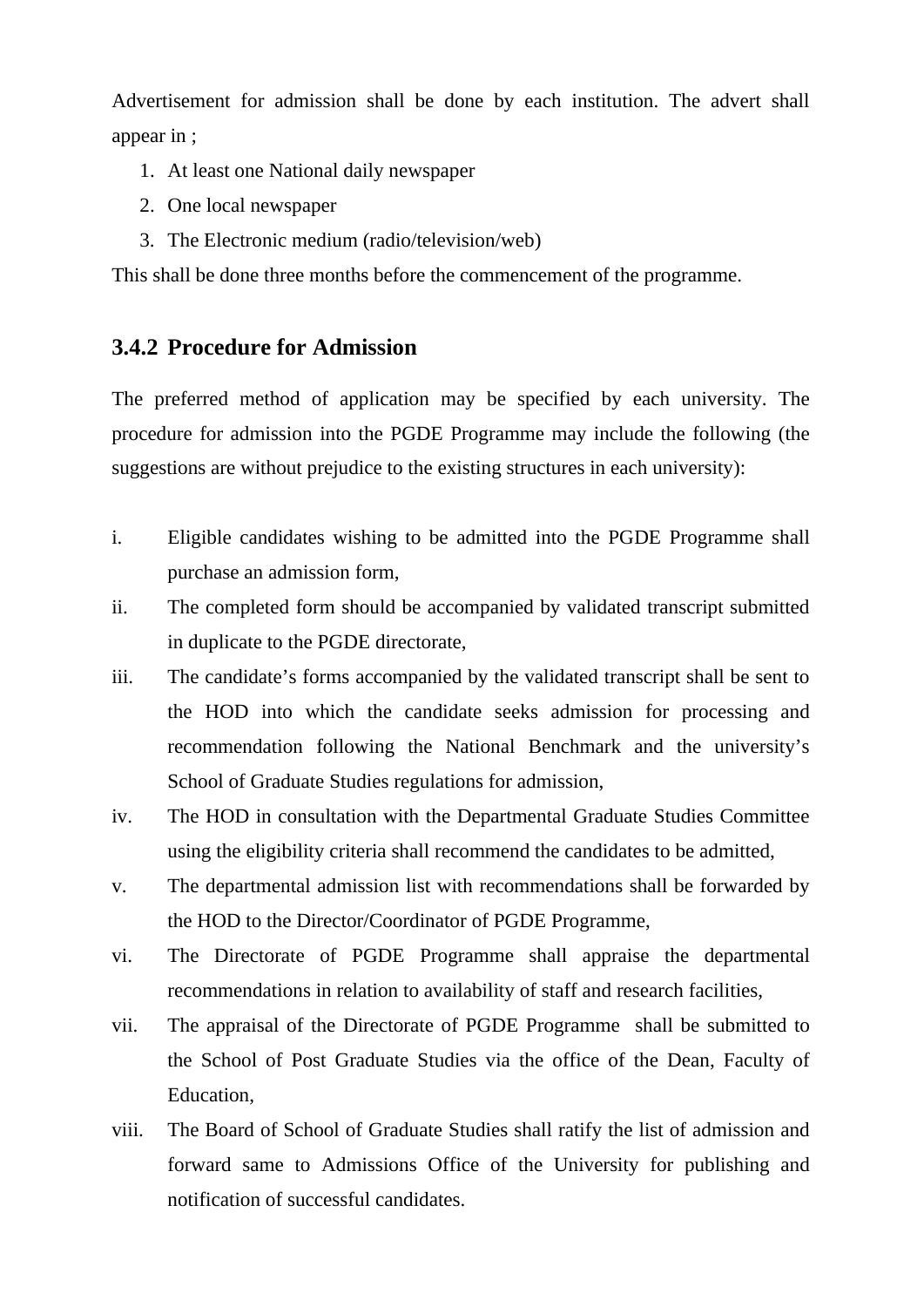Advertisement for admission shall be done by each institution. The advert shall appear in ;

1. At least one National daily newspaper
2. One local newspaper
3. The Electronic medium (radio/television/web)

This shall be done three months before the commencement of the programme.

### 3.4.2 Procedure for Admission

The preferred method of application may be specified by each university. The procedure for admission into the PGDE Programme may include the following (the suggestions are without prejudice to the existing structures in each university):

i. Eligible candidates wishing to be admitted into the PGDE Programme shall purchase an admission form,

ii. The completed form should be accompanied by validated transcript submitted in duplicate to the PGDE directorate,

iii. The candidate's forms accompanied by the validated transcript shall be sent to the HOD into which the candidate seeks admission for processing and recommendation following the National Benchmark and the university's School of Graduate Studies regulations for admission,

iv. The HOD in consultation with the Departmental Graduate Studies Committee using the eligibility criteria shall recommend the candidates to be admitted,

v. The departmental admission list with recommendations shall be forwarded by the HOD to the Director/Coordinator of PGDE Programme,

vi. The Directorate of PGDE Programme shall appraise the departmental recommendations in relation to availability of staff and research facilities,

vii. The appraisal of the Directorate of PGDE Programme shall be submitted to the School of Post Graduate Studies via the office of the Dean, Faculty of Education,

viii. The Board of School of Graduate Studies shall ratify the list of admission and forward same to Admissions Office of the University for publishing and notification of successful candidates.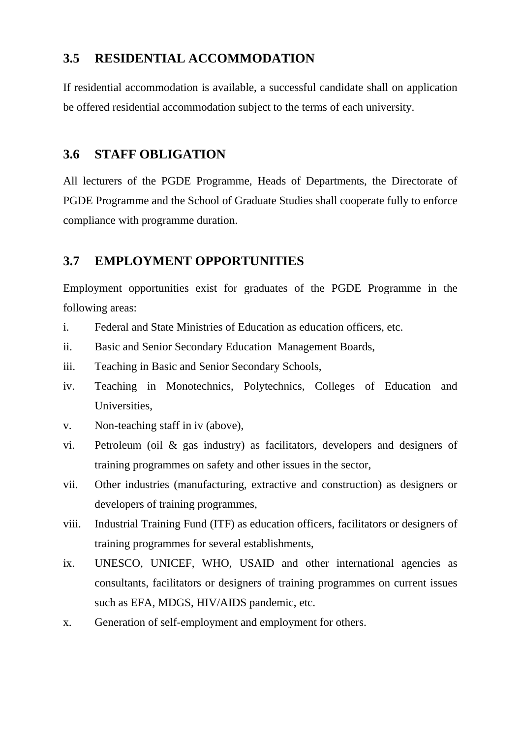## 3.5 RESIDENTIAL ACCOMMODATION

If residential accommodation is available, a successful candidate shall on application be offered residential accommodation subject to the terms of each university.

## 3.6 STAFF OBLIGATION

All lecturers of the PGDE Programme, Heads of Departments, the Directorate of PGDE Programme and the School of Graduate Studies shall cooperate fully to enforce compliance with programme duration.

## 3.7 EMPLOYMENT OPPORTUNITIES

Employment opportunities exist for graduates of the PGDE Programme in the following areas:

i. Federal and State Ministries of Education as education officers, etc.

ii. Basic and Senior Secondary Education Management Boards,

iii. Teaching in Basic and Senior Secondary Schools,

iv. Teaching in Monotechnics, Polytechnics, Colleges of Education and Universities,

v. Non-teaching staff in iv (above),

vi. Petroleum (oil & gas industry) as facilitators, developers and designers of training programmes on safety and other issues in the sector,

vii. Other industries (manufacturing, extractive and construction) as designers or developers of training programmes,

viii. Industrial Training Fund (ITF) as education officers, facilitators or designers of training programmes for several establishments,

ix. UNESCO, UNICEF, WHO, USAID and other international agencies as consultants, facilitators or designers of training programmes on current issues such as EFA, MDGS, HIV/AIDS pandemic, etc.

x. Generation of self-employment and employment for others.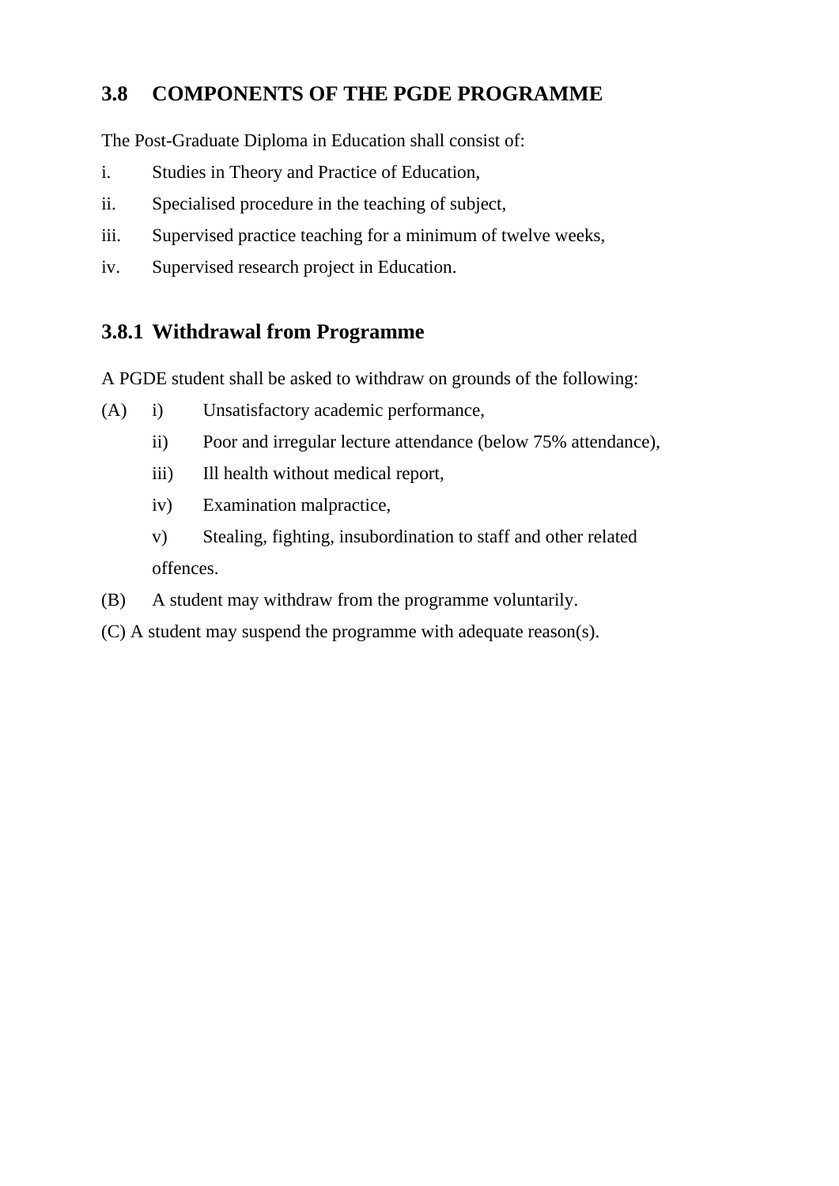## 3.8 COMPONENTS OF THE PGDE PROGRAMME

The Post-Graduate Diploma in Education shall consist of:

i. Studies in Theory and Practice of Education,

ii. Specialised procedure in the teaching of subject,

iii. Supervised practice teaching for a minimum of twelve weeks,

iv. Supervised research project in Education.

### 3.8.1 Withdrawal from Programme

A PGDE student shall be asked to withdraw on grounds of the following:

(A) i) Unsatisfactory academic performance,

  ii) Poor and irregular lecture attendance (below 75% attendance),

  iii) Ill health without medical report,

  iv) Examination malpractice,

  v) Stealing, fighting, insubordination to staff and other related offences.

(B) A student may withdraw from the programme voluntarily.

(C) A student may suspend the programme with adequate reason(s).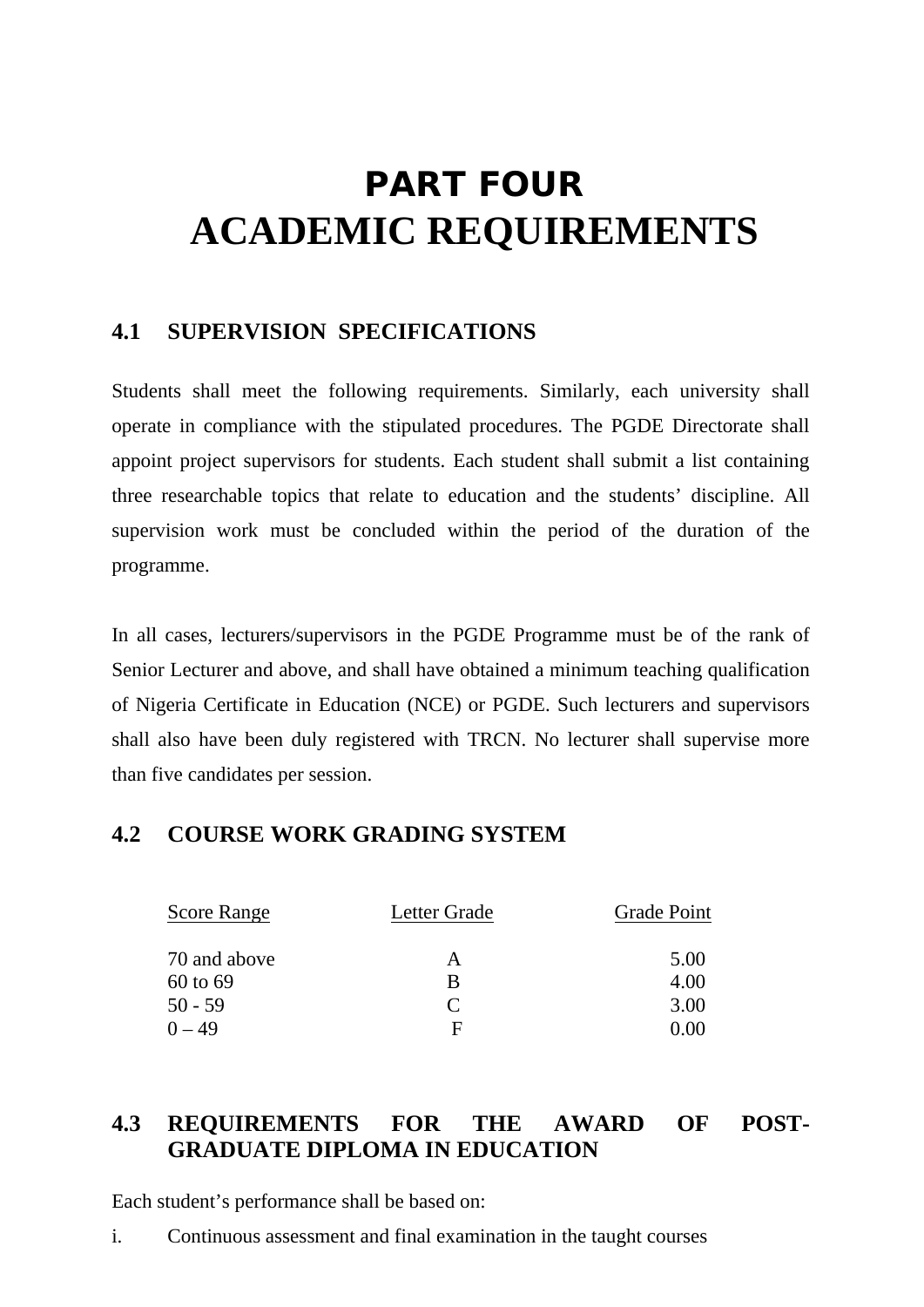# PART FOUR
# ACADEMIC REQUIREMENTS

## 4.1 SUPERVISION SPECIFICATIONS

Students shall meet the following requirements. Similarly, each university shall operate in compliance with the stipulated procedures. The PGDE Directorate shall appoint project supervisors for students. Each student shall submit a list containing three researchable topics that relate to education and the students' discipline. All supervision work must be concluded within the period of the duration of the programme.

In all cases, lecturers/supervisors in the PGDE Programme must be of the rank of Senior Lecturer and above, and shall have obtained a minimum teaching qualification of Nigeria Certificate in Education (NCE) or PGDE. Such lecturers and supervisors shall also have been duly registered with TRCN. No lecturer shall supervise more than five candidates per session.

## 4.2 COURSE WORK GRADING SYSTEM

| Score Range | Letter Grade | Grade Point |
|---|---|---|
| 70 and above | A | 5.00 |
| 60 to 69 | B | 4.00 |
| 50 - 59 | C | 3.00 |
| 0 – 49 | F | 0.00 |

## 4.3 REQUIREMENTS FOR THE AWARD OF POST-GRADUATE DIPLOMA IN EDUCATION

Each student's performance shall be based on:

i. Continuous assessment and final examination in the taught courses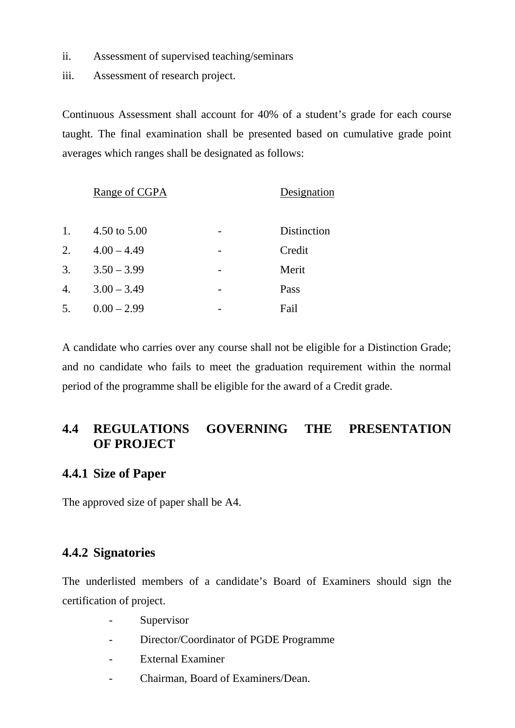ii. Assessment of supervised teaching/seminars

iii. Assessment of research project.

Continuous Assessment shall account for 40% of a student's grade for each course taught. The final examination shall be presented based on cumulative grade point averages which ranges shall be designated as follows:

| | Range of CGPA | | Designation |
|---|---|---|---|
| 1. | 4.50 to 5.00 | - | Distinction |
| 2. | 4.00 – 4.49 | - | Credit |
| 3. | 3.50 – 3.99 | - | Merit |
| 4. | 3.00 – 3.49 | - | Pass |
| 5. | 0.00 – 2.99 | - | Fail |

A candidate who carries over any course shall not be eligible for a Distinction Grade; and no candidate who fails to meet the graduation requirement within the normal period of the programme shall be eligible for the award of a Credit grade.

## 4.4 REGULATIONS GOVERNING THE PRESENTATION OF PROJECT

### 4.4.1 Size of Paper

The approved size of paper shall be A4.

### 4.4.2 Signatories

The underlisted members of a candidate's Board of Examiners should sign the certification of project.

- Supervisor
- Director/Coordinator of PGDE Programme
- External Examiner
- Chairman, Board of Examiners/Dean.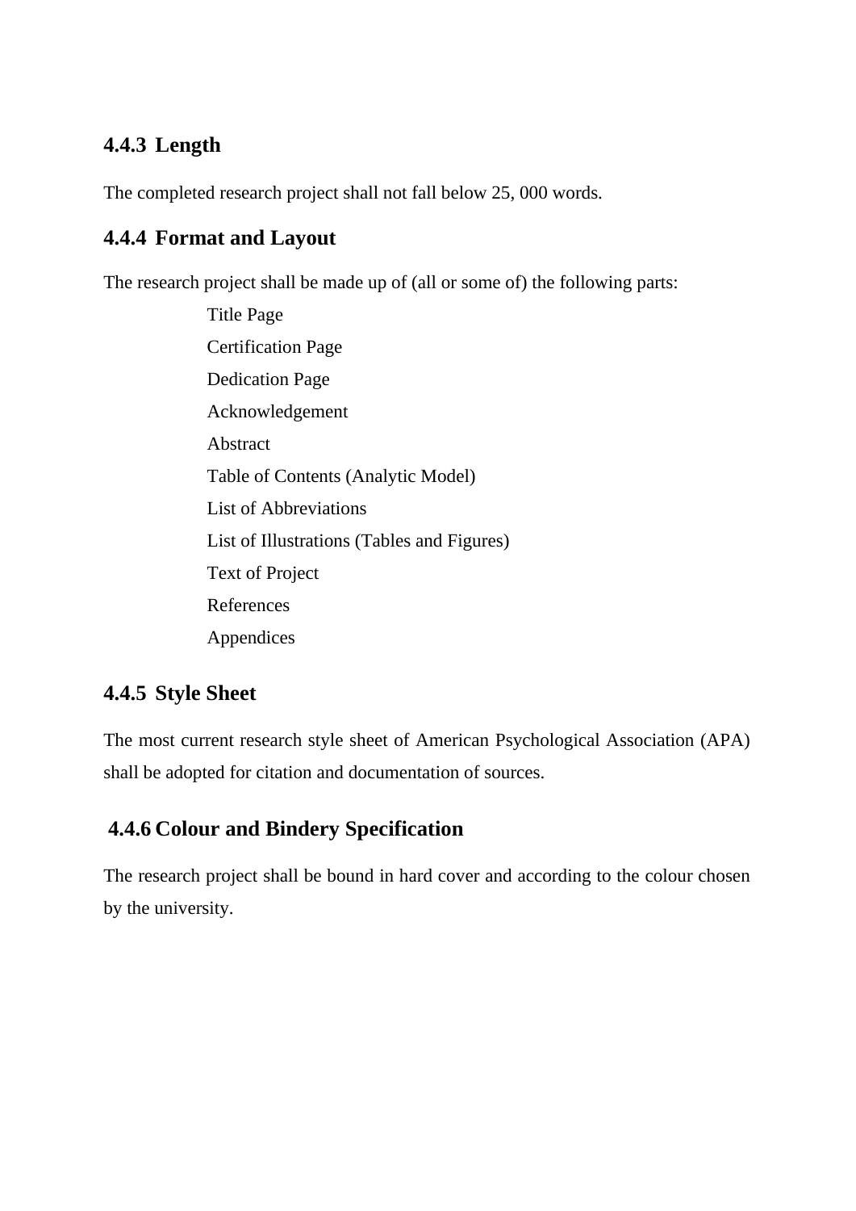### 4.4.3 Length

The completed research project shall not fall below 25, 000 words.

### 4.4.4 Format and Layout

The research project shall be made up of (all or some of) the following parts:

- Title Page
- Certification Page
- Dedication Page
- Acknowledgement
- Abstract
- Table of Contents (Analytic Model)
- List of Abbreviations
- List of Illustrations (Tables and Figures)
- Text of Project
- References
- Appendices

### 4.4.5 Style Sheet

The most current research style sheet of American Psychological Association (APA) shall be adopted for citation and documentation of sources.

### 4.4.6 Colour and Bindery Specification

The research project shall be bound in hard cover and according to the colour chosen by the university.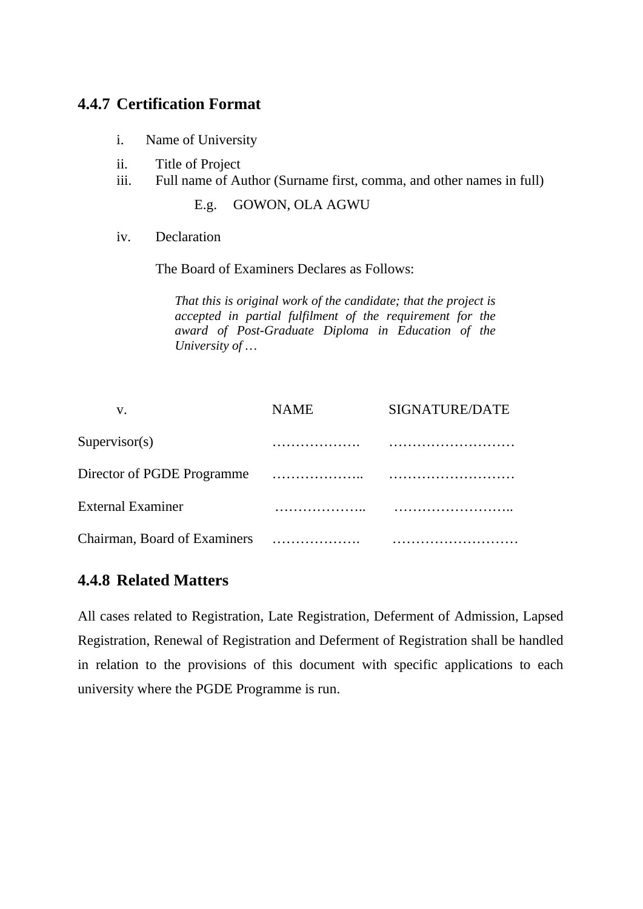### 4.4.7 Certification Format

i. Name of University

ii. Title of Project

iii. Full name of Author (Surname first, comma, and other names in full)

E.g. GOWON, OLA AGWU

iv. Declaration

The Board of Examiners Declares as Follows:

*That this is original work of the candidate; that the project is accepted in partial fulfilment of the requirement for the award of Post-Graduate Diploma in Education of the University of …*

| v. | NAME | SIGNATURE/DATE |
|---|---|---|
| Supervisor(s) | ………………. | ……………………… |
| Director of PGDE Programme | ……………….. | ……………………… |
| External Examiner | ……………….. | …………………….. |
| Chairman, Board of Examiners | ………………. | ……………………… |

### 4.4.8 Related Matters

All cases related to Registration, Late Registration, Deferment of Admission, Lapsed Registration, Renewal of Registration and Deferment of Registration shall be handled in relation to the provisions of this document with specific applications to each university where the PGDE Programme is run.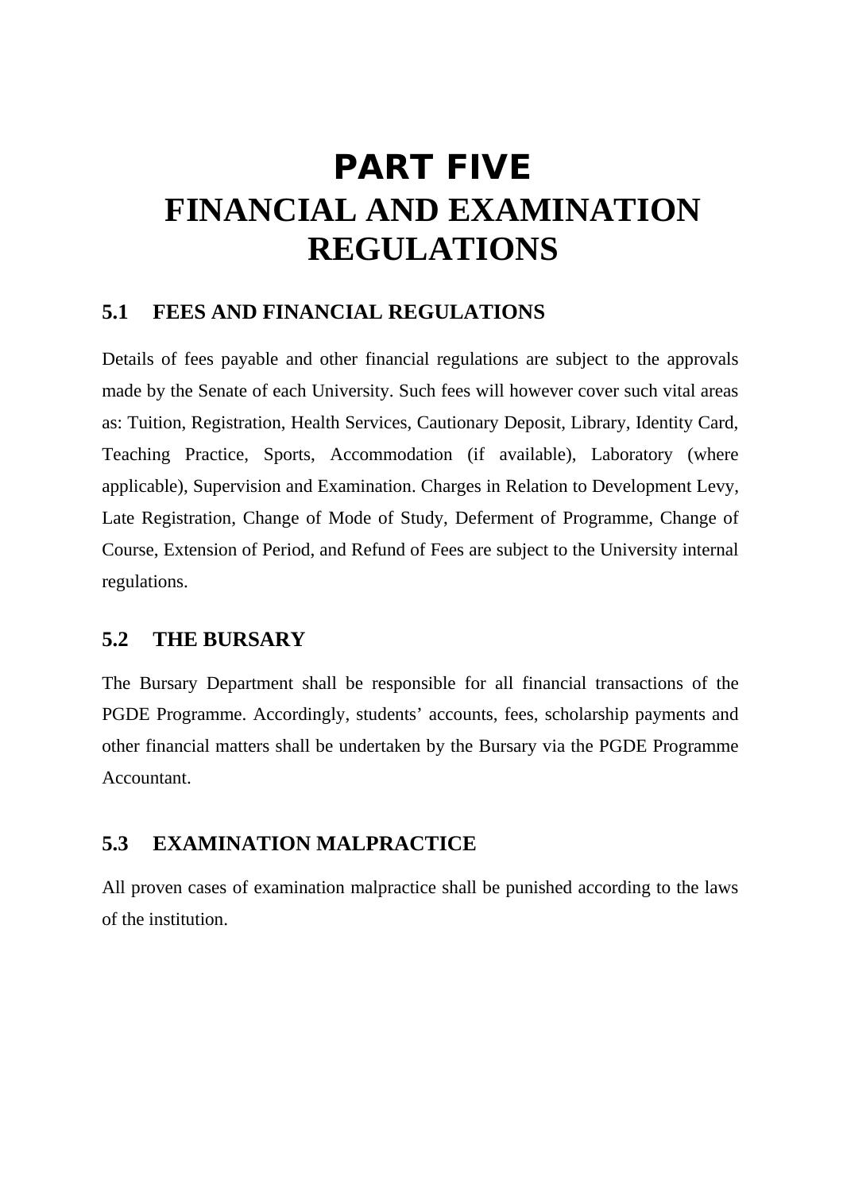# PART FIVE
# FINANCIAL AND EXAMINATION REGULATIONS

## 5.1 FEES AND FINANCIAL REGULATIONS

Details of fees payable and other financial regulations are subject to the approvals made by the Senate of each University. Such fees will however cover such vital areas as: Tuition, Registration, Health Services, Cautionary Deposit, Library, Identity Card, Teaching Practice, Sports, Accommodation (if available), Laboratory (where applicable), Supervision and Examination. Charges in Relation to Development Levy, Late Registration, Change of Mode of Study, Deferment of Programme, Change of Course, Extension of Period, and Refund of Fees are subject to the University internal regulations.

## 5.2 THE BURSARY

The Bursary Department shall be responsible for all financial transactions of the PGDE Programme. Accordingly, students' accounts, fees, scholarship payments and other financial matters shall be undertaken by the Bursary via the PGDE Programme Accountant.

## 5.3 EXAMINATION MALPRACTICE

All proven cases of examination malpractice shall be punished according to the laws of the institution.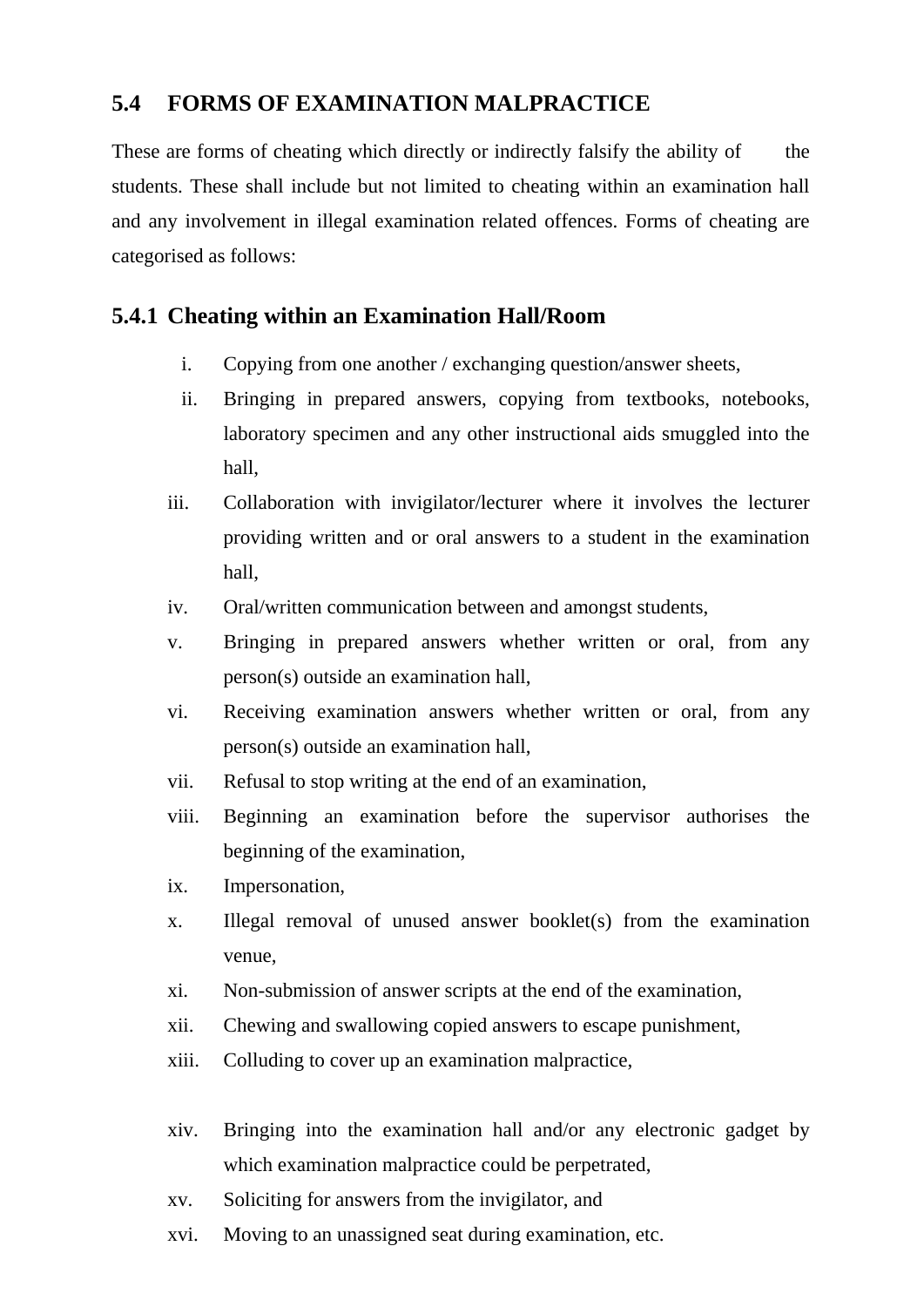## 5.4 FORMS OF EXAMINATION MALPRACTICE

These are forms of cheating which directly or indirectly falsify the ability of the students. These shall include but not limited to cheating within an examination hall and any involvement in illegal examination related offences. Forms of cheating are categorised as follows:

### 5.4.1 Cheating within an Examination Hall/Room

i. Copying from one another / exchanging question/answer sheets,

ii. Bringing in prepared answers, copying from textbooks, notebooks, laboratory specimen and any other instructional aids smuggled into the hall,

iii. Collaboration with invigilator/lecturer where it involves the lecturer providing written and or oral answers to a student in the examination hall,

iv. Oral/written communication between and amongst students,

v. Bringing in prepared answers whether written or oral, from any person(s) outside an examination hall,

vi. Receiving examination answers whether written or oral, from any person(s) outside an examination hall,

vii. Refusal to stop writing at the end of an examination,

viii. Beginning an examination before the supervisor authorises the beginning of the examination,

ix. Impersonation,

x. Illegal removal of unused answer booklet(s) from the examination venue,

xi. Non-submission of answer scripts at the end of the examination,

xii. Chewing and swallowing copied answers to escape punishment,

xiii. Colluding to cover up an examination malpractice,

xiv. Bringing into the examination hall and/or any electronic gadget by which examination malpractice could be perpetrated,

xv. Soliciting for answers from the invigilator, and

xvi. Moving to an unassigned seat during examination, etc.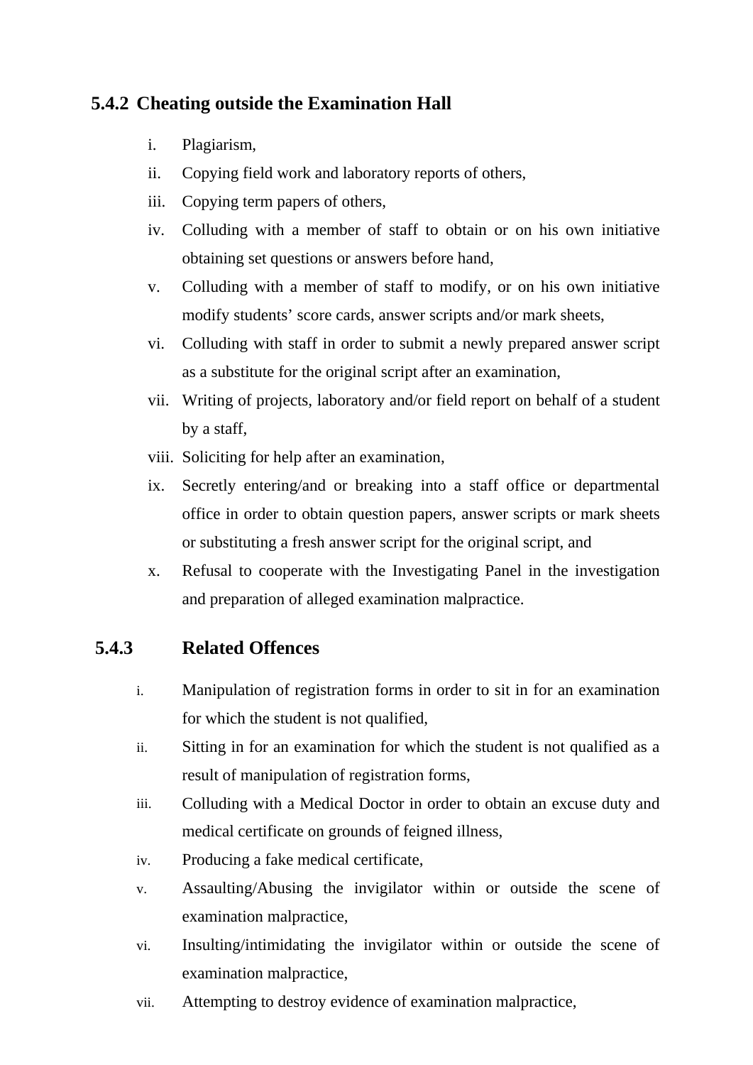### 5.4.2 Cheating outside the Examination Hall

i. Plagiarism,
ii. Copying field work and laboratory reports of others,
iii. Copying term papers of others,
iv. Colluding with a member of staff to obtain or on his own initiative obtaining set questions or answers before hand,
v. Colluding with a member of staff to modify, or on his own initiative modify students' score cards, answer scripts and/or mark sheets,
vi. Colluding with staff in order to submit a newly prepared answer script as a substitute for the original script after an examination,
vii. Writing of projects, laboratory and/or field report on behalf of a student by a staff,
viii. Soliciting for help after an examination,
ix. Secretly entering/and or breaking into a staff office or departmental office in order to obtain question papers, answer scripts or mark sheets or substituting a fresh answer script for the original script, and
x. Refusal to cooperate with the Investigating Panel in the investigation and preparation of alleged examination malpractice.

### 5.4.3 Related Offences

i. Manipulation of registration forms in order to sit in for an examination for which the student is not qualified,
ii. Sitting in for an examination for which the student is not qualified as a result of manipulation of registration forms,
iii. Colluding with a Medical Doctor in order to obtain an excuse duty and medical certificate on grounds of feigned illness,
iv. Producing a fake medical certificate,
v. Assaulting/Abusing the invigilator within or outside the scene of examination malpractice,
vi. Insulting/intimidating the invigilator within or outside the scene of examination malpractice,
vii. Attempting to destroy evidence of examination malpractice,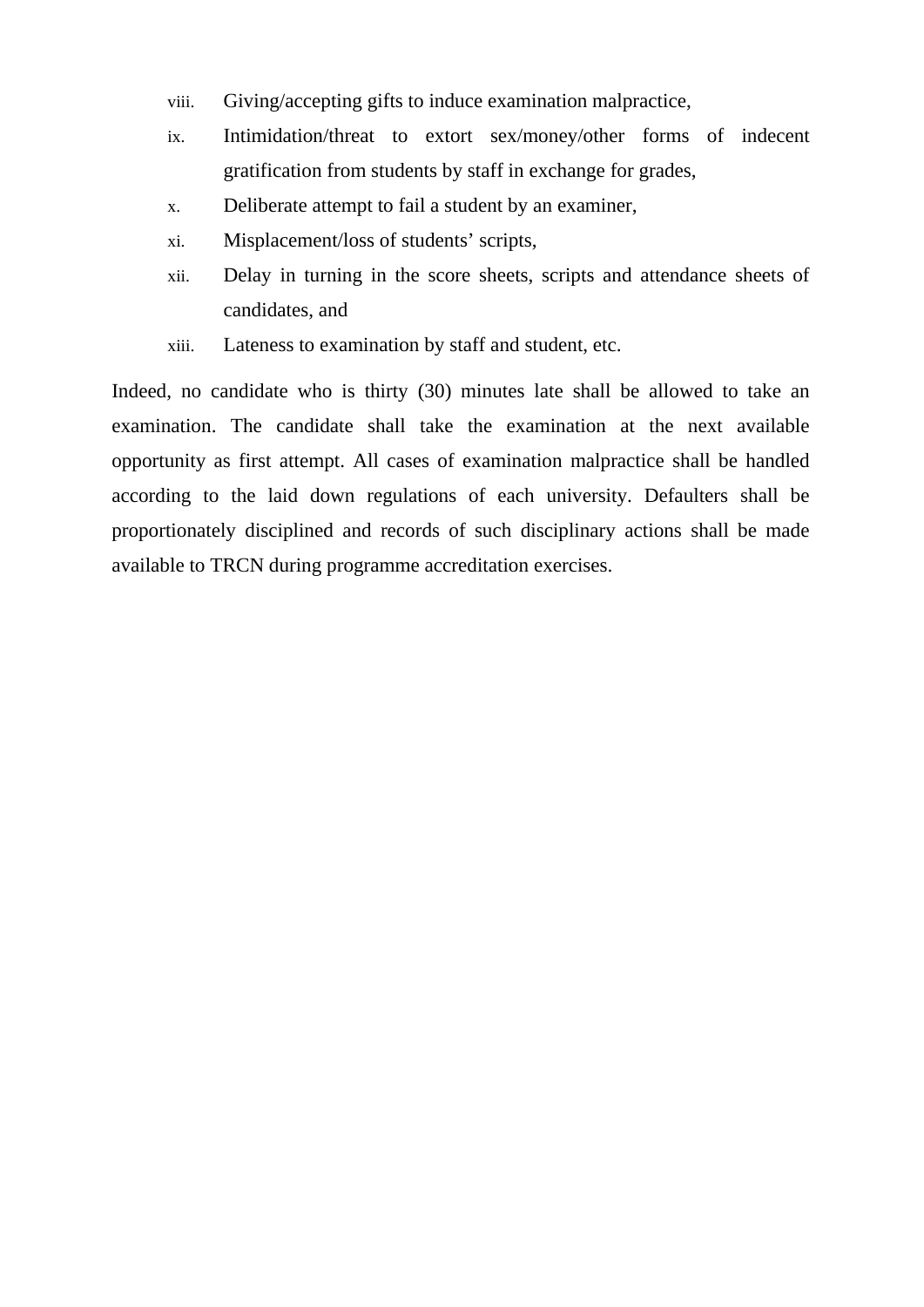viii. Giving/accepting gifts to induce examination malpractice,
ix. Intimidation/threat to extort sex/money/other forms of indecent gratification from students by staff in exchange for grades,
x. Deliberate attempt to fail a student by an examiner,
xi. Misplacement/loss of students' scripts,
xii. Delay in turning in the score sheets, scripts and attendance sheets of candidates, and
xiii. Lateness to examination by staff and student, etc.

Indeed, no candidate who is thirty (30) minutes late shall be allowed to take an examination. The candidate shall take the examination at the next available opportunity as first attempt. All cases of examination malpractice shall be handled according to the laid down regulations of each university. Defaulters shall be proportionately disciplined and records of such disciplinary actions shall be made available to TRCN during programme accreditation exercises.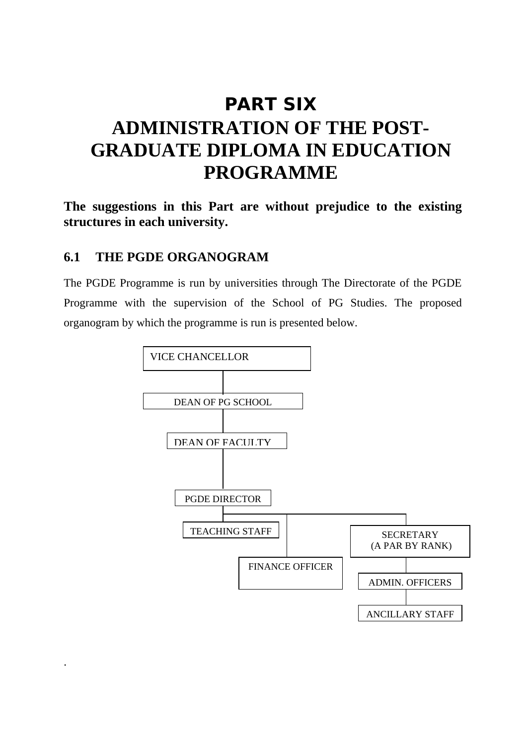# PART SIX

# ADMINISTRATION OF THE POST-GRADUATE DIPLOMA IN EDUCATION PROGRAMME

**The suggestions in this Part are without prejudice to the existing structures in each university.**

## 6.1 THE PGDE ORGANOGRAM

The PGDE Programme is run by universities through The Directorate of the PGDE Programme with the supervision of the School of PG Studies. The proposed organogram by which the programme is run is presented below.

VICE CHANCELLOR

DEAN OF PG SCHOOL

DEAN OF FACULTY

PGDE DIRECTOR

TEACHING STAFF

FINANCE OFFICER

SECRETARY
(A PAR BY RANK)

ADMIN. OFFICERS

ANCILLARY STAFF

.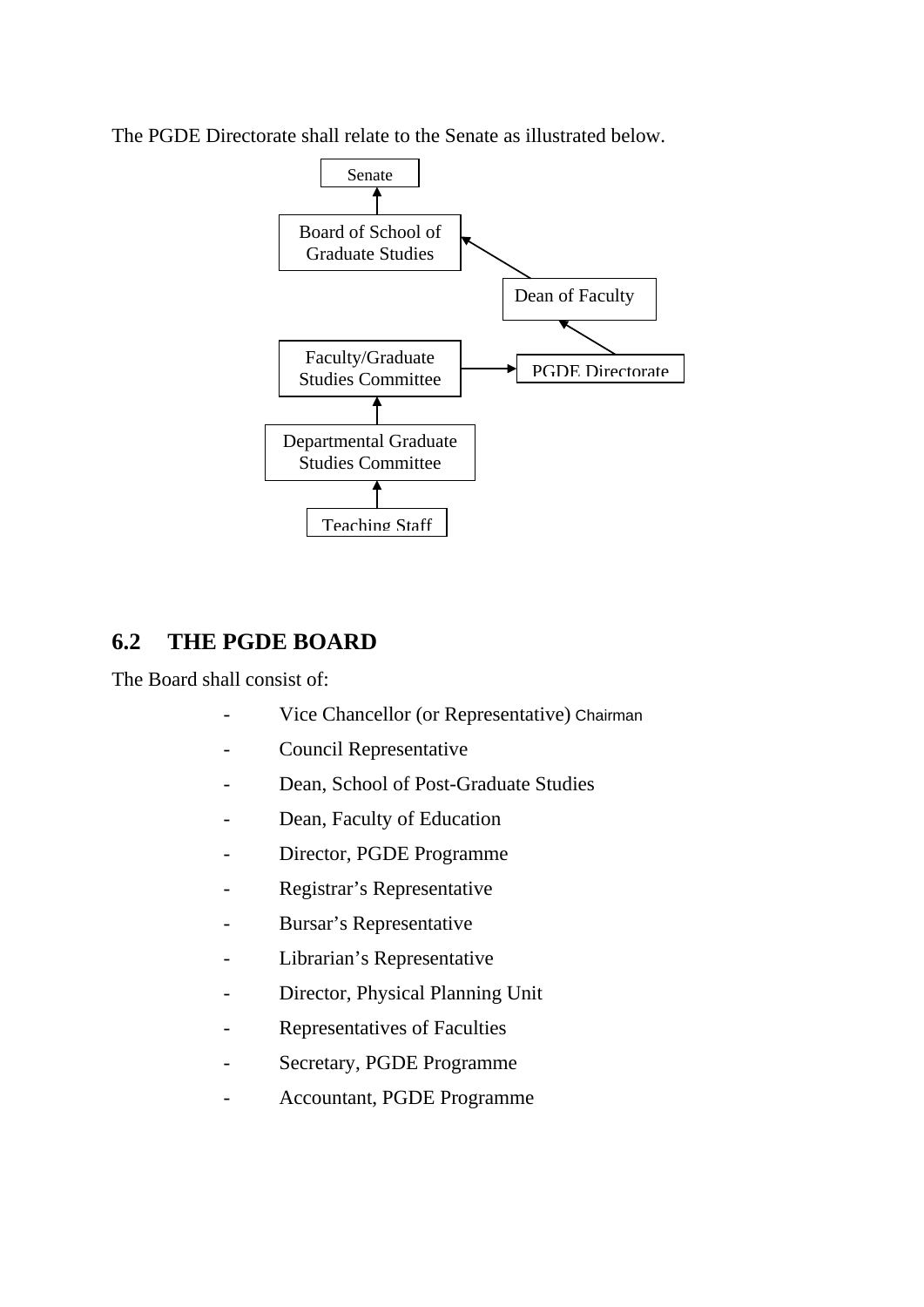The PGDE Directorate shall relate to the Senate as illustrated below.

Senate

Board of School of Graduate Studies

Dean of Faculty

Faculty/Graduate Studies Committee

PGDE Directorate

Departmental Graduate Studies Committee

Teaching Staff

## 6.2 THE PGDE BOARD

The Board shall consist of:

- Vice Chancellor (or Representative) Chairman
- Council Representative
- Dean, School of Post-Graduate Studies
- Dean, Faculty of Education
- Director, PGDE Programme
- Registrar's Representative
- Bursar's Representative
- Librarian's Representative
- Director, Physical Planning Unit
- Representatives of Faculties
- Secretary, PGDE Programme
- Accountant, PGDE Programme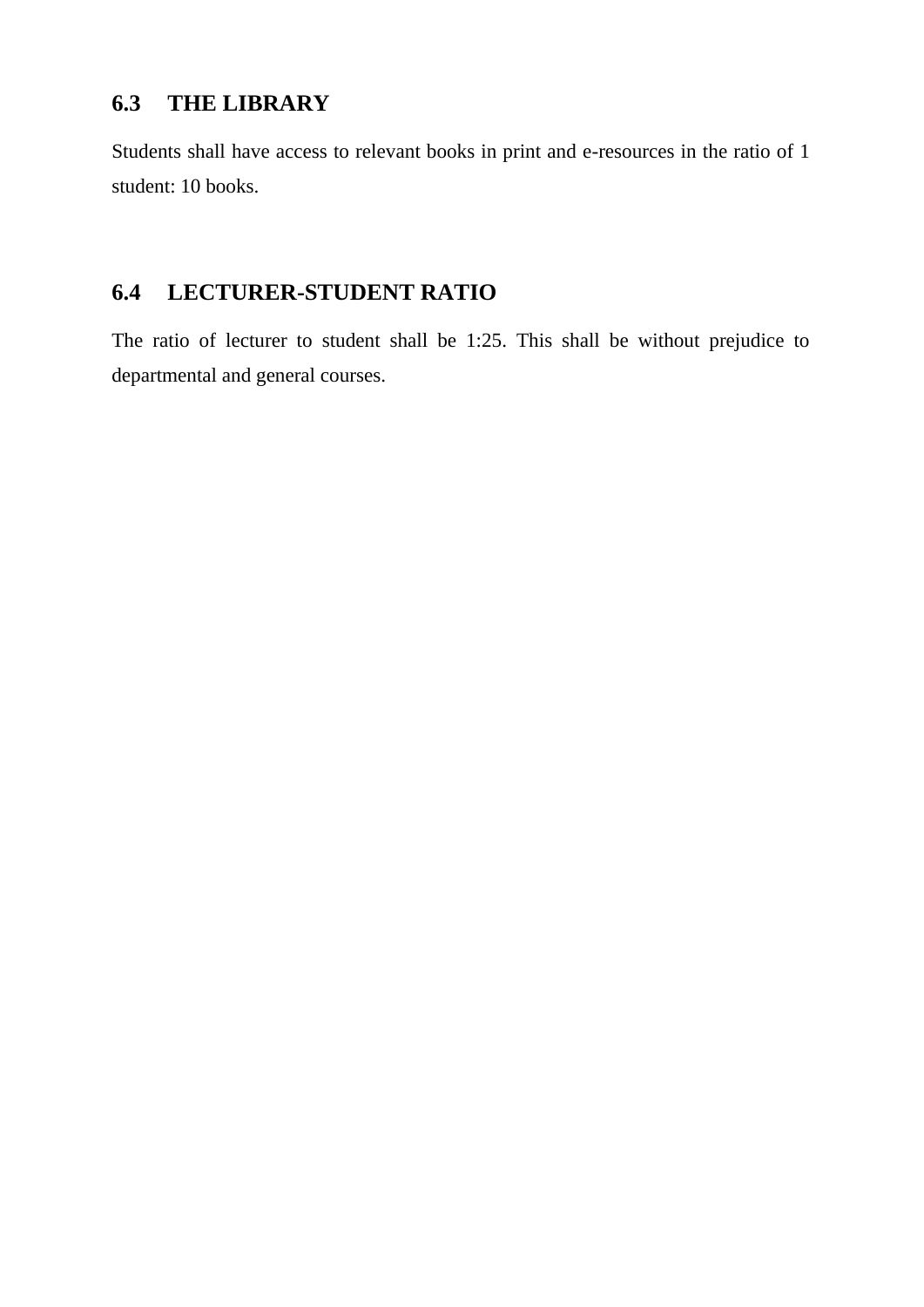## 6.3 THE LIBRARY

Students shall have access to relevant books in print and e-resources in the ratio of 1 student: 10 books.

## 6.4 LECTURER-STUDENT RATIO

The ratio of lecturer to student shall be 1:25. This shall be without prejudice to departmental and general courses.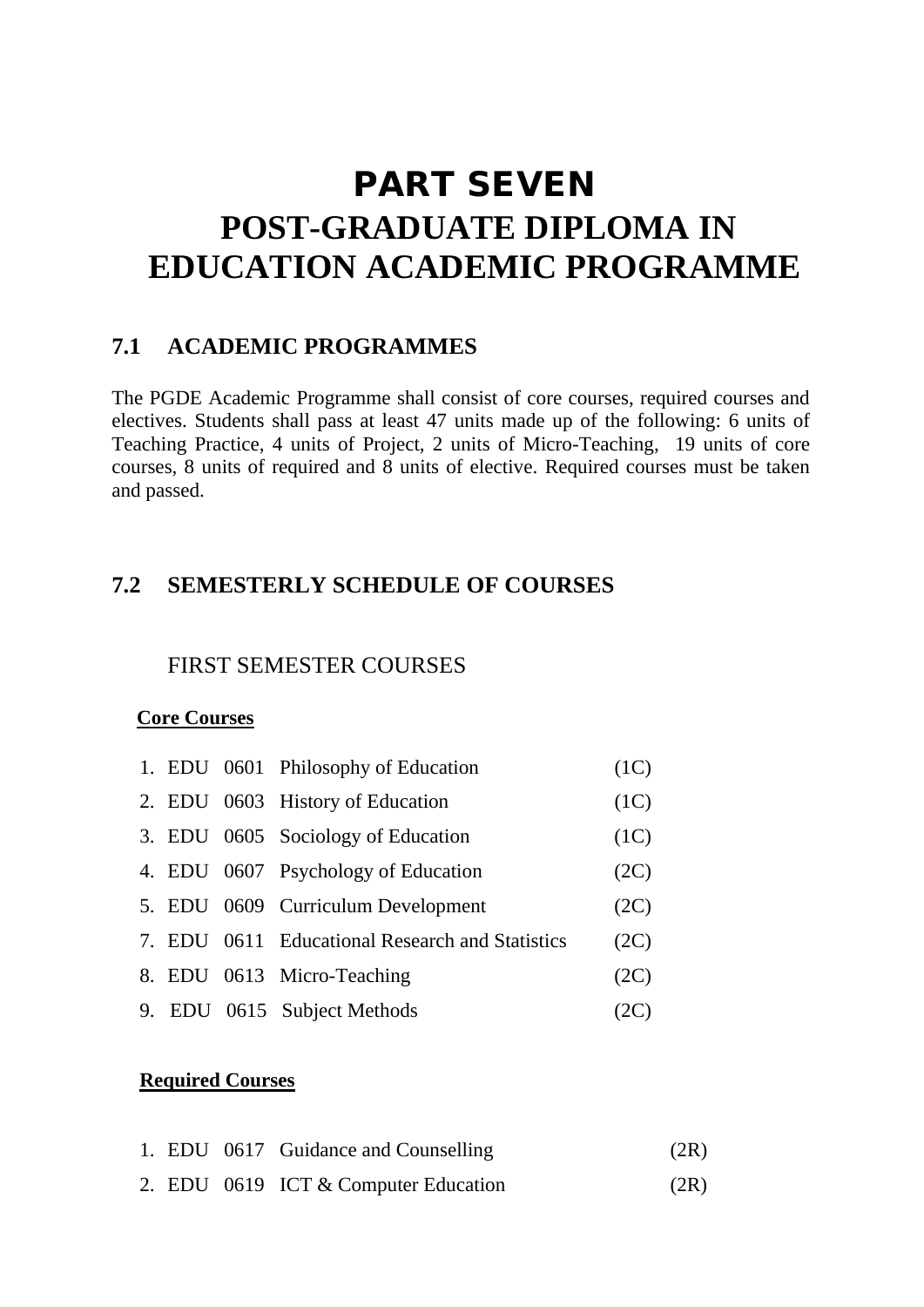# PART SEVEN

# POST-GRADUATE DIPLOMA IN EDUCATION ACADEMIC PROGRAMME

## 7.1 ACADEMIC PROGRAMMES

The PGDE Academic Programme shall consist of core courses, required courses and electives. Students shall pass at least 47 units made up of the following: 6 units of Teaching Practice, 4 units of Project, 2 units of Micro-Teaching, 19 units of core courses, 8 units of required and 8 units of elective. Required courses must be taken and passed.

## 7.2 SEMESTERLY SCHEDULE OF COURSES

### FIRST SEMESTER COURSES

**Core Courses**

1. EDU 0601 Philosophy of Education (1C)
2. EDU 0603 History of Education (1C)
3. EDU 0605 Sociology of Education (1C)
4. EDU 0607 Psychology of Education (2C)
5. EDU 0609 Curriculum Development (2C)
7. EDU 0611 Educational Research and Statistics (2C)
8. EDU 0613 Micro-Teaching (2C)
9. EDU 0615 Subject Methods (2C)

**Required Courses**

1. EDU 0617 Guidance and Counselling (2R)
2. EDU 0619 ICT & Computer Education (2R)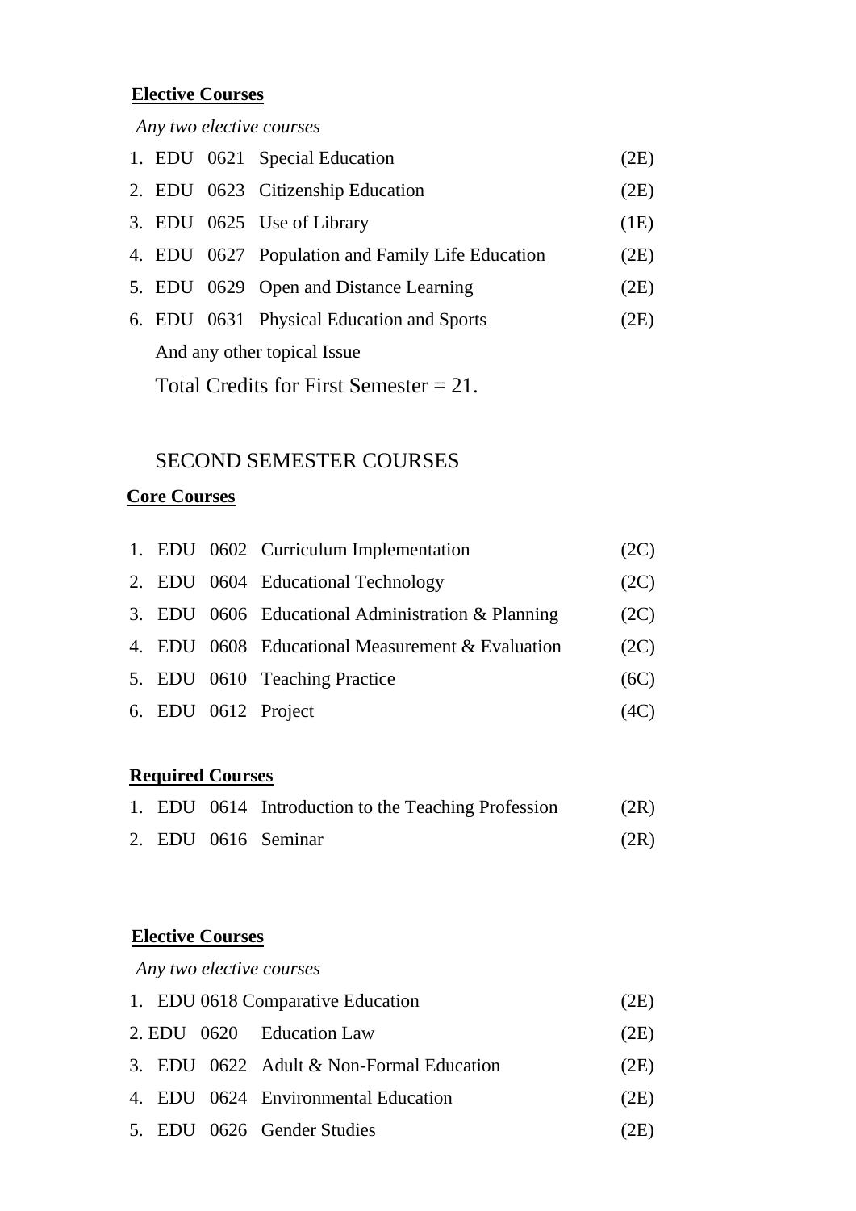**Elective Courses**

*Any two elective courses*

1. EDU 0621 Special Education (2E)
2. EDU 0623 Citizenship Education (2E)
3. EDU 0625 Use of Library (1E)
4. EDU 0627 Population and Family Life Education (2E)
5. EDU 0629 Open and Distance Learning (2E)
6. EDU 0631 Physical Education and Sports (2E)

And any other topical Issue

Total Credits for First Semester = 21.

## SECOND SEMESTER COURSES

**Core Courses**

1. EDU 0602 Curriculum Implementation (2C)
2. EDU 0604 Educational Technology (2C)
3. EDU 0606 Educational Administration & Planning (2C)
4. EDU 0608 Educational Measurement & Evaluation (2C)
5. EDU 0610 Teaching Practice (6C)
6. EDU 0612 Project (4C)

**Required Courses**

1. EDU 0614 Introduction to the Teaching Profession (2R)
2. EDU 0616 Seminar (2R)

**Elective Courses**

*Any two elective courses*

1. EDU 0618 Comparative Education (2E)
2. EDU 0620 Education Law (2E)
3. EDU 0622 Adult & Non-Formal Education (2E)
4. EDU 0624 Environmental Education (2E)
5. EDU 0626 Gender Studies (2E)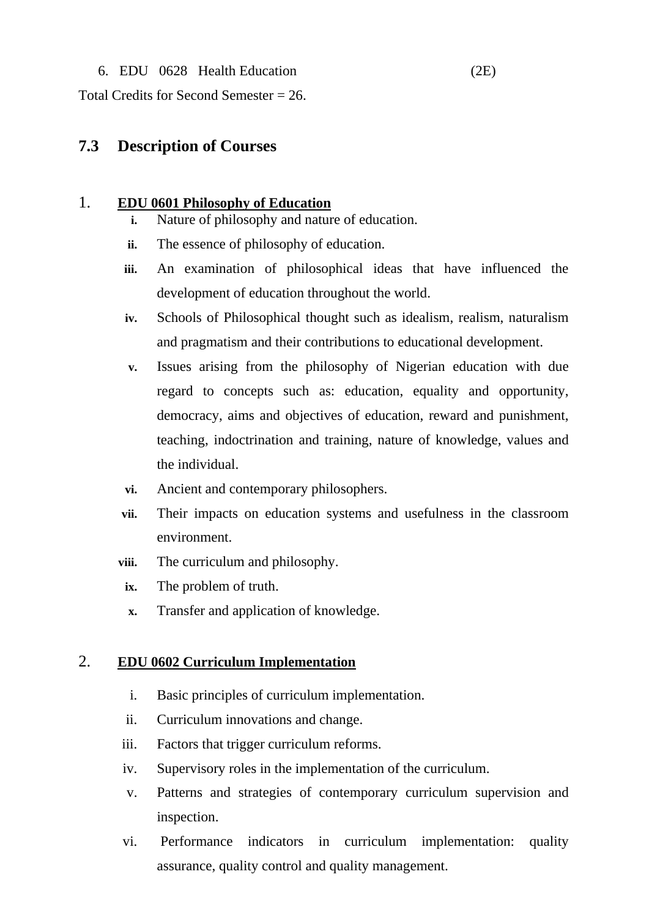6. EDU 0628 Health Education (2E)

Total Credits for Second Semester = 26.

## 7.3 Description of Courses

1. **EDU 0601 Philosophy of Education**

   i. Nature of philosophy and nature of education.
   ii. The essence of philosophy of education.
   iii. An examination of philosophical ideas that have influenced the development of education throughout the world.
   iv. Schools of Philosophical thought such as idealism, realism, naturalism and pragmatism and their contributions to educational development.
   v. Issues arising from the philosophy of Nigerian education with due regard to concepts such as: education, equality and opportunity, democracy, aims and objectives of education, reward and punishment, teaching, indoctrination and training, nature of knowledge, values and the individual.
   vi. Ancient and contemporary philosophers.
   vii. Their impacts on education systems and usefulness in the classroom environment.
   viii. The curriculum and philosophy.
   ix. The problem of truth.
   x. Transfer and application of knowledge.

2. **EDU 0602 Curriculum Implementation**

   i. Basic principles of curriculum implementation.
   ii. Curriculum innovations and change.
   iii. Factors that trigger curriculum reforms.
   iv. Supervisory roles in the implementation of the curriculum.
   v. Patterns and strategies of contemporary curriculum supervision and inspection.
   vi. Performance indicators in curriculum implementation: quality assurance, quality control and quality management.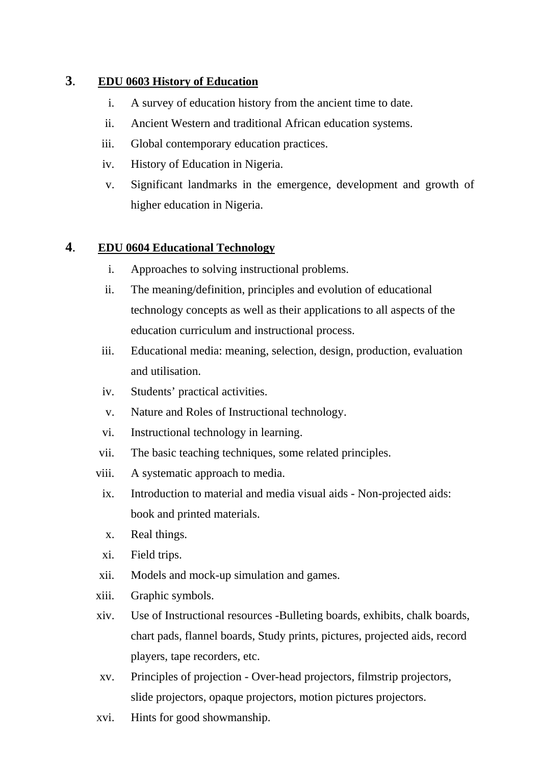**3. <u>EDU 0603 History of Education</u>**

i. A survey of education history from the ancient time to date.
ii. Ancient Western and traditional African education systems.
iii. Global contemporary education practices.
iv. History of Education in Nigeria.
v. Significant landmarks in the emergence, development and growth of higher education in Nigeria.

**4. <u>EDU 0604 Educational Technology</u>**

i. Approaches to solving instructional problems.
ii. The meaning/definition, principles and evolution of educational technology concepts as well as their applications to all aspects of the education curriculum and instructional process.
iii. Educational media: meaning, selection, design, production, evaluation and utilisation.
iv. Students' practical activities.
v. Nature and Roles of Instructional technology.
vi. Instructional technology in learning.
vii. The basic teaching techniques, some related principles.
viii. A systematic approach to media.
ix. Introduction to material and media visual aids - Non-projected aids: book and printed materials.
x. Real things.
xi. Field trips.
xii. Models and mock-up simulation and games.
xiii. Graphic symbols.
xiv. Use of Instructional resources -Bulleting boards, exhibits, chalk boards, chart pads, flannel boards, Study prints, pictures, projected aids, record players, tape recorders, etc.
xv. Principles of projection - Over-head projectors, filmstrip projectors, slide projectors, opaque projectors, motion pictures projectors.
xvi. Hints for good showmanship.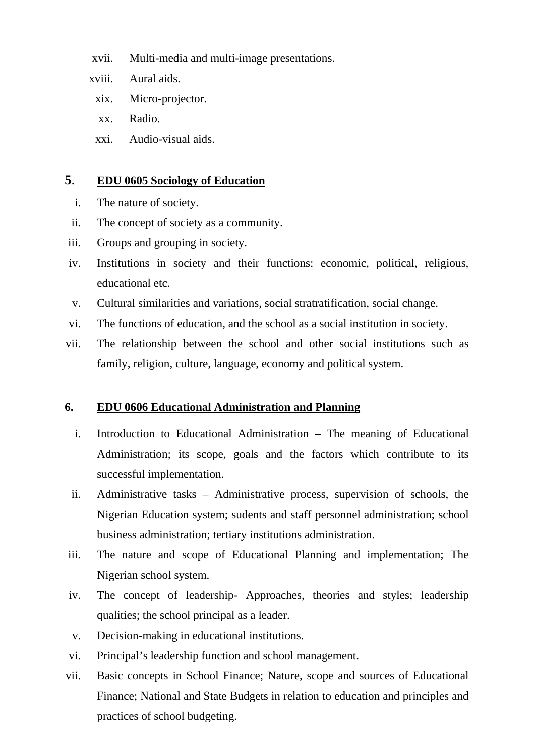xvii. Multi-media and multi-image presentations.

xviii. Aural aids.

xix. Micro-projector.

xx. Radio.

xxi. Audio-visual aids.

**5. <u>EDU 0605 Sociology of Education</u>**

i. The nature of society.

ii. The concept of society as a community.

iii. Groups and grouping in society.

iv. Institutions in society and their functions: economic, political, religious, educational etc.

v. Cultural similarities and variations, social stratratification, social change.

vi. The functions of education, and the school as a social institution in society.

vii. The relationship between the school and other social institutions such as family, religion, culture, language, economy and political system.

**6. <u>EDU 0606 Educational Administration and Planning</u>**

i. Introduction to Educational Administration – The meaning of Educational Administration; its scope, goals and the factors which contribute to its successful implementation.

ii. Administrative tasks – Administrative process, supervision of schools, the Nigerian Education system; sudents and staff personnel administration; school business administration; tertiary institutions administration.

iii. The nature and scope of Educational Planning and implementation; The Nigerian school system.

iv. The concept of leadership- Approaches, theories and styles; leadership qualities; the school principal as a leader.

v. Decision-making in educational institutions.

vi. Principal's leadership function and school management.

vii. Basic concepts in School Finance; Nature, scope and sources of Educational Finance; National and State Budgets in relation to education and principles and practices of school budgeting.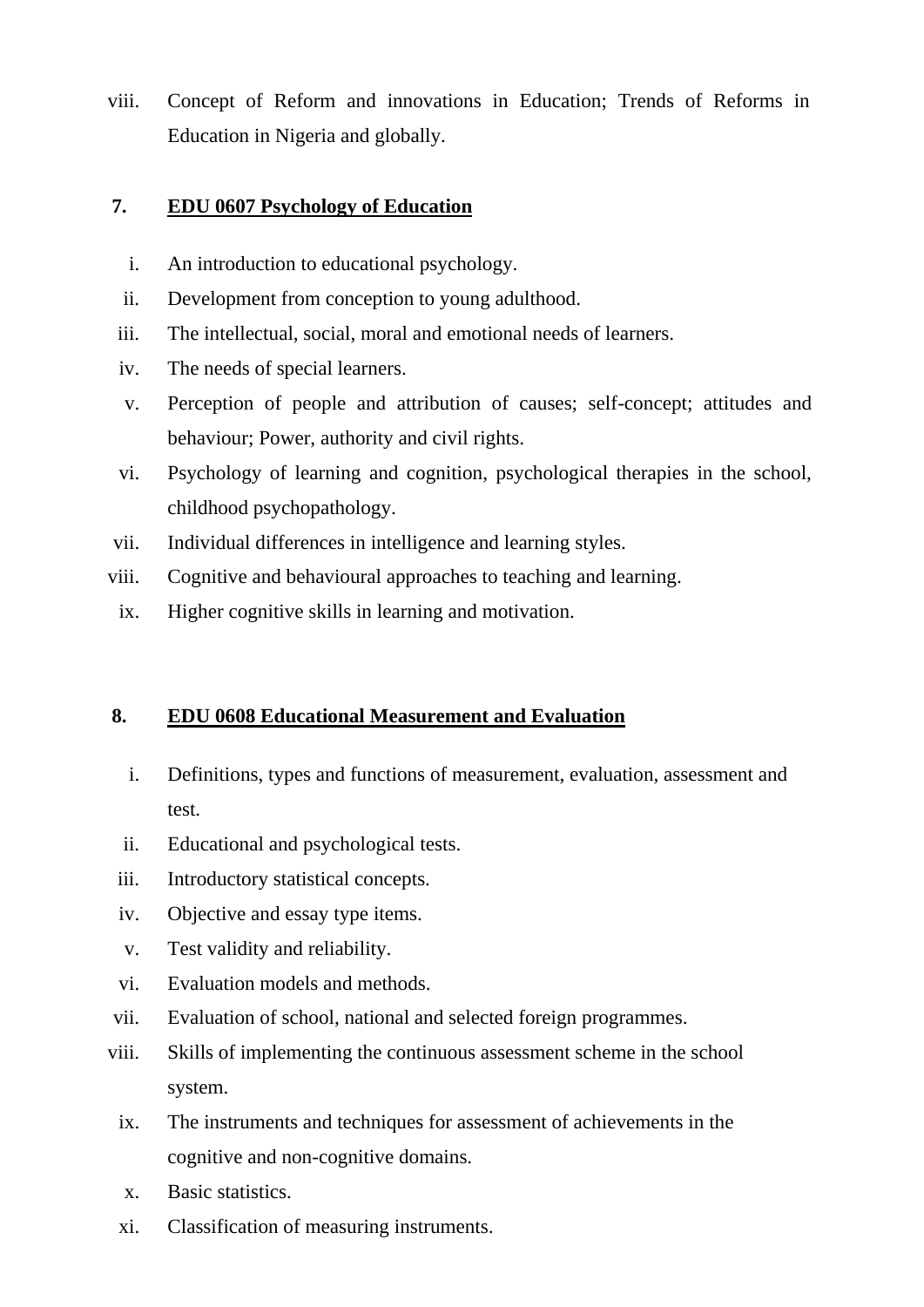viii. Concept of Reform and innovations in Education; Trends of Reforms in Education in Nigeria and globally.

**7. <u>EDU 0607 Psychology of Education</u>**

i. An introduction to educational psychology.
ii. Development from conception to young adulthood.
iii. The intellectual, social, moral and emotional needs of learners.
iv. The needs of special learners.
v. Perception of people and attribution of causes; self-concept; attitudes and behaviour; Power, authority and civil rights.
vi. Psychology of learning and cognition, psychological therapies in the school, childhood psychopathology.
vii. Individual differences in intelligence and learning styles.
viii. Cognitive and behavioural approaches to teaching and learning.
ix. Higher cognitive skills in learning and motivation.

**8. <u>EDU 0608 Educational Measurement and Evaluation</u>**

i. Definitions, types and functions of measurement, evaluation, assessment and test.
ii. Educational and psychological tests.
iii. Introductory statistical concepts.
iv. Objective and essay type items.
v. Test validity and reliability.
vi. Evaluation models and methods.
vii. Evaluation of school, national and selected foreign programmes.
viii. Skills of implementing the continuous assessment scheme in the school system.
ix. The instruments and techniques for assessment of achievements in the cognitive and non-cognitive domains.
x. Basic statistics.
xi. Classification of measuring instruments.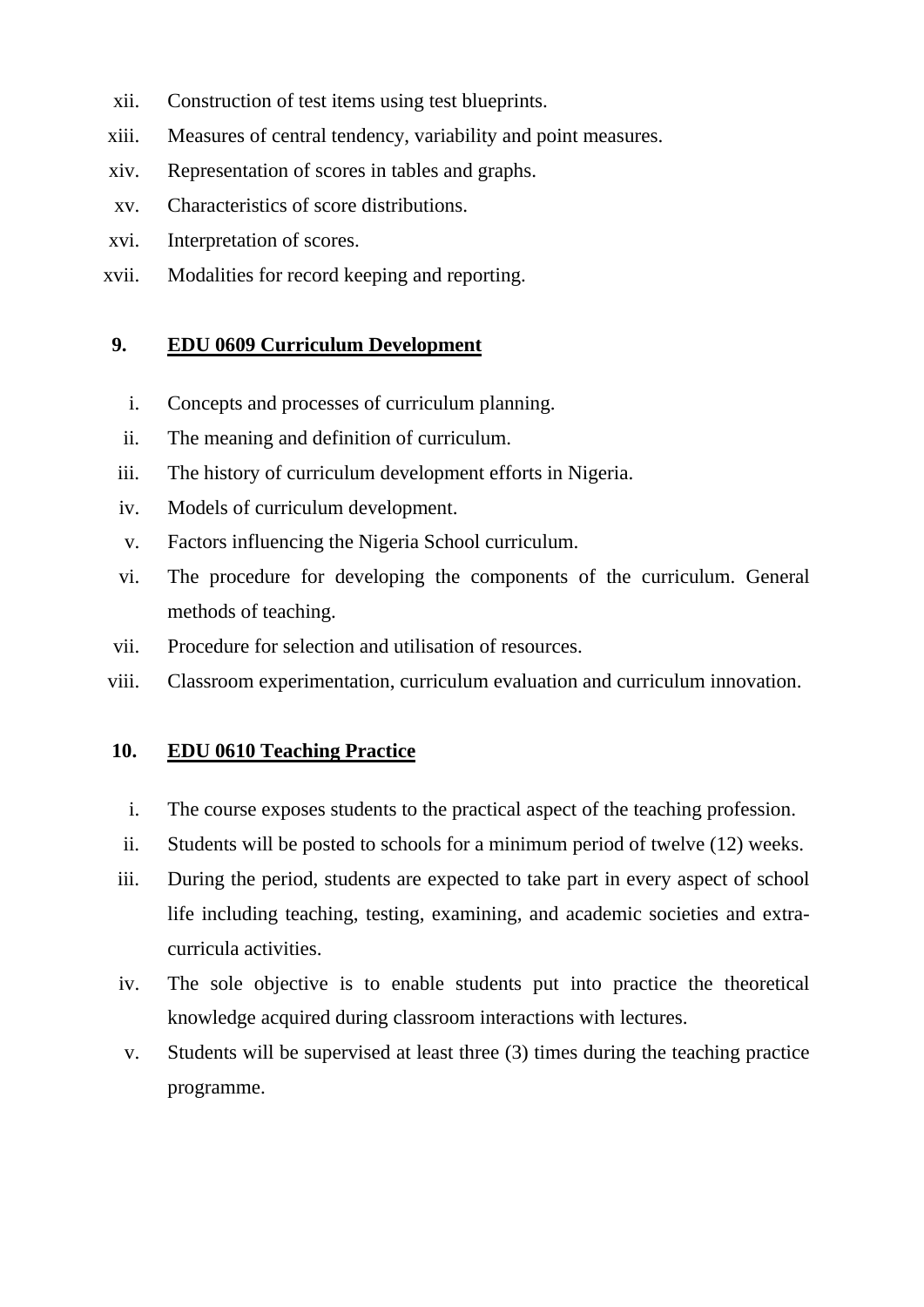xii. Construction of test items using test blueprints.

xiii. Measures of central tendency, variability and point measures.

xiv. Representation of scores in tables and graphs.

xv. Characteristics of score distributions.

xvi. Interpretation of scores.

xvii. Modalities for record keeping and reporting.

**9. <u>EDU 0609 Curriculum Development</u>**

i. Concepts and processes of curriculum planning.

ii. The meaning and definition of curriculum.

iii. The history of curriculum development efforts in Nigeria.

iv. Models of curriculum development.

v. Factors influencing the Nigeria School curriculum.

vi. The procedure for developing the components of the curriculum. General methods of teaching.

vii. Procedure for selection and utilisation of resources.

viii. Classroom experimentation, curriculum evaluation and curriculum innovation.

**10. <u>EDU 0610 Teaching Practice</u>**

i. The course exposes students to the practical aspect of the teaching profession.

ii. Students will be posted to schools for a minimum period of twelve (12) weeks.

iii. During the period, students are expected to take part in every aspect of school life including teaching, testing, examining, and academic societies and extra-curricula activities.

iv. The sole objective is to enable students put into practice the theoretical knowledge acquired during classroom interactions with lectures.

v. Students will be supervised at least three (3) times during the teaching practice programme.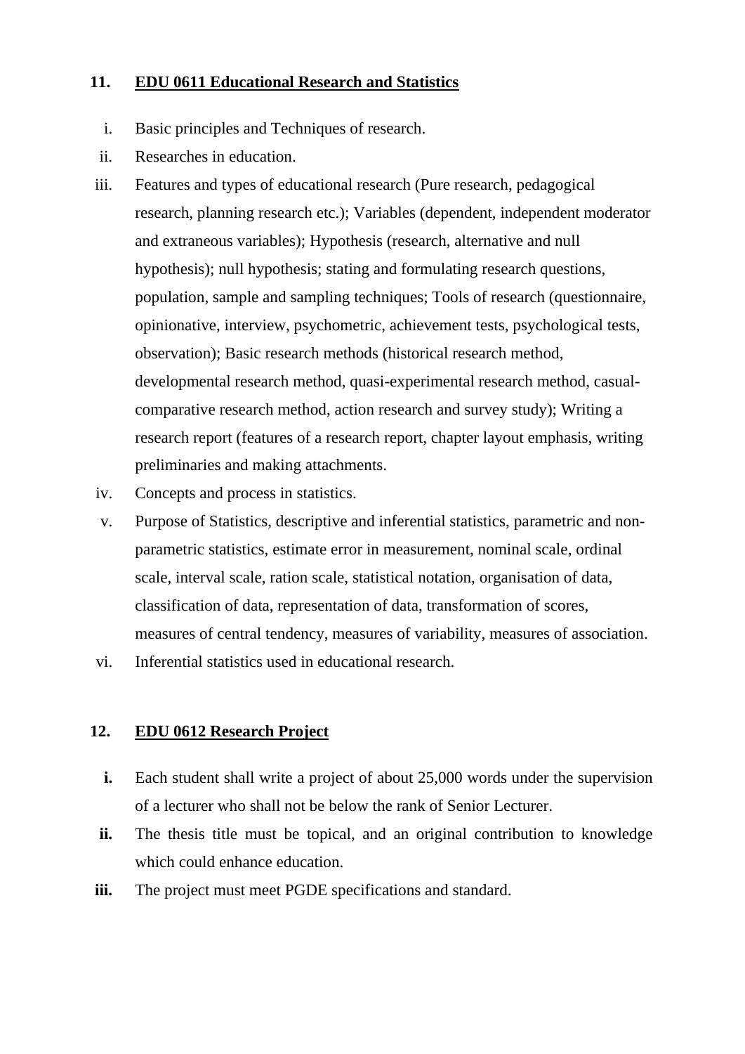### 11. EDU 0611 Educational Research and Statistics

i. Basic principles and Techniques of research.

ii. Researches in education.

iii. Features and types of educational research (Pure research, pedagogical research, planning research etc.); Variables (dependent, independent moderator and extraneous variables); Hypothesis (research, alternative and null hypothesis); null hypothesis; stating and formulating research questions, population, sample and sampling techniques; Tools of research (questionnaire, opinionative, interview, psychometric, achievement tests, psychological tests, observation); Basic research methods (historical research method, developmental research method, quasi-experimental research method, casual-comparative research method, action research and survey study); Writing a research report (features of a research report, chapter layout emphasis, writing preliminaries and making attachments.

iv. Concepts and process in statistics.

v. Purpose of Statistics, descriptive and inferential statistics, parametric and non-parametric statistics, estimate error in measurement, nominal scale, ordinal scale, interval scale, ration scale, statistical notation, organisation of data, classification of data, representation of data, transformation of scores, measures of central tendency, measures of variability, measures of association.

vi. Inferential statistics used in educational research.

### 12. EDU 0612 Research Project

**i.** Each student shall write a project of about 25,000 words under the supervision of a lecturer who shall not be below the rank of Senior Lecturer.

**ii.** The thesis title must be topical, and an original contribution to knowledge which could enhance education.

**iii.** The project must meet PGDE specifications and standard.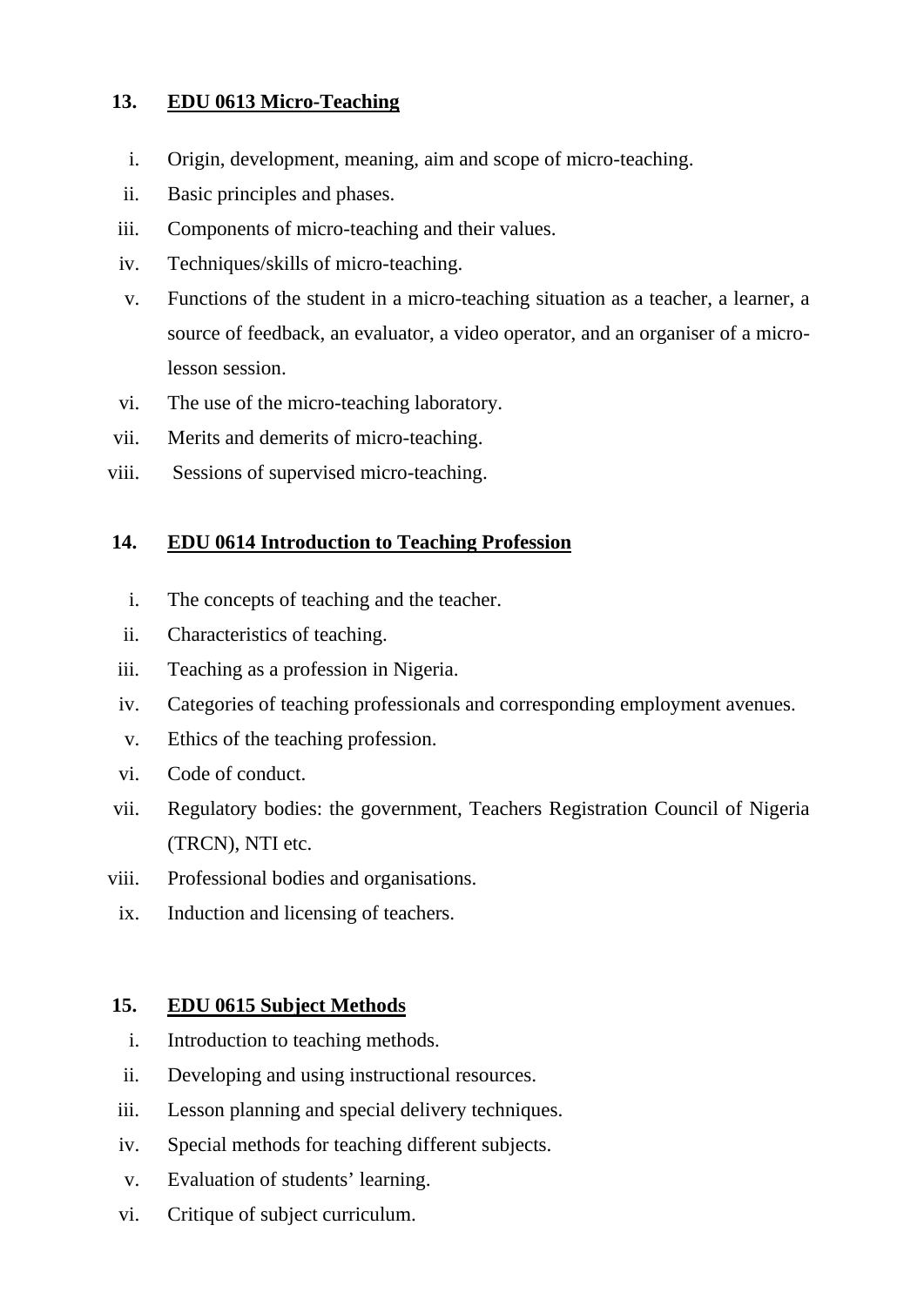**13. <u>EDU 0613 Micro-Teaching</u>**

i. Origin, development, meaning, aim and scope of micro-teaching.
ii. Basic principles and phases.
iii. Components of micro-teaching and their values.
iv. Techniques/skills of micro-teaching.
v. Functions of the student in a micro-teaching situation as a teacher, a learner, a source of feedback, an evaluator, a video operator, and an organiser of a micro-lesson session.
vi. The use of the micro-teaching laboratory.
vii. Merits and demerits of micro-teaching.
viii. Sessions of supervised micro-teaching.

**14. <u>EDU 0614 Introduction to Teaching Profession</u>**

i. The concepts of teaching and the teacher.
ii. Characteristics of teaching.
iii. Teaching as a profession in Nigeria.
iv. Categories of teaching professionals and corresponding employment avenues.
v. Ethics of the teaching profession.
vi. Code of conduct.
vii. Regulatory bodies: the government, Teachers Registration Council of Nigeria (TRCN), NTI etc.
viii. Professional bodies and organisations.
ix. Induction and licensing of teachers.

**15. <u>EDU 0615 Subject Methods</u>**

i. Introduction to teaching methods.
ii. Developing and using instructional resources.
iii. Lesson planning and special delivery techniques.
iv. Special methods for teaching different subjects.
v. Evaluation of students' learning.
vi. Critique of subject curriculum.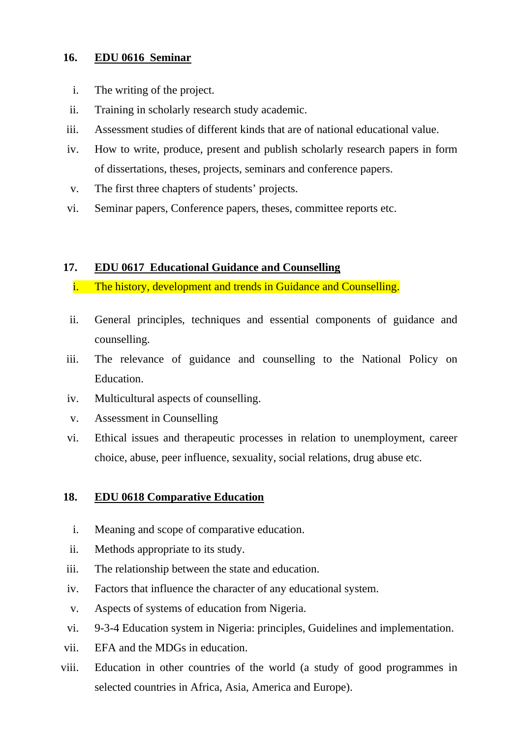**16. <u>EDU 0616 Seminar</u>**

i. The writing of the project.
ii. Training in scholarly research study academic.
iii. Assessment studies of different kinds that are of national educational value.
iv. How to write, produce, present and publish scholarly research papers in form of dissertations, theses, projects, seminars and conference papers.
v. The first three chapters of students' projects.
vi. Seminar papers, Conference papers, theses, committee reports etc.

**17. <u>EDU 0617 Educational Guidance and Counselling</u>**

i. The history, development and trends in Guidance and Counselling.
ii. General principles, techniques and essential components of guidance and counselling.
iii. The relevance of guidance and counselling to the National Policy on Education.
iv. Multicultural aspects of counselling.
v. Assessment in Counselling
vi. Ethical issues and therapeutic processes in relation to unemployment, career choice, abuse, peer influence, sexuality, social relations, drug abuse etc.

**18. <u>EDU 0618 Comparative Education</u>**

i. Meaning and scope of comparative education.
ii. Methods appropriate to its study.
iii. The relationship between the state and education.
iv. Factors that influence the character of any educational system.
v. Aspects of systems of education from Nigeria.
vi. 9-3-4 Education system in Nigeria: principles, Guidelines and implementation.
vii. EFA and the MDGs in education.
viii. Education in other countries of the world (a study of good programmes in selected countries in Africa, Asia, America and Europe).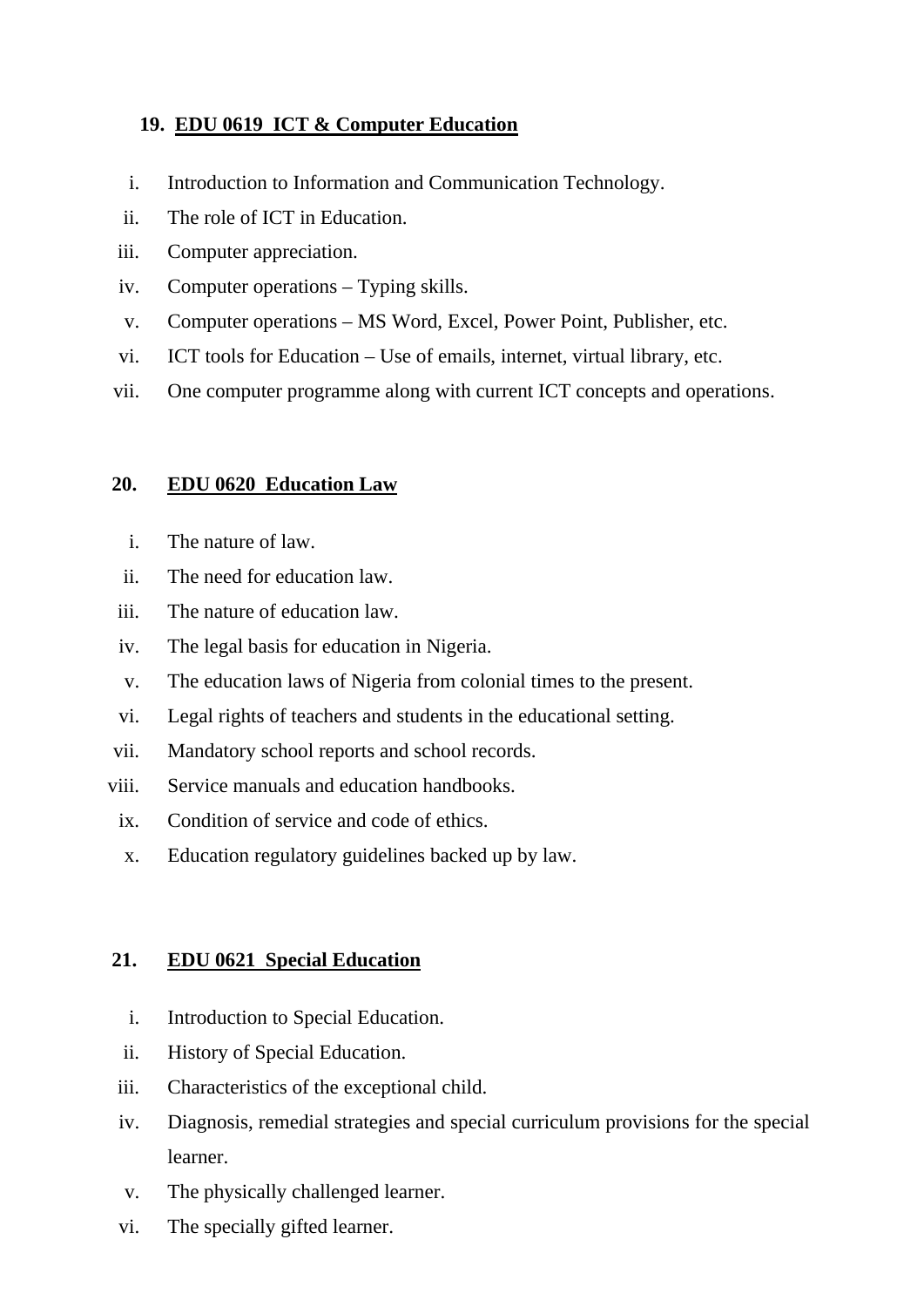**19. <u>EDU 0619 ICT & Computer Education</u>**

i. Introduction to Information and Communication Technology.
ii. The role of ICT in Education.
iii. Computer appreciation.
iv. Computer operations – Typing skills.
v. Computer operations – MS Word, Excel, Power Point, Publisher, etc.
vi. ICT tools for Education – Use of emails, internet, virtual library, etc.
vii. One computer programme along with current ICT concepts and operations.

**20. <u>EDU 0620 Education Law</u>**

i. The nature of law.
ii. The need for education law.
iii. The nature of education law.
iv. The legal basis for education in Nigeria.
v. The education laws of Nigeria from colonial times to the present.
vi. Legal rights of teachers and students in the educational setting.
vii. Mandatory school reports and school records.
viii. Service manuals and education handbooks.
ix. Condition of service and code of ethics.
x. Education regulatory guidelines backed up by law.

**21. <u>EDU 0621 Special Education</u>**

i. Introduction to Special Education.
ii. History of Special Education.
iii. Characteristics of the exceptional child.
iv. Diagnosis, remedial strategies and special curriculum provisions for the special learner.
v. The physically challenged learner.
vi. The specially gifted learner.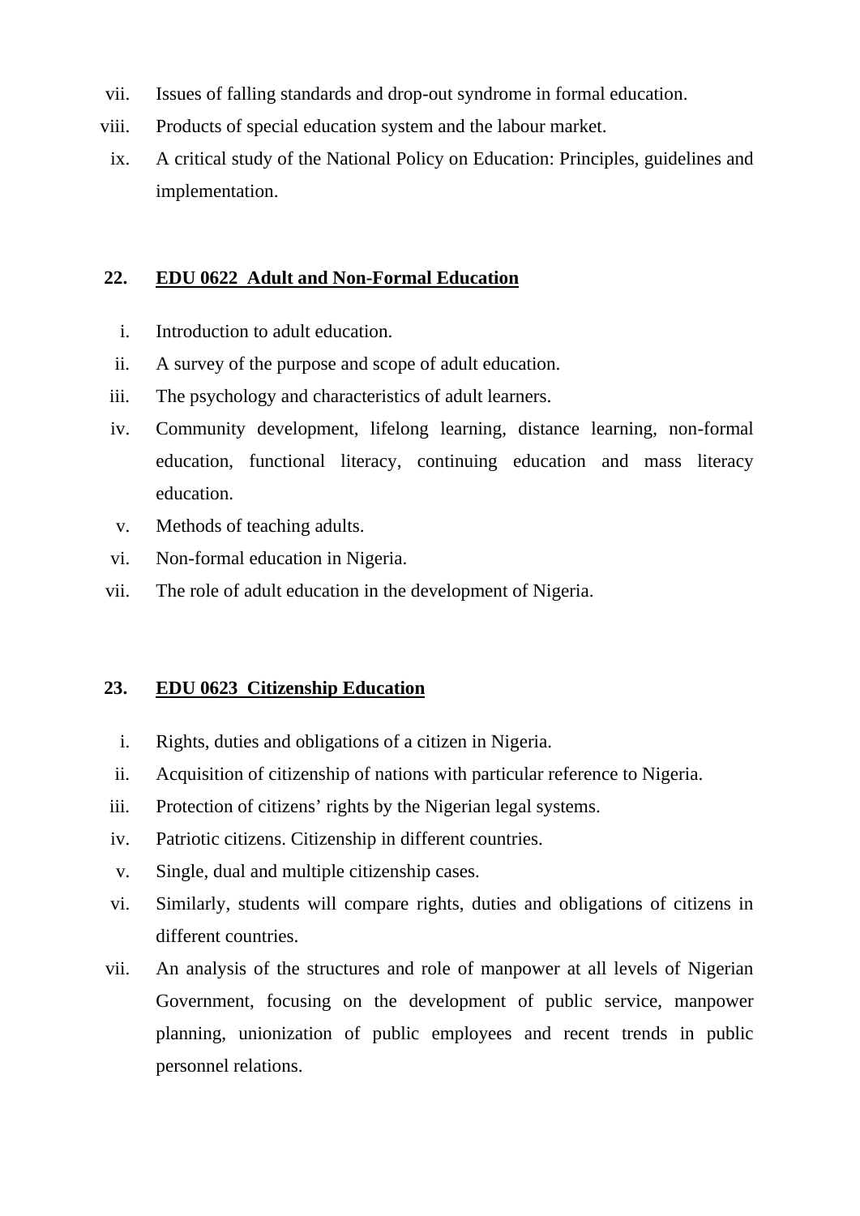vii. Issues of falling standards and drop-out syndrome in formal education.

viii. Products of special education system and the labour market.

ix. A critical study of the National Policy on Education: Principles, guidelines and implementation.

## 22. EDU 0622 Adult and Non-Formal Education

i. Introduction to adult education.

ii. A survey of the purpose and scope of adult education.

iii. The psychology and characteristics of adult learners.

iv. Community development, lifelong learning, distance learning, non-formal education, functional literacy, continuing education and mass literacy education.

v. Methods of teaching adults.

vi. Non-formal education in Nigeria.

vii. The role of adult education in the development of Nigeria.

## 23. EDU 0623 Citizenship Education

i. Rights, duties and obligations of a citizen in Nigeria.

ii. Acquisition of citizenship of nations with particular reference to Nigeria.

iii. Protection of citizens' rights by the Nigerian legal systems.

iv. Patriotic citizens. Citizenship in different countries.

v. Single, dual and multiple citizenship cases.

vi. Similarly, students will compare rights, duties and obligations of citizens in different countries.

vii. An analysis of the structures and role of manpower at all levels of Nigerian Government, focusing on the development of public service, manpower planning, unionization of public employees and recent trends in public personnel relations.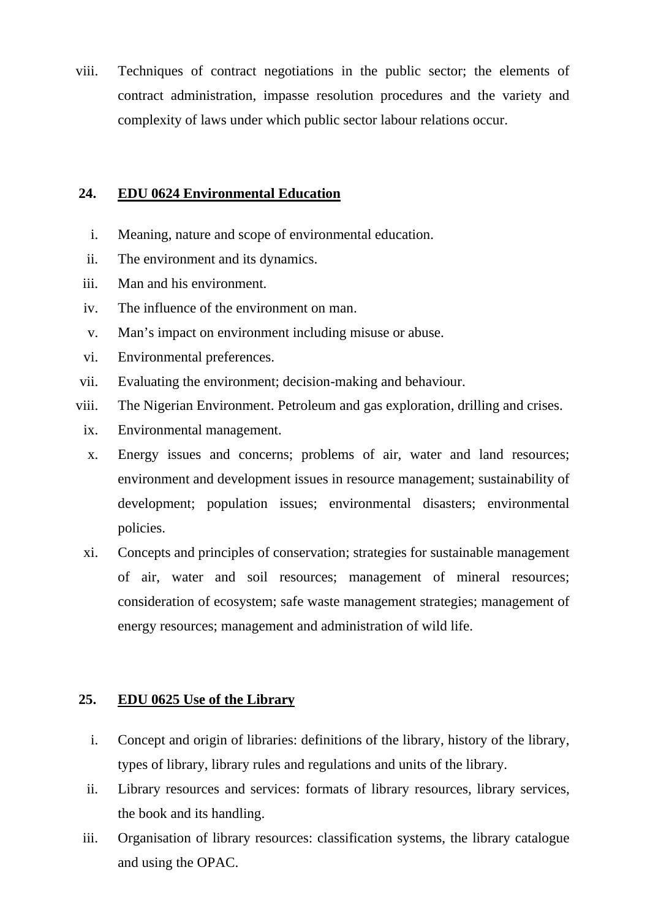viii. Techniques of contract negotiations in the public sector; the elements of contract administration, impasse resolution procedures and the variety and complexity of laws under which public sector labour relations occur.

## 24. EDU 0624 Environmental Education

i. Meaning, nature and scope of environmental education.
ii. The environment and its dynamics.
iii. Man and his environment.
iv. The influence of the environment on man.
v. Man's impact on environment including misuse or abuse.
vi. Environmental preferences.
vii. Evaluating the environment; decision-making and behaviour.
viii. The Nigerian Environment. Petroleum and gas exploration, drilling and crises.
ix. Environmental management.
x. Energy issues and concerns; problems of air, water and land resources; environment and development issues in resource management; sustainability of development; population issues; environmental disasters; environmental policies.
xi. Concepts and principles of conservation; strategies for sustainable management of air, water and soil resources; management of mineral resources; consideration of ecosystem; safe waste management strategies; management of energy resources; management and administration of wild life.

## 25. EDU 0625 Use of the Library

i. Concept and origin of libraries: definitions of the library, history of the library, types of library, library rules and regulations and units of the library.
ii. Library resources and services: formats of library resources, library services, the book and its handling.
iii. Organisation of library resources: classification systems, the library catalogue and using the OPAC.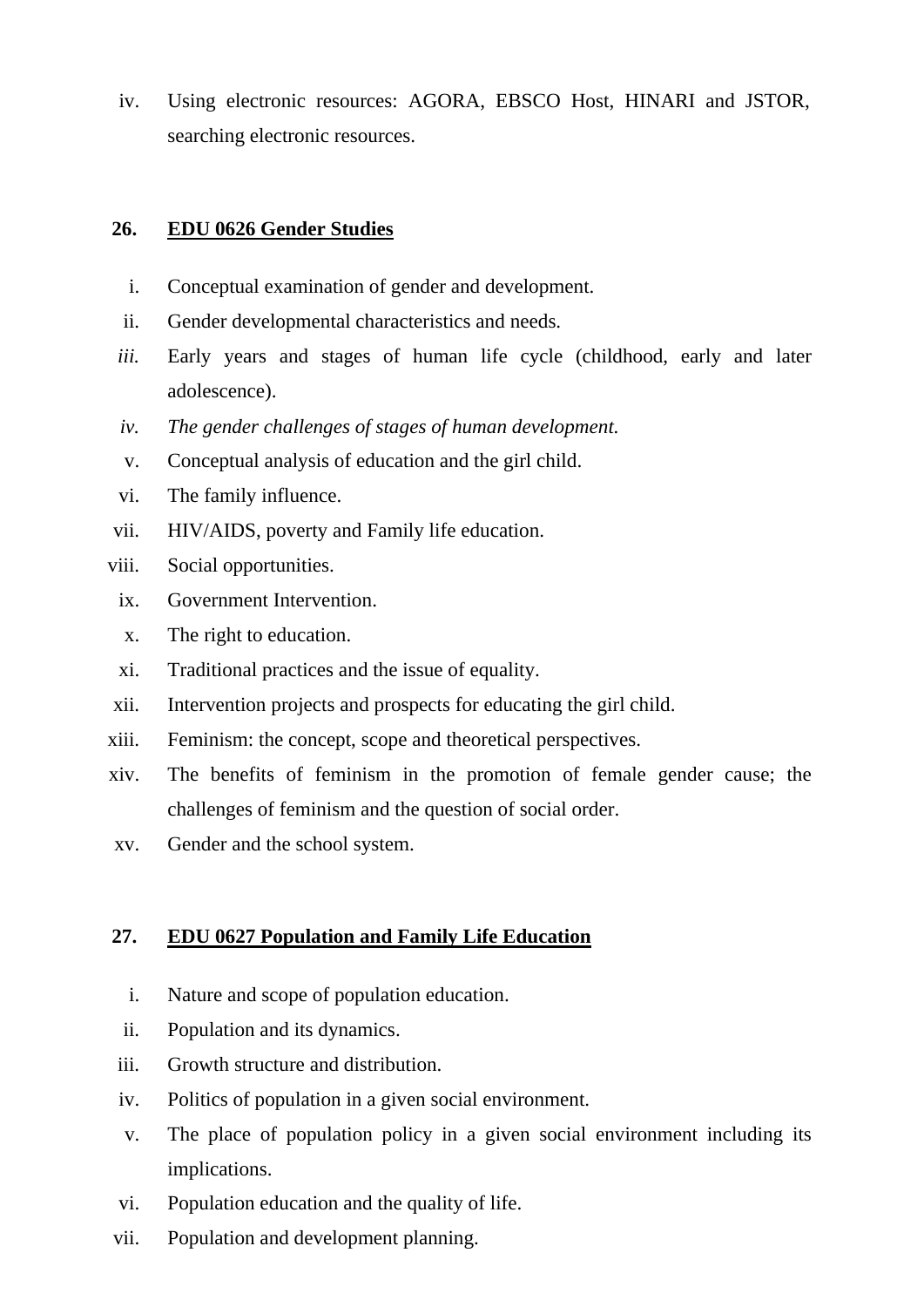iv. Using electronic resources: AGORA, EBSCO Host, HINARI and JSTOR, searching electronic resources.

**26. <u>EDU 0626 Gender Studies</u>**

i. Conceptual examination of gender and development.
ii. Gender developmental characteristics and needs.
*iii.* Early years and stages of human life cycle (childhood, early and later adolescence).
*iv. The gender challenges of stages of human development.*
v. Conceptual analysis of education and the girl child.
vi. The family influence.
vii. HIV/AIDS, poverty and Family life education.
viii. Social opportunities.
ix. Government Intervention.
x. The right to education.
xi. Traditional practices and the issue of equality.
xii. Intervention projects and prospects for educating the girl child.
xiii. Feminism: the concept, scope and theoretical perspectives.
xiv. The benefits of feminism in the promotion of female gender cause; the challenges of feminism and the question of social order.
xv. Gender and the school system.

**27. <u>EDU 0627 Population and Family Life Education</u>**

i. Nature and scope of population education.
ii. Population and its dynamics.
iii. Growth structure and distribution.
iv. Politics of population in a given social environment.
v. The place of population policy in a given social environment including its implications.
vi. Population education and the quality of life.
vii. Population and development planning.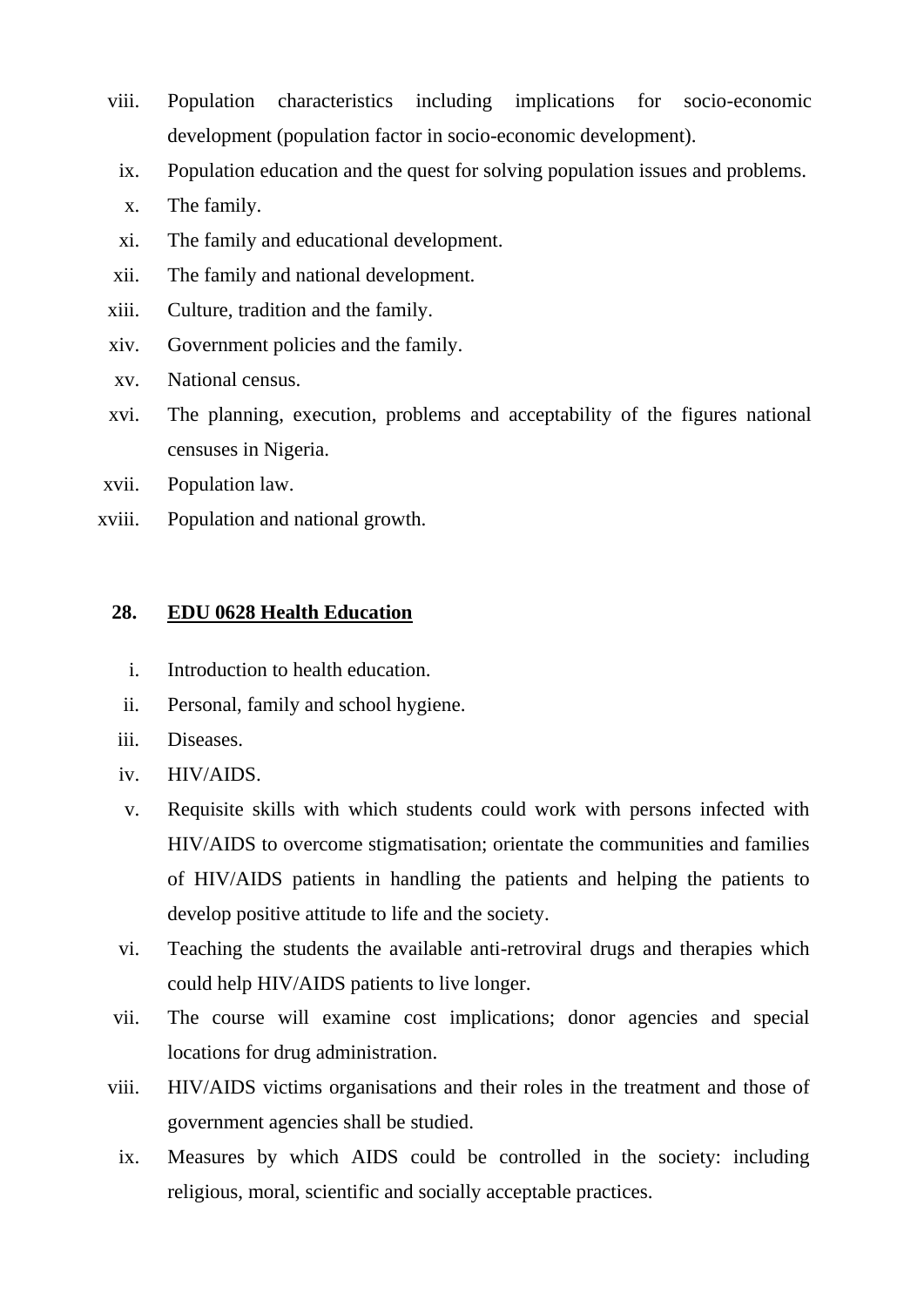viii. Population characteristics including implications for socio-economic development (population factor in socio-economic development).

ix. Population education and the quest for solving population issues and problems.

x. The family.

xi. The family and educational development.

xii. The family and national development.

xiii. Culture, tradition and the family.

xiv. Government policies and the family.

xv. National census.

xvi. The planning, execution, problems and acceptability of the figures national censuses in Nigeria.

xvii. Population law.

xviii. Population and national growth.

## 28. EDU 0628 Health Education

i. Introduction to health education.

ii. Personal, family and school hygiene.

iii. Diseases.

iv. HIV/AIDS.

v. Requisite skills with which students could work with persons infected with HIV/AIDS to overcome stigmatisation; orientate the communities and families of HIV/AIDS patients in handling the patients and helping the patients to develop positive attitude to life and the society.

vi. Teaching the students the available anti-retroviral drugs and therapies which could help HIV/AIDS patients to live longer.

vii. The course will examine cost implications; donor agencies and special locations for drug administration.

viii. HIV/AIDS victims organisations and their roles in the treatment and those of government agencies shall be studied.

ix. Measures by which AIDS could be controlled in the society: including religious, moral, scientific and socially acceptable practices.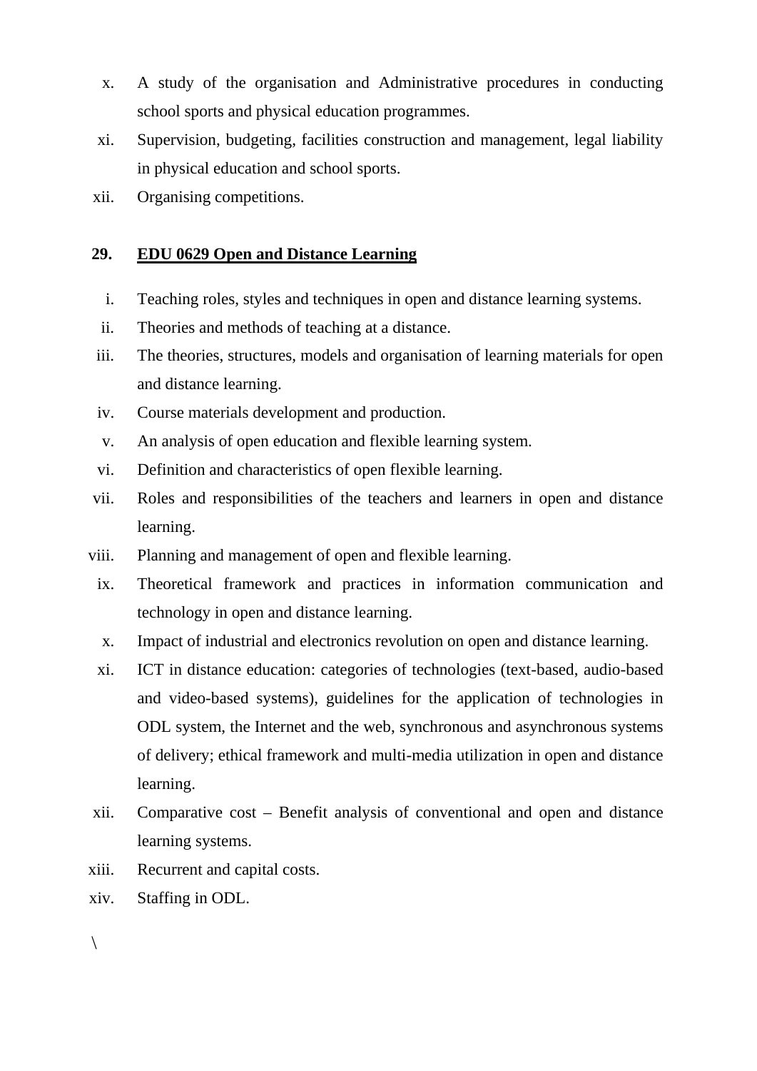x. A study of the organisation and Administrative procedures in conducting school sports and physical education programmes.

xi. Supervision, budgeting, facilities construction and management, legal liability in physical education and school sports.

xii. Organising competitions.

**29. <u>EDU 0629 Open and Distance Learning</u>**

i. Teaching roles, styles and techniques in open and distance learning systems.

ii. Theories and methods of teaching at a distance.

iii. The theories, structures, models and organisation of learning materials for open and distance learning.

iv. Course materials development and production.

v. An analysis of open education and flexible learning system.

vi. Definition and characteristics of open flexible learning.

vii. Roles and responsibilities of the teachers and learners in open and distance learning.

viii. Planning and management of open and flexible learning.

ix. Theoretical framework and practices in information communication and technology in open and distance learning.

x. Impact of industrial and electronics revolution on open and distance learning.

xi. ICT in distance education: categories of technologies (text-based, audio-based and video-based systems), guidelines for the application of technologies in ODL system, the Internet and the web, synchronous and asynchronous systems of delivery; ethical framework and multi-media utilization in open and distance learning.

xii. Comparative cost – Benefit analysis of conventional and open and distance learning systems.

xiii. Recurrent and capital costs.

xiv. Staffing in ODL.

\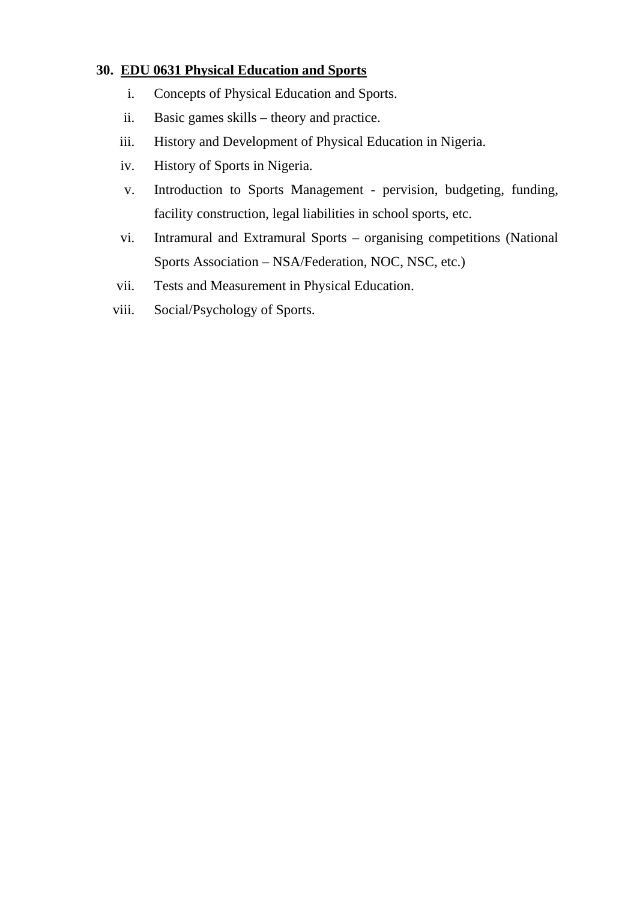**30. <u>EDU 0631 Physical Education and Sports</u>**

i. Concepts of Physical Education and Sports.

ii. Basic games skills – theory and practice.

iii. History and Development of Physical Education in Nigeria.

iv. History of Sports in Nigeria.

v. Introduction to Sports Management - pervision, budgeting, funding, facility construction, legal liabilities in school sports, etc.

vi. Intramural and Extramural Sports – organising competitions (National Sports Association – NSA/Federation, NOC, NSC, etc.)

vii. Tests and Measurement in Physical Education.

viii. Social/Psychology of Sports.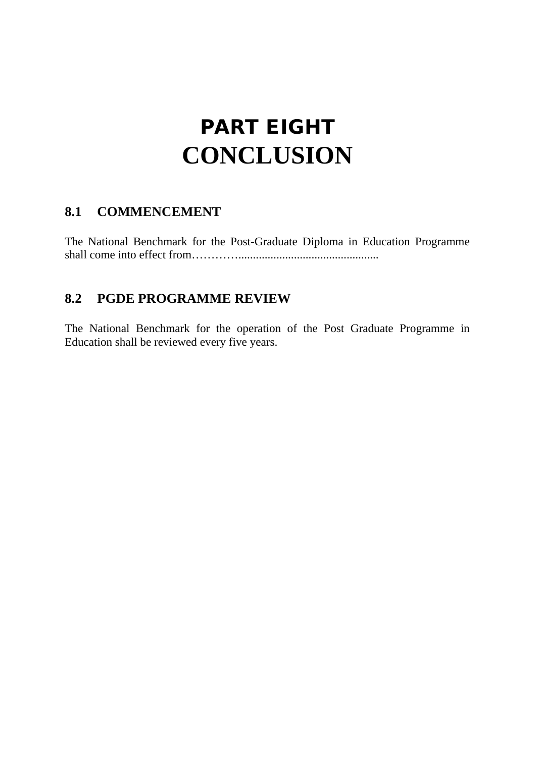# PART EIGHT
# CONCLUSION

## 8.1 COMMENCEMENT

The National Benchmark for the Post-Graduate Diploma in Education Programme shall come into effect from…………..............................................

## 8.2 PGDE PROGRAMME REVIEW

The National Benchmark for the operation of the Post Graduate Programme in Education shall be reviewed every five years.